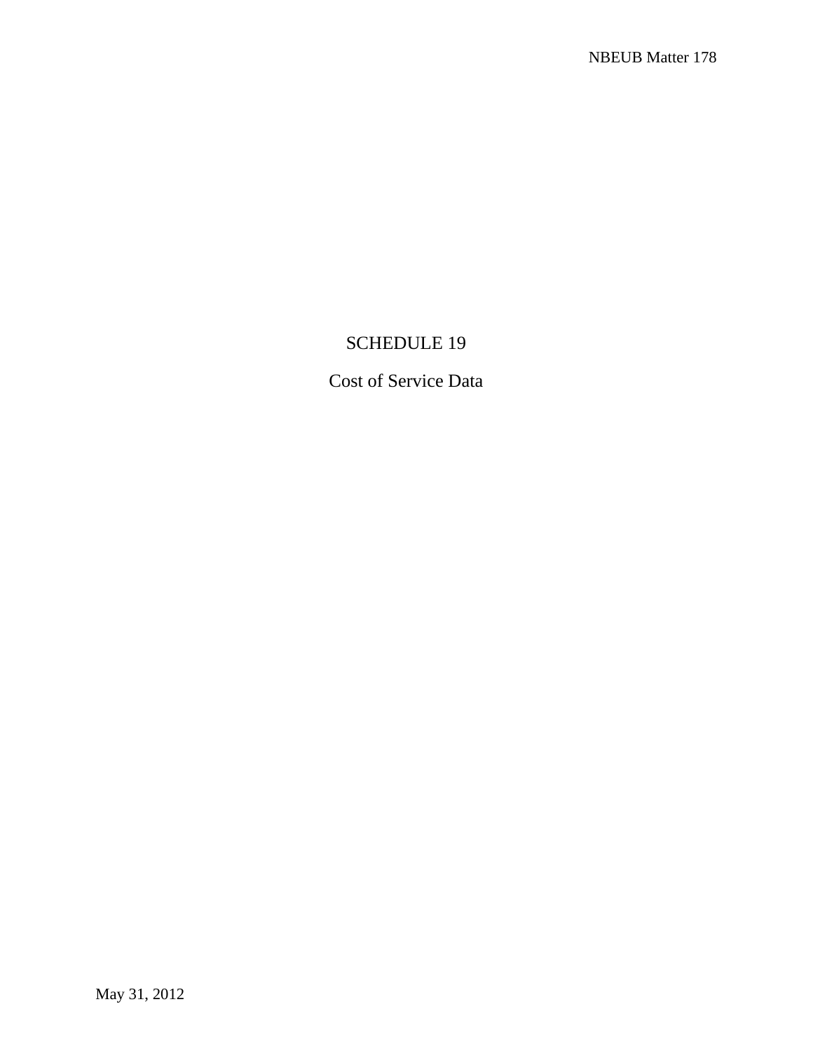# SCHEDULE 19

## Cost of Service Data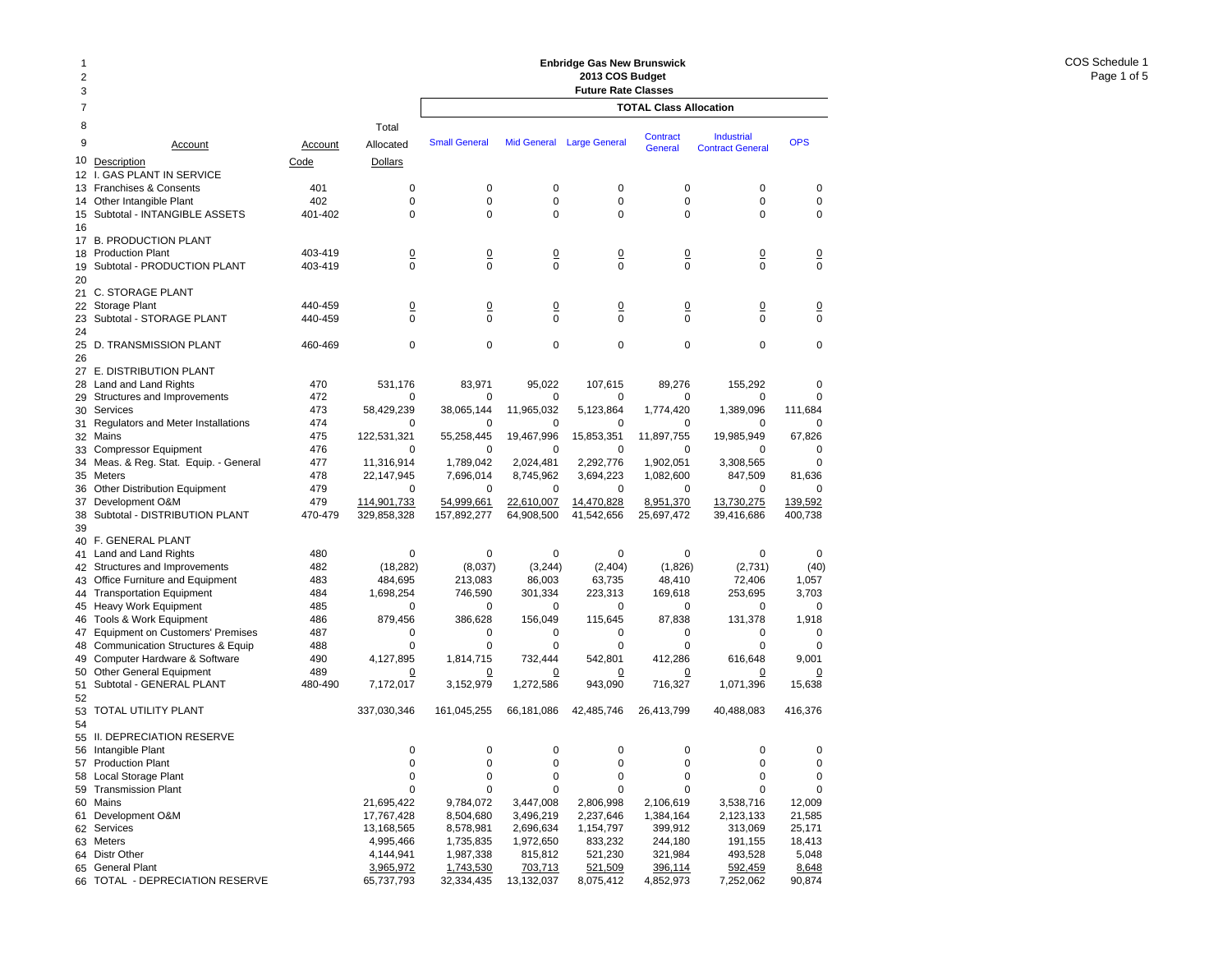# Enbridge Gas New Brunswick
## 2013 COS Budget
### Future Rate Classes

COS Schedule 1

| Line | Account Description | Account Code | Total Allocated Dollars | Small General | Mid General | Large General | Contract General | Industrial Contract General | OPS |
|---|---|---|---|---|---|---|---|---|---|
| | | | | TOTAL Class Allocation | | | | | |
| 12 | I. GAS PLANT IN SERVICE | | | | | | | | |
| 13 | Franchises & Consents | 401 | 0 | 0 | 0 | 0 | 0 | 0 | 0 |
| 14 | Other Intangible Plant | 402 | 0 | 0 | 0 | 0 | 0 | 0 | 0 |
| 15 | Subtotal - INTANGIBLE ASSETS | 401-402 | 0 | 0 | 0 | 0 | 0 | 0 | 0 |
| 16 | | | | | | | | | |
| 17 | B. PRODUCTION PLANT | | | | | | | | |
| 18 | Production Plant | 403-419 | 0 | 0 | 0 | 0 | 0 | 0 | 0 |
| 19 | Subtotal - PRODUCTION PLANT | 403-419 | 0 | 0 | 0 | 0 | 0 | 0 | 0 |
| 20 | | | | | | | | | |
| 21 | C. STORAGE PLANT | | | | | | | | |
| 22 | Storage Plant | 440-459 | 0 | 0 | 0 | 0 | 0 | 0 | 0 |
| 23 | Subtotal - STORAGE PLANT | 440-459 | 0 | 0 | 0 | 0 | 0 | 0 | 0 |
| 24 | | | | | | | | | |
| 25 | D. TRANSMISSION PLANT | 460-469 | 0 | 0 | 0 | 0 | 0 | 0 | 0 |
| 26 | | | | | | | | | |
| 27 | E. DISTRIBUTION PLANT | | | | | | | | |
| 28 | Land and Land Rights | 470 | 531,176 | 83,971 | 95,022 | 107,615 | 89,276 | 155,292 | 0 |
| 29 | Structures and Improvements | 472 | 0 | 0 | 0 | 0 | 0 | 0 | 0 |
| 30 | Services | 473 | 58,429,239 | 38,065,144 | 11,965,032 | 5,123,864 | 1,774,420 | 1,389,096 | 111,684 |
| 31 | Regulators and Meter Installations | 474 | 0 | 0 | 0 | 0 | 0 | 0 | 0 |
| 32 | Mains | 475 | 122,531,321 | 55,258,445 | 19,467,996 | 15,853,351 | 11,897,755 | 19,985,949 | 67,826 |
| 33 | Compressor Equipment | 476 | 0 | 0 | 0 | 0 | 0 | 0 | 0 |
| 34 | Meas. & Reg. Stat. Equip. - General | 477 | 11,316,914 | 1,789,042 | 2,024,481 | 2,292,776 | 1,902,051 | 3,308,565 | 0 |
| 35 | Meters | 478 | 22,147,945 | 7,696,014 | 8,745,962 | 3,694,223 | 1,082,600 | 847,509 | 81,636 |
| 36 | Other Distribution Equipment | 479 | 0 | 0 | 0 | 0 | 0 | 0 | 0 |
| 37 | Development O&M | 479 | 114,901,733 | 54,999,661 | 22,610,007 | 14,470,828 | 8,951,370 | 13,730,275 | 139,592 |
| 38 | Subtotal - DISTRIBUTION PLANT | 470-479 | 329,858,328 | 157,892,277 | 64,908,500 | 41,542,656 | 25,697,472 | 39,416,686 | 400,738 |
| 39 | | | | | | | | | |
| 40 | F. GENERAL PLANT | | | | | | | | |
| 41 | Land and Land Rights | 480 | 0 | 0 | 0 | 0 | 0 | 0 | 0 |
| 42 | Structures and Improvements | 482 | (18,282) | (8,037) | (3,244) | (2,404) | (1,826) | (2,731) | (40) |
| 43 | Office Furniture and Equipment | 483 | 484,695 | 213,083 | 86,003 | 63,735 | 48,410 | 72,406 | 1,057 |
| 44 | Transportation Equipment | 484 | 1,698,254 | 746,590 | 301,334 | 223,313 | 169,618 | 253,695 | 3,703 |
| 45 | Heavy Work Equipment | 485 | 0 | 0 | 0 | 0 | 0 | 0 | 0 |
| 46 | Tools & Work Equipment | 486 | 879,456 | 386,628 | 156,049 | 115,645 | 87,838 | 131,378 | 1,918 |
| 47 | Equipment on Customers' Premises | 487 | 0 | 0 | 0 | 0 | 0 | 0 | 0 |
| 48 | Communication Structures & Equip | 488 | 0 | 0 | 0 | 0 | 0 | 0 | 0 |
| 49 | Computer Hardware & Software | 490 | 4,127,895 | 1,814,715 | 732,444 | 542,801 | 412,286 | 616,648 | 9,001 |
| 50 | Other General Equipment | 489 | 0 | 0 | 0 | 0 | 0 | 0 | 0 |
| 51 | Subtotal - GENERAL PLANT | 480-490 | 7,172,017 | 3,152,979 | 1,272,586 | 943,090 | 716,327 | 1,071,396 | 15,638 |
| 52 | | | | | | | | | |
| 53 | TOTAL UTILITY PLANT | | 337,030,346 | 161,045,255 | 66,181,086 | 42,485,746 | 26,413,799 | 40,488,083 | 416,376 |
| 54 | | | | | | | | | |
| 55 | II. DEPRECIATION RESERVE | | | | | | | | |
| 56 | Intangible Plant | | 0 | 0 | 0 | 0 | 0 | 0 | 0 |
| 57 | Production Plant | | 0 | 0 | 0 | 0 | 0 | 0 | 0 |
| 58 | Local Storage Plant | | 0 | 0 | 0 | 0 | 0 | 0 | 0 |
| 59 | Transmission Plant | | 0 | 0 | 0 | 0 | 0 | 0 | 0 |
| 60 | Mains | | 21,695,422 | 9,784,072 | 3,447,008 | 2,806,998 | 2,106,619 | 3,538,716 | 12,009 |
| 61 | Development O&M | | 17,767,428 | 8,504,680 | 3,496,219 | 2,237,646 | 1,384,164 | 2,123,133 | 21,585 |
| 62 | Services | | 13,168,565 | 8,578,981 | 2,696,634 | 1,154,797 | 399,912 | 313,069 | 25,171 |
| 63 | Meters | | 4,995,466 | 1,735,835 | 1,972,650 | 833,232 | 244,180 | 191,155 | 18,413 |
| 64 | Distr Other | | 4,144,941 | 1,987,338 | 815,812 | 521,230 | 321,984 | 493,528 | 5,048 |
| 65 | General Plant | | 3,965,972 | 1,743,530 | 703,713 | 521,509 | 396,114 | 592,459 | 8,648 |
| 66 | TOTAL - DEPRECIATION RESERVE | | 65,737,793 | 32,334,435 | 13,132,037 | 8,075,412 | 4,852,973 | 7,252,062 | 90,874 |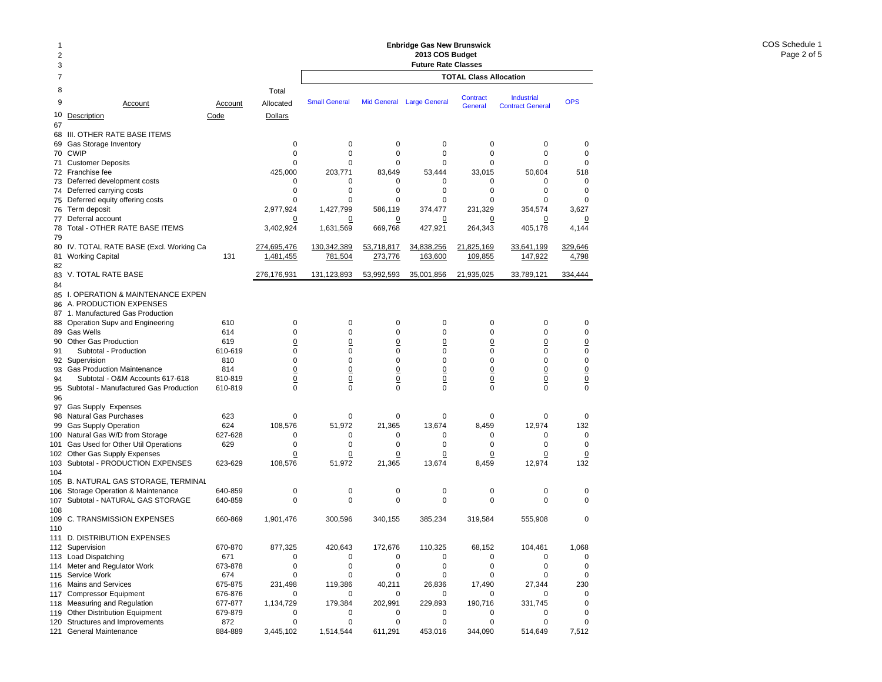# Enbridge Gas New Brunswick
## 2013 COS Budget
### Future Rate Classes

| Line | Account Description | Account Code | Total Allocated Dollars | Small General | Mid General | Large General | Contract General | Industrial Contract General | OPS |
|---|---|---|---|---|---|---|---|---|---|
| | | | | **TOTAL Class Allocation** | | | | | |
| 67 | | | | | | | | | |
| 68 | III. OTHER RATE BASE ITEMS | | | | | | | | |
| 69 | Gas Storage Inventory | | 0 | 0 | 0 | 0 | 0 | 0 | 0 |
| 70 | CWIP | | 0 | 0 | 0 | 0 | 0 | 0 | 0 |
| 71 | Customer Deposits | | 0 | 0 | 0 | 0 | 0 | 0 | 0 |
| 72 | Franchise fee | | 425,000 | 203,771 | 83,649 | 53,444 | 33,015 | 50,604 | 518 |
| 73 | Deferred development costs | | 0 | 0 | 0 | 0 | 0 | 0 | 0 |
| 74 | Deferred carrying costs | | 0 | 0 | 0 | 0 | 0 | 0 | 0 |
| 75 | Deferred equity offering costs | | 0 | 0 | 0 | 0 | 0 | 0 | 0 |
| 76 | Term deposit | | 2,977,924 | 1,427,799 | 586,119 | 374,477 | 231,329 | 354,574 | 3,627 |
| 77 | Deferral account | | 0 | 0 | 0 | 0 | 0 | 0 | 0 |
| 78 | Total - OTHER RATE BASE ITEMS | | 3,402,924 | 1,631,569 | 669,768 | 427,921 | 264,343 | 405,178 | 4,144 |
| 79 | | | | | | | | | |
| 80 | IV. TOTAL RATE BASE (Excl. Working Ca | | 274,695,476 | 130,342,389 | 53,718,817 | 34,838,256 | 21,825,169 | 33,641,199 | 329,646 |
| 81 | Working Capital | 131 | 1,481,455 | 781,504 | 273,776 | 163,600 | 109,855 | 147,922 | 4,798 |
| 82 | | | | | | | | | |
| 83 | V. TOTAL RATE BASE | | 276,176,931 | 131,123,893 | 53,992,593 | 35,001,856 | 21,935,025 | 33,789,121 | 334,444 |
| 84 | | | | | | | | | |
| 85 | I. OPERATION & MAINTENANCE EXPEN | | | | | | | | |
| 86 | A. PRODUCTION EXPENSES | | | | | | | | |
| 87 | 1. Manufactured Gas Production | | | | | | | | |
| 88 | Operation Supv and Engineering | 610 | 0 | 0 | 0 | 0 | 0 | 0 | 0 |
| 89 | Gas Wells | 614 | 0 | 0 | 0 | 0 | 0 | 0 | 0 |
| 90 | Other Gas Production | 619 | 0 | 0 | 0 | 0 | 0 | 0 | 0 |
| 91 | Subtotal - Production | 610-619 | 0 | 0 | 0 | 0 | 0 | 0 | 0 |
| 92 | Supervision | 810 | 0 | 0 | 0 | 0 | 0 | 0 | 0 |
| 93 | Gas Production Maintenance | 814 | 0 | 0 | 0 | 0 | 0 | 0 | 0 |
| 94 | Subtotal - O&M Accounts 617-618 | 810-819 | 0 | 0 | 0 | 0 | 0 | 0 | 0 |
| 95 | Subtotal - Manufactured Gas Production | 610-819 | 0 | 0 | 0 | 0 | 0 | 0 | 0 |
| 96 | | | | | | | | | |
| 97 | Gas Supply Expenses | | | | | | | | |
| 98 | Natural Gas Purchases | 623 | 0 | 0 | 0 | 0 | 0 | 0 | 0 |
| 99 | Gas Supply Operation | 624 | 108,576 | 51,972 | 21,365 | 13,674 | 8,459 | 12,974 | 132 |
| 100 | Natural Gas W/D from Storage | 627-628 | 0 | 0 | 0 | 0 | 0 | 0 | 0 |
| 101 | Gas Used for Other Util Operations | 629 | 0 | 0 | 0 | 0 | 0 | 0 | 0 |
| 102 | Other Gas Supply Expenses | | 0 | 0 | 0 | 0 | 0 | 0 | 0 |
| 103 | Subtotal - PRODUCTION EXPENSES | 623-629 | 108,576 | 51,972 | 21,365 | 13,674 | 8,459 | 12,974 | 132 |
| 104 | | | | | | | | | |
| 105 | B. NATURAL GAS STORAGE, TERMINAL | | | | | | | | |
| 106 | Storage Operation & Maintenance | 640-859 | 0 | 0 | 0 | 0 | 0 | 0 | 0 |
| 107 | Subtotal - NATURAL GAS STORAGE | 640-859 | 0 | 0 | 0 | 0 | 0 | 0 | 0 |
| 108 | | | | | | | | | |
| 109 | C. TRANSMISSION EXPENSES | 660-869 | 1,901,476 | 300,596 | 340,155 | 385,234 | 319,584 | 555,908 | 0 |
| 110 | | | | | | | | | |
| 111 | D. DISTRIBUTION EXPENSES | | | | | | | | |
| 112 | Supervision | 670-870 | 877,325 | 420,643 | 172,676 | 110,325 | 68,152 | 104,461 | 1,068 |
| 113 | Load Dispatching | 671 | 0 | 0 | 0 | 0 | 0 | 0 | 0 |
| 114 | Meter and Regulator Work | 673-878 | 0 | 0 | 0 | 0 | 0 | 0 | 0 |
| 115 | Service Work | 674 | 0 | 0 | 0 | 0 | 0 | 0 | 0 |
| 116 | Mains and Services | 675-875 | 231,498 | 119,386 | 40,211 | 26,836 | 17,490 | 27,344 | 230 |
| 117 | Compressor Equipment | 676-876 | 0 | 0 | 0 | 0 | 0 | 0 | 0 |
| 118 | Measuring and Regulation | 677-877 | 1,134,729 | 179,384 | 202,991 | 229,893 | 190,716 | 331,745 | 0 |
| 119 | Other Distribution Equipment | 679-879 | 0 | 0 | 0 | 0 | 0 | 0 | 0 |
| 120 | Structures and Improvements | 872 | 0 | 0 | 0 | 0 | 0 | 0 | 0 |
| 121 | General Maintenance | 884-889 | 3,445,102 | 1,514,544 | 611,291 | 453,016 | 344,090 | 514,649 | 7,512 |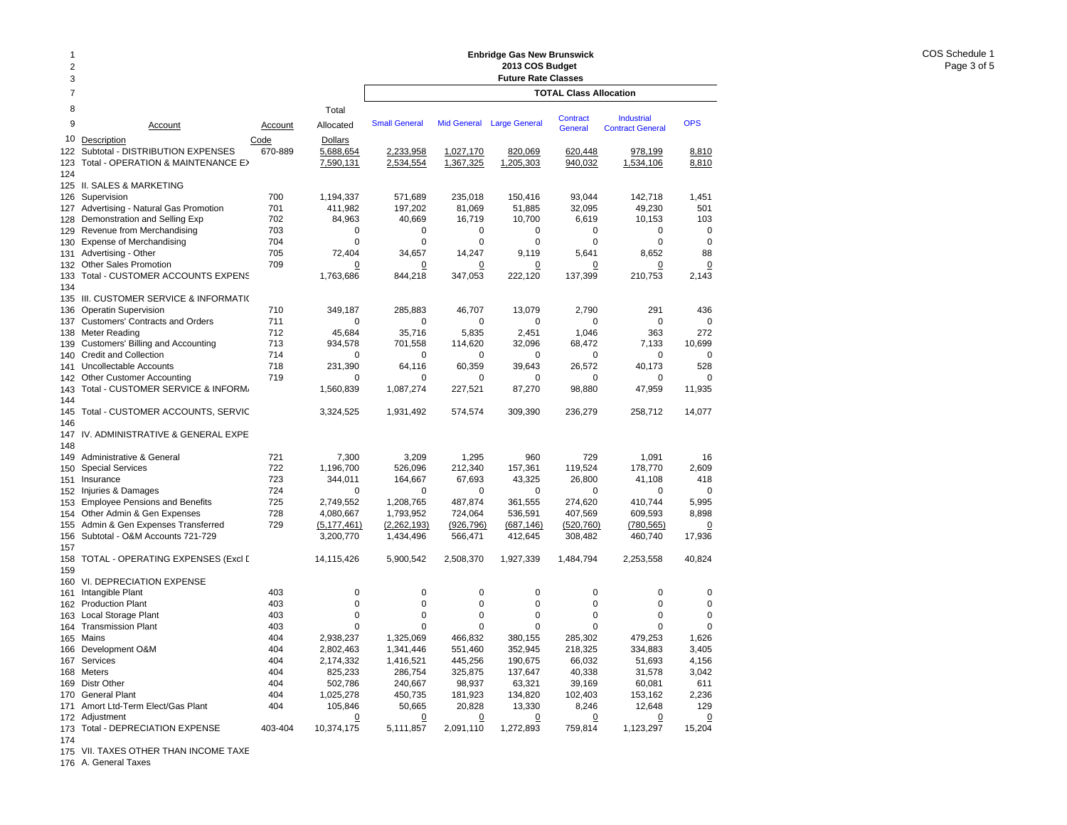Enbridge Gas New Brunswick
2013 COS Budget
Future Rate Classes

COS Schedule 1

| Line | Account Description | Account Code | Total Allocated Dollars | Small General | Mid General | Large General | Contract General | Industrial Contract General | OPS |
|---|---|---|---|---|---|---|---|---|---|
| | | | | **TOTAL Class Allocation** | | | | | |
| 122 | Subtotal - DISTRIBUTION EXPENSES | 670-889 | 5,688,654 | 2,233,958 | 1,027,170 | 820,069 | 620,448 | 978,199 | 8,810 |
| 123 | Total - OPERATION & MAINTENANCE EX | | 7,590,131 | 2,534,554 | 1,367,325 | 1,205,303 | 940,032 | 1,534,106 | 8,810 |
| 124 | | | | | | | | | |
| 125 | II. SALES & MARKETING | | | | | | | | |
| 126 | Supervision | 700 | 1,194,337 | 571,689 | 235,018 | 150,416 | 93,044 | 142,718 | 1,451 |
| 127 | Advertising - Natural Gas Promotion | 701 | 411,982 | 197,202 | 81,069 | 51,885 | 32,095 | 49,230 | 501 |
| 128 | Demonstration and Selling Exp | 702 | 84,963 | 40,669 | 16,719 | 10,700 | 6,619 | 10,153 | 103 |
| 129 | Revenue from Merchandising | 703 | 0 | 0 | 0 | 0 | 0 | 0 | 0 |
| 130 | Expense of Merchandising | 704 | 0 | 0 | 0 | 0 | 0 | 0 | 0 |
| 131 | Advertising - Other | 705 | 72,404 | 34,657 | 14,247 | 9,119 | 5,641 | 8,652 | 88 |
| 132 | Other Sales Promotion | 709 | 0 | 0 | 0 | 0 | 0 | 0 | 0 |
| 133 | Total - CUSTOMER ACCOUNTS EXPENS | | 1,763,686 | 844,218 | 347,053 | 222,120 | 137,399 | 210,753 | 2,143 |
| 134 | | | | | | | | | |
| 135 | III. CUSTOMER SERVICE & INFORMATI( | | | | | | | | |
| 136 | Operatin Supervision | 710 | 349,187 | 285,883 | 46,707 | 13,079 | 2,790 | 291 | 436 |
| 137 | Customers' Contracts and Orders | 711 | 0 | 0 | 0 | 0 | 0 | 0 | 0 |
| 138 | Meter Reading | 712 | 45,684 | 35,716 | 5,835 | 2,451 | 1,046 | 363 | 272 |
| 139 | Customers' Billing and Accounting | 713 | 934,578 | 701,558 | 114,620 | 32,096 | 68,472 | 7,133 | 10,699 |
| 140 | Credit and Collection | 714 | 0 | 0 | 0 | 0 | 0 | 0 | 0 |
| 141 | Uncollectable Accounts | 718 | 231,390 | 64,116 | 60,359 | 39,643 | 26,572 | 40,173 | 528 |
| 142 | Other Customer Accounting | 719 | 0 | 0 | 0 | 0 | 0 | 0 | 0 |
| 143 | Total - CUSTOMER SERVICE & INFORM/ | | 1,560,839 | 1,087,274 | 227,521 | 87,270 | 98,880 | 47,959 | 11,935 |
| 144 | | | | | | | | | |
| 145 | Total - CUSTOMER ACCOUNTS, SERVIC | | 3,324,525 | 1,931,492 | 574,574 | 309,390 | 236,279 | 258,712 | 14,077 |
| 146 | | | | | | | | | |
| 147 | IV. ADMINISTRATIVE & GENERAL EXPE | | | | | | | | |
| 148 | | | | | | | | | |
| 149 | Administrative & General | 721 | 7,300 | 3,209 | 1,295 | 960 | 729 | 1,091 | 16 |
| 150 | Special Services | 722 | 1,196,700 | 526,096 | 212,340 | 157,361 | 119,524 | 178,770 | 2,609 |
| 151 | Insurance | 723 | 344,011 | 164,667 | 67,693 | 43,325 | 26,800 | 41,108 | 418 |
| 152 | Injuries & Damages | 724 | 0 | 0 | 0 | 0 | 0 | 0 | 0 |
| 153 | Employee Pensions and Benefits | 725 | 2,749,552 | 1,208,765 | 487,874 | 361,555 | 274,620 | 410,744 | 5,995 |
| 154 | Other Admin & Gen Expenses | 728 | 4,080,667 | 1,793,952 | 724,064 | 536,591 | 407,569 | 609,593 | 8,898 |
| 155 | Admin & Gen Expenses Transferred | 729 | (5,177,461) | (2,262,193) | (926,796) | (687,146) | (520,760) | (780,565) | 0 |
| 156 | Subtotal - O&M Accounts 721-729 | | 3,200,770 | 1,434,496 | 566,471 | 412,645 | 308,482 | 460,740 | 17,936 |
| 157 | | | | | | | | | |
| 158 | TOTAL - OPERATING EXPENSES (Excl [ | | 14,115,426 | 5,900,542 | 2,508,370 | 1,927,339 | 1,484,794 | 2,253,558 | 40,824 |
| 159 | | | | | | | | | |
| 160 | VI. DEPRECIATION EXPENSE | | | | | | | | |
| 161 | Intangible Plant | 403 | 0 | 0 | 0 | 0 | 0 | 0 | 0 |
| 162 | Production Plant | 403 | 0 | 0 | 0 | 0 | 0 | 0 | 0 |
| 163 | Local Storage Plant | 403 | 0 | 0 | 0 | 0 | 0 | 0 | 0 |
| 164 | Transmission Plant | 403 | 0 | 0 | 0 | 0 | 0 | 0 | 0 |
| 165 | Mains | 404 | 2,938,237 | 1,325,069 | 466,832 | 380,155 | 285,302 | 479,253 | 1,626 |
| 166 | Development O&M | 404 | 2,802,463 | 1,341,446 | 551,460 | 352,945 | 218,325 | 334,883 | 3,405 |
| 167 | Services | 404 | 2,174,332 | 1,416,521 | 445,256 | 190,675 | 66,032 | 51,693 | 4,156 |
| 168 | Meters | 404 | 825,233 | 286,754 | 325,875 | 137,647 | 40,338 | 31,578 | 3,042 |
| 169 | Distr Other | 404 | 502,786 | 240,667 | 98,937 | 63,321 | 39,169 | 60,081 | 611 |
| 170 | General Plant | 404 | 1,025,278 | 450,735 | 181,923 | 134,820 | 102,403 | 153,162 | 2,236 |
| 171 | Amort Ltd-Term Elect/Gas Plant | 404 | 105,846 | 50,665 | 20,828 | 13,330 | 8,246 | 12,648 | 129 |
| 172 | Adjustment | | 0 | 0 | 0 | 0 | 0 | 0 | 0 |
| 173 | Total - DEPRECIATION EXPENSE | 403-404 | 10,374,175 | 5,111,857 | 2,091,110 | 1,272,893 | 759,814 | 1,123,297 | 15,204 |
| 174 | | | | | | | | | |
| 175 | VII. TAXES OTHER THAN INCOME TAXE | | | | | | | | |
| 176 | A. General Taxes | | | | | | | | |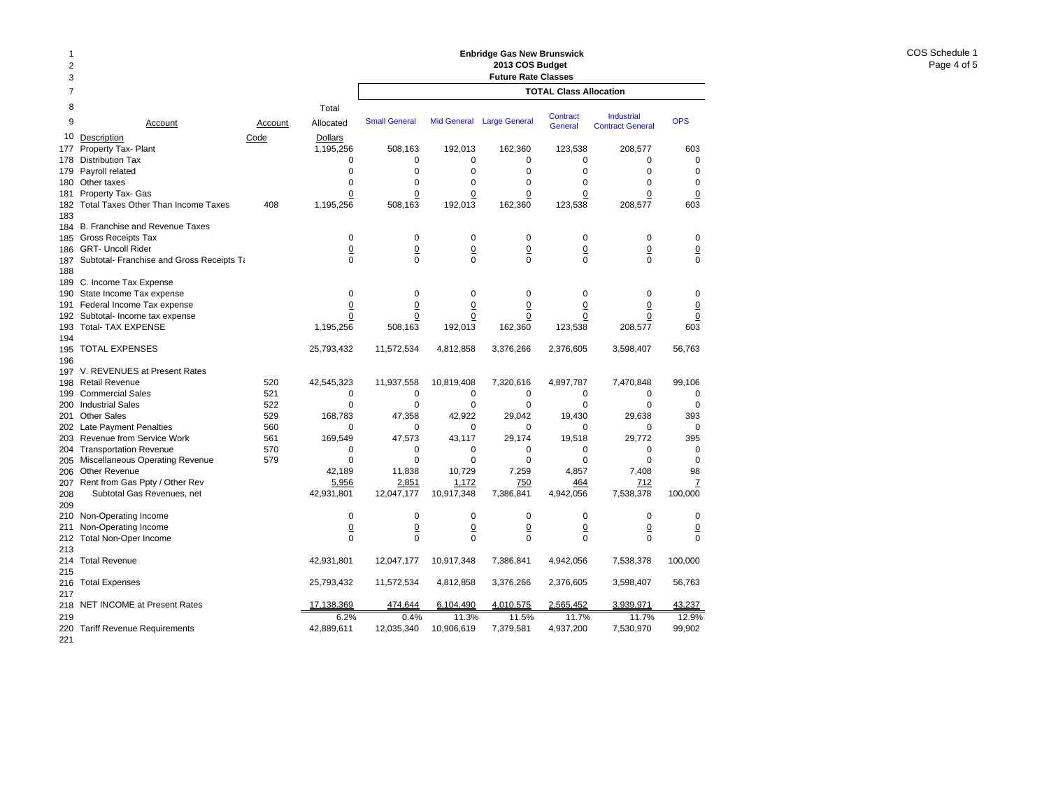# Enbridge Gas New Brunswick
## 2013 COS Budget
### Future Rate Classes

| Line | Account Description | Account Code | Total Allocated Dollars | Small General | Mid General | Large General | Contract General | Industrial Contract General | OPS |
|---|---|---|---|---|---|---|---|---|---|
| | | | | **TOTAL Class Allocation** | | | | | |
| 177 | Property Tax- Plant | | 1,195,256 | 508,163 | 192,013 | 162,360 | 123,538 | 208,577 | 603 |
| 178 | Distribution Tax | | 0 | 0 | 0 | 0 | 0 | 0 | 0 |
| 179 | Payroll related | | 0 | 0 | 0 | 0 | 0 | 0 | 0 |
| 180 | Other taxes | | 0 | 0 | 0 | 0 | 0 | 0 | 0 |
| 181 | Property Tax- Gas | | 0 | 0 | 0 | 0 | 0 | 0 | 0 |
| 182 | Total Taxes Other Than Income Taxes | 408 | 1,195,256 | 508,163 | 192,013 | 162,360 | 123,538 | 208,577 | 603 |
| 183 | | | | | | | | | |
| 184 | B. Franchise and Revenue Taxes | | | | | | | | |
| 185 | Gross Receipts Tax | | 0 | 0 | 0 | 0 | 0 | 0 | 0 |
| 186 | GRT- Uncoll Rider | | 0 | 0 | 0 | 0 | 0 | 0 | 0 |
| 187 | Subtotal- Franchise and Gross Receipts Ta | | 0 | 0 | 0 | 0 | 0 | 0 | 0 |
| 188 | | | | | | | | | |
| 189 | C. Income Tax Expense | | | | | | | | |
| 190 | State Income Tax expense | | 0 | 0 | 0 | 0 | 0 | 0 | 0 |
| 191 | Federal Income Tax expense | | 0 | 0 | 0 | 0 | 0 | 0 | 0 |
| 192 | Subtotal- Income tax expense | | 0 | 0 | 0 | 0 | 0 | 0 | 0 |
| 193 | Total- TAX EXPENSE | | 1,195,256 | 508,163 | 192,013 | 162,360 | 123,538 | 208,577 | 603 |
| 194 | | | | | | | | | |
| 195 | TOTAL EXPENSES | | 25,793,432 | 11,572,534 | 4,812,858 | 3,376,266 | 2,376,605 | 3,598,407 | 56,763 |
| 196 | | | | | | | | | |
| 197 | V. REVENUES at Present Rates | | | | | | | | |
| 198 | Retail Revenue | 520 | 42,545,323 | 11,937,558 | 10,819,408 | 7,320,616 | 4,897,787 | 7,470,848 | 99,106 |
| 199 | Commercial Sales | 521 | 0 | 0 | 0 | 0 | 0 | 0 | 0 |
| 200 | Industrial Sales | 522 | 0 | 0 | 0 | 0 | 0 | 0 | 0 |
| 201 | Other Sales | 529 | 168,783 | 47,358 | 42,922 | 29,042 | 19,430 | 29,638 | 393 |
| 202 | Late Payment Penalties | 560 | 0 | 0 | 0 | 0 | 0 | 0 | 0 |
| 203 | Revenue from Service Work | 561 | 169,549 | 47,573 | 43,117 | 29,174 | 19,518 | 29,772 | 395 |
| 204 | Transportation Revenue | 570 | 0 | 0 | 0 | 0 | 0 | 0 | 0 |
| 205 | Miscellaneous Operating Revenue | 579 | 0 | 0 | 0 | 0 | 0 | 0 | 0 |
| 206 | Other Revenue | | 42,189 | 11,838 | 10,729 | 7,259 | 4,857 | 7,408 | 98 |
| 207 | Rent from Gas Ppty / Other Rev | | 5,956 | 2,851 | 1,172 | 750 | 464 | 712 | 7 |
| 208 | Subtotal Gas Revenues, net | | 42,931,801 | 12,047,177 | 10,917,348 | 7,386,841 | 4,942,056 | 7,538,378 | 100,000 |
| 209 | | | | | | | | | |
| 210 | Non-Operating Income | | 0 | 0 | 0 | 0 | 0 | 0 | 0 |
| 211 | Non-Operating Income | | 0 | 0 | 0 | 0 | 0 | 0 | 0 |
| 212 | Total Non-Oper Income | | 0 | 0 | 0 | 0 | 0 | 0 | 0 |
| 213 | | | | | | | | | |
| 214 | Total Revenue | | 42,931,801 | 12,047,177 | 10,917,348 | 7,386,841 | 4,942,056 | 7,538,378 | 100,000 |
| 215 | | | | | | | | | |
| 216 | Total Expenses | | 25,793,432 | 11,572,534 | 4,812,858 | 3,376,266 | 2,376,605 | 3,598,407 | 56,763 |
| 217 | | | | | | | | | |
| 218 | NET INCOME at Present Rates | | 17,138,369 | 474,644 | 6,104,490 | 4,010,575 | 2,565,452 | 3,939,971 | 43,237 |
| 219 | | | 6.2% | 0.4% | 11.3% | 11.5% | 11.7% | 11.7% | 12.9% |
| 220 | Tariff Revenue Requirements | | 42,889,611 | 12,035,340 | 10,906,619 | 7,379,581 | 4,937,200 | 7,530,970 | 99,902 |
| 221 | | | | | | | | | |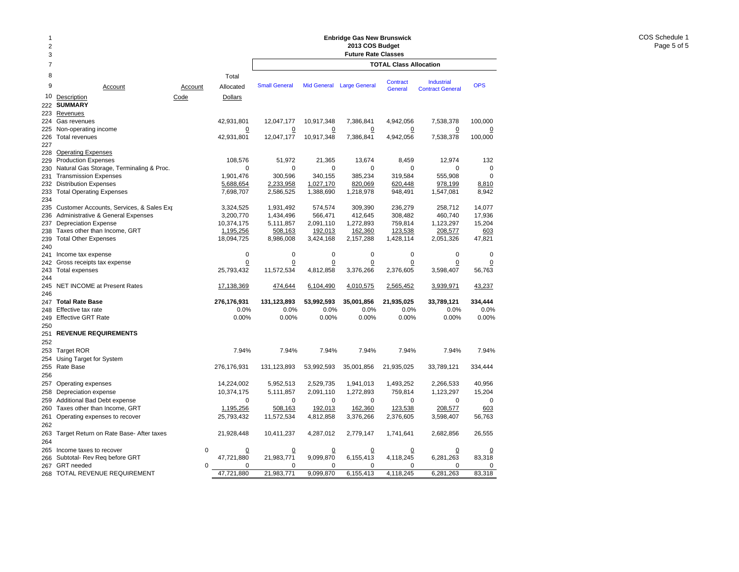**Enbridge Gas New Brunswick**
**2013 COS Budget**
**Future Rate Classes**

COS Schedule 1

| Line | Account Description | Account Code | Total Allocated Dollars | Small General | Mid General | Large General | Contract General | Industrial Contract General | OPS |
|---|---|---|---|---|---|---|---|---|---|
| | | | | **TOTAL Class Allocation** | | | | | |
| 222 | **SUMMARY** | | | | | | | | |
| 223 | Revenues | | | | | | | | |
| 224 | Gas revenues | | 42,931,801 | 12,047,177 | 10,917,348 | 7,386,841 | 4,942,056 | 7,538,378 | 100,000 |
| 225 | Non-operating income | | 0 | 0 | 0 | 0 | 0 | 0 | 0 |
| 226 | Total revenues | | 42,931,801 | 12,047,177 | 10,917,348 | 7,386,841 | 4,942,056 | 7,538,378 | 100,000 |
| 227 | | | | | | | | | |
| 228 | Operating Expenses | | | | | | | | |
| 229 | Production Expenses | | 108,576 | 51,972 | 21,365 | 13,674 | 8,459 | 12,974 | 132 |
| 230 | Natural Gas Storage, Terminaling & Proc. | | 0 | 0 | 0 | 0 | 0 | 0 | 0 |
| 231 | Transmission Expenses | | 1,901,476 | 300,596 | 340,155 | 385,234 | 319,584 | 555,908 | 0 |
| 232 | Distribution Expenses | | 5,688,654 | 2,233,958 | 1,027,170 | 820,069 | 620,448 | 978,199 | 8,810 |
| 233 | Total Operating Expenses | | 7,698,707 | 2,586,525 | 1,388,690 | 1,218,978 | 948,491 | 1,547,081 | 8,942 |
| 234 | | | | | | | | | |
| 235 | Customer Accounts, Services, & Sales Exp | | 3,324,525 | 1,931,492 | 574,574 | 309,390 | 236,279 | 258,712 | 14,077 |
| 236 | Administrative & General Expenses | | 3,200,770 | 1,434,496 | 566,471 | 412,645 | 308,482 | 460,740 | 17,936 |
| 237 | Depreciation Expense | | 10,374,175 | 5,111,857 | 2,091,110 | 1,272,893 | 759,814 | 1,123,297 | 15,204 |
| 238 | Taxes other than Income, GRT | | 1,195,256 | 508,163 | 192,013 | 162,360 | 123,538 | 208,577 | 603 |
| 239 | Total Other Expenses | | 18,094,725 | 8,986,008 | 3,424,168 | 2,157,288 | 1,428,114 | 2,051,326 | 47,821 |
| 240 | | | | | | | | | |
| 241 | Income tax expense | | 0 | 0 | 0 | 0 | 0 | 0 | 0 |
| 242 | Gross receipts tax expense | | 0 | 0 | 0 | 0 | 0 | 0 | 0 |
| 243 | Total expenses | | 25,793,432 | 11,572,534 | 4,812,858 | 3,376,266 | 2,376,605 | 3,598,407 | 56,763 |
| 244 | | | | | | | | | |
| 245 | NET INCOME at Present Rates | | 17,138,369 | 474,644 | 6,104,490 | 4,010,575 | 2,565,452 | 3,939,971 | 43,237 |
| 246 | | | | | | | | | |
| 247 | **Total Rate Base** | | **276,176,931** | **131,123,893** | **53,992,593** | **35,001,856** | **21,935,025** | **33,789,121** | **334,444** |
| 248 | Effective tax rate | | 0.0% | 0.0% | 0.0% | 0.0% | 0.0% | 0.0% | 0.0% |
| 249 | Effective GRT Rate | | 0.00% | 0.00% | 0.00% | 0.00% | 0.00% | 0.00% | 0.00% |
| 250 | | | | | | | | | |
| 251 | **REVENUE REQUIREMENTS** | | | | | | | | |
| 252 | | | | | | | | | |
| 253 | Target ROR | | 7.94% | 7.94% | 7.94% | 7.94% | 7.94% | 7.94% | 7.94% |
| 254 | Using Target for System | | | | | | | | |
| 255 | Rate Base | | 276,176,931 | 131,123,893 | 53,992,593 | 35,001,856 | 21,935,025 | 33,789,121 | 334,444 |
| 256 | | | | | | | | | |
| 257 | Operating expenses | | 14,224,002 | 5,952,513 | 2,529,735 | 1,941,013 | 1,493,252 | 2,266,533 | 40,956 |
| 258 | Depreciation expense | | 10,374,175 | 5,111,857 | 2,091,110 | 1,272,893 | 759,814 | 1,123,297 | 15,204 |
| 259 | Additional Bad Debt expense | | 0 | 0 | 0 | 0 | 0 | 0 | 0 |
| 260 | Taxes other than Income, GRT | | 1,195,256 | 508,163 | 192,013 | 162,360 | 123,538 | 208,577 | 603 |
| 261 | Operating expenses to recover | | 25,793,432 | 11,572,534 | 4,812,858 | 3,376,266 | 2,376,605 | 3,598,407 | 56,763 |
| 262 | | | | | | | | | |
| 263 | Target Return on Rate Base- After taxes | | 21,928,448 | 10,411,237 | 4,287,012 | 2,779,147 | 1,741,641 | 2,682,856 | 26,555 |
| 264 | | | | | | | | | |
| 265 | Income taxes to recover | 0 | 0 | 0 | 0 | 0 | 0 | 0 | 0 |
| 266 | Subtotal- Rev Req before GRT | | 47,721,880 | 21,983,771 | 9,099,870 | 6,155,413 | 4,118,245 | 6,281,263 | 83,318 |
| 267 | GRT needed | 0 | 0 | 0 | 0 | 0 | 0 | 0 | 0 |
| 268 | TOTAL REVENUE REQUIREMENT | | 47,721,880 | 21,983,771 | 9,099,870 | 6,155,413 | 4,118,245 | 6,281,263 | 83,318 |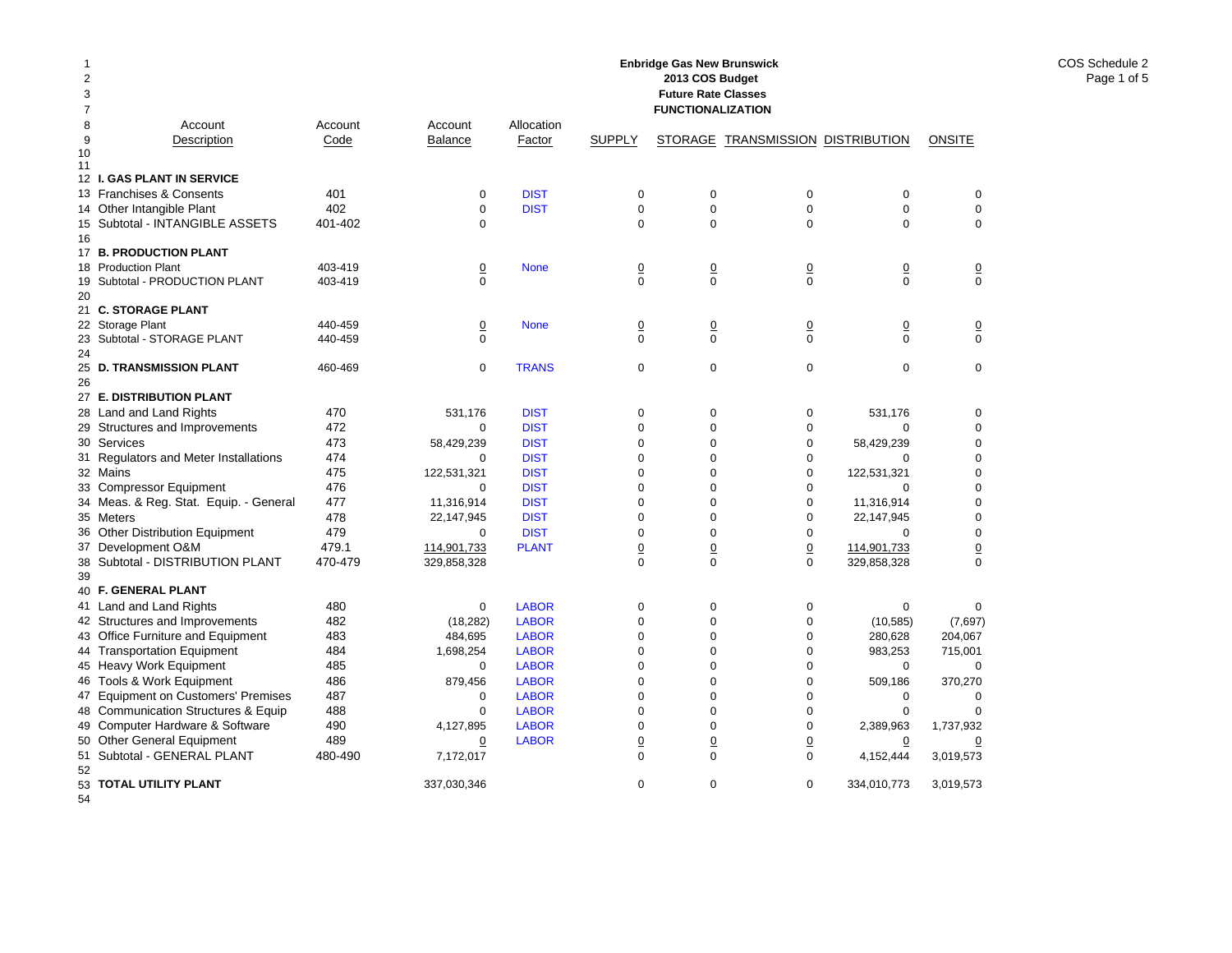**Enbridge Gas New Brunswick**
**2013 COS Budget**
**Future Rate Classes**
**FUNCTIONALIZATION**

COS Schedule 2

| Line | Account Description | Account Code | Account Balance | Allocation Factor | SUPPLY | STORAGE | TRANSMISSION | DISTRIBUTION | ONSITE |
|---|---|---|---|---|---|---|---|---|---|
| 12 | **I. GAS PLANT IN SERVICE** | | | | | | | | |
| 13 | Franchises & Consents | 401 | 0 | DIST | 0 | 0 | 0 | 0 | 0 |
| 14 | Other Intangible Plant | 402 | 0 | DIST | 0 | 0 | 0 | 0 | 0 |
| 15 | Subtotal - INTANGIBLE ASSETS | 401-402 | 0 | | 0 | 0 | 0 | 0 | 0 |
| 16 | | | | | | | | | |
| 17 | **B. PRODUCTION PLANT** | | | | | | | | |
| 18 | Production Plant | 403-419 | 0 | None | 0 | 0 | 0 | 0 | 0 |
| 19 | Subtotal - PRODUCTION PLANT | 403-419 | 0 | | 0 | 0 | 0 | 0 | 0 |
| 20 | | | | | | | | | |
| 21 | **C. STORAGE PLANT** | | | | | | | | |
| 22 | Storage Plant | 440-459 | 0 | None | 0 | 0 | 0 | 0 | 0 |
| 23 | Subtotal - STORAGE PLANT | 440-459 | 0 | | 0 | 0 | 0 | 0 | 0 |
| 24 | | | | | | | | | |
| 25 | **D. TRANSMISSION PLANT** | 460-469 | 0 | TRANS | 0 | 0 | 0 | 0 | 0 |
| 26 | | | | | | | | | |
| 27 | **E. DISTRIBUTION PLANT** | | | | | | | | |
| 28 | Land and Land Rights | 470 | 531,176 | DIST | 0 | 0 | 0 | 531,176 | 0 |
| 29 | Structures and Improvements | 472 | 0 | DIST | 0 | 0 | 0 | 0 | 0 |
| 30 | Services | 473 | 58,429,239 | DIST | 0 | 0 | 0 | 58,429,239 | 0 |
| 31 | Regulators and Meter Installations | 474 | 0 | DIST | 0 | 0 | 0 | 0 | 0 |
| 32 | Mains | 475 | 122,531,321 | DIST | 0 | 0 | 0 | 122,531,321 | 0 |
| 33 | Compressor Equipment | 476 | 0 | DIST | 0 | 0 | 0 | 0 | 0 |
| 34 | Meas. & Reg. Stat. Equip. - General | 477 | 11,316,914 | DIST | 0 | 0 | 0 | 11,316,914 | 0 |
| 35 | Meters | 478 | 22,147,945 | DIST | 0 | 0 | 0 | 22,147,945 | 0 |
| 36 | Other Distribution Equipment | 479 | 0 | DIST | 0 | 0 | 0 | 0 | 0 |
| 37 | Development O&M | 479.1 | 114,901,733 | PLANT | 0 | 0 | 0 | 114,901,733 | 0 |
| 38 | Subtotal - DISTRIBUTION PLANT | 470-479 | 329,858,328 | | 0 | 0 | 0 | 329,858,328 | 0 |
| 39 | | | | | | | | | |
| 40 | **F. GENERAL PLANT** | | | | | | | | |
| 41 | Land and Land Rights | 480 | 0 | LABOR | 0 | 0 | 0 | 0 | 0 |
| 42 | Structures and Improvements | 482 | (18,282) | LABOR | 0 | 0 | 0 | (10,585) | (7,697) |
| 43 | Office Furniture and Equipment | 483 | 484,695 | LABOR | 0 | 0 | 0 | 280,628 | 204,067 |
| 44 | Transportation Equipment | 484 | 1,698,254 | LABOR | 0 | 0 | 0 | 983,253 | 715,001 |
| 45 | Heavy Work Equipment | 485 | 0 | LABOR | 0 | 0 | 0 | 0 | 0 |
| 46 | Tools & Work Equipment | 486 | 879,456 | LABOR | 0 | 0 | 0 | 509,186 | 370,270 |
| 47 | Equipment on Customers' Premises | 487 | 0 | LABOR | 0 | 0 | 0 | 0 | 0 |
| 48 | Communication Structures & Equip | 488 | 0 | LABOR | 0 | 0 | 0 | 0 | 0 |
| 49 | Computer Hardware & Software | 490 | 4,127,895 | LABOR | 0 | 0 | 0 | 2,389,963 | 1,737,932 |
| 50 | Other General Equipment | 489 | 0 | LABOR | 0 | 0 | 0 | 0 | 0 |
| 51 | Subtotal - GENERAL PLANT | 480-490 | 7,172,017 | | 0 | 0 | 0 | 4,152,444 | 3,019,573 |
| 52 | | | | | | | | | |
| 53 | **TOTAL UTILITY PLANT** | | 337,030,346 | | 0 | 0 | 0 | 334,010,773 | 3,019,573 |
| 54 | | | | | | | | | |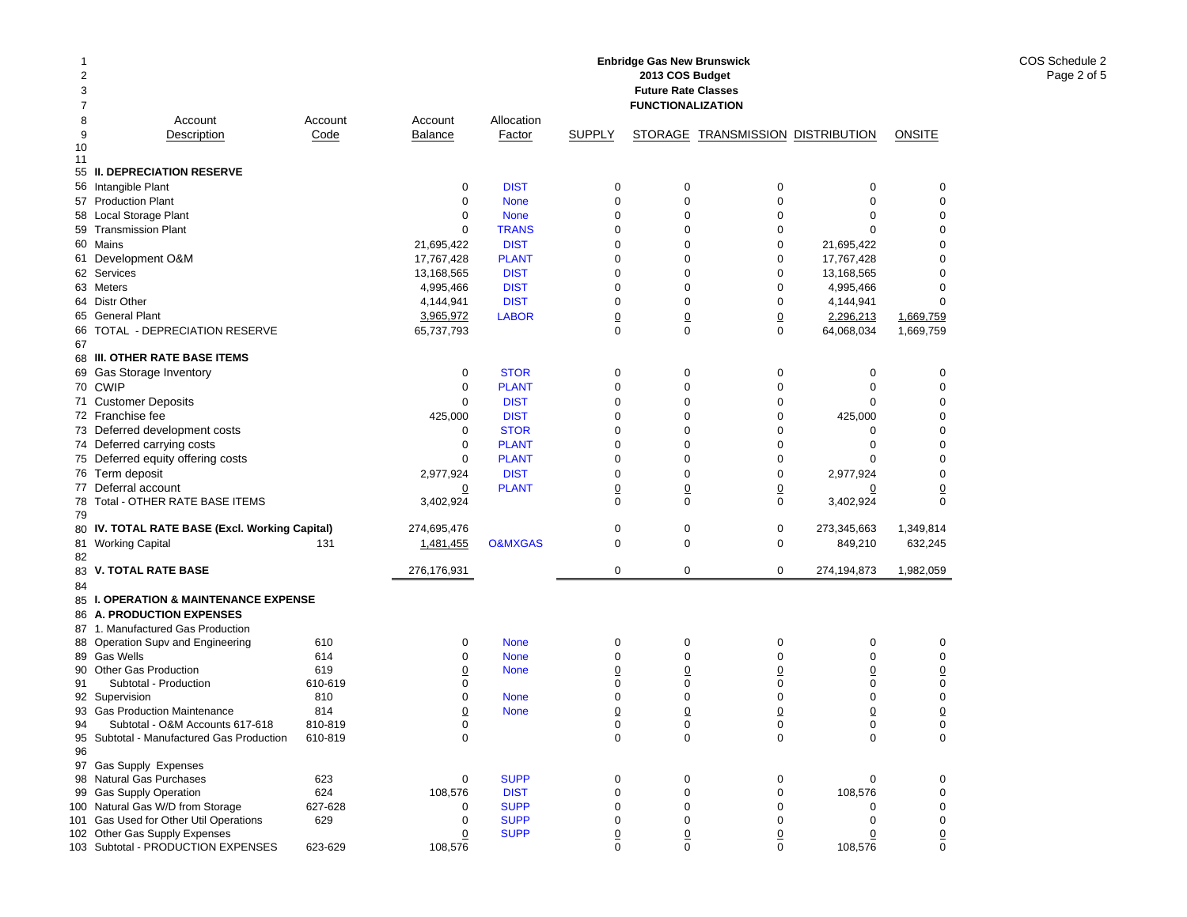# Enbridge Gas New Brunswick
## 2013 COS Budget
### Future Rate Classes
### FUNCTIONALIZATION

| Line | Account Description | Account Code | Account Balance | Allocation Factor | SUPPLY | STORAGE | TRANSMISSION | DISTRIBUTION | ONSITE |
|---|---|---|---|---|---|---|---|---|---|
| 55 | **II. DEPRECIATION RESERVE** | | | | | | | | |
| 56 | Intangible Plant | | 0 | DIST | 0 | 0 | 0 | 0 | 0 |
| 57 | Production Plant | | 0 | None | 0 | 0 | 0 | 0 | 0 |
| 58 | Local Storage Plant | | 0 | None | 0 | 0 | 0 | 0 | 0 |
| 59 | Transmission Plant | | 0 | TRANS | 0 | 0 | 0 | 0 | 0 |
| 60 | Mains | | 21,695,422 | DIST | 0 | 0 | 0 | 21,695,422 | 0 |
| 61 | Development O&M | | 17,767,428 | PLANT | 0 | 0 | 0 | 17,767,428 | 0 |
| 62 | Services | | 13,168,565 | DIST | 0 | 0 | 0 | 13,168,565 | 0 |
| 63 | Meters | | 4,995,466 | DIST | 0 | 0 | 0 | 4,995,466 | 0 |
| 64 | Distr Other | | 4,144,941 | DIST | 0 | 0 | 0 | 4,144,941 | 0 |
| 65 | General Plant | | 3,965,972 | LABOR | 0 | 0 | 0 | 2,296,213 | 1,669,759 |
| 66 | TOTAL - DEPRECIATION RESERVE | | 65,737,793 | | 0 | 0 | 0 | 64,068,034 | 1,669,759 |
| 67 | | | | | | | | | |
| 68 | **III. OTHER RATE BASE ITEMS** | | | | | | | | |
| 69 | Gas Storage Inventory | | 0 | STOR | 0 | 0 | 0 | 0 | 0 |
| 70 | CWIP | | 0 | PLANT | 0 | 0 | 0 | 0 | 0 |
| 71 | Customer Deposits | | 0 | DIST | 0 | 0 | 0 | 0 | 0 |
| 72 | Franchise fee | | 425,000 | DIST | 0 | 0 | 0 | 425,000 | 0 |
| 73 | Deferred development costs | | 0 | STOR | 0 | 0 | 0 | 0 | 0 |
| 74 | Deferred carrying costs | | 0 | PLANT | 0 | 0 | 0 | 0 | 0 |
| 75 | Deferred equity offering costs | | 0 | PLANT | 0 | 0 | 0 | 0 | 0 |
| 76 | Term deposit | | 2,977,924 | DIST | 0 | 0 | 0 | 2,977,924 | 0 |
| 77 | Deferral account | | 0 | PLANT | 0 | 0 | 0 | 0 | 0 |
| 78 | Total - OTHER RATE BASE ITEMS | | 3,402,924 | | 0 | 0 | 0 | 3,402,924 | 0 |
| 79 | | | | | | | | | |
| 80 | **IV. TOTAL RATE BASE (Excl. Working Capital)** | | 274,695,476 | | 0 | 0 | 0 | 273,345,663 | 1,349,814 |
| 81 | Working Capital | 131 | 1,481,455 | O&MXGAS | 0 | 0 | 0 | 849,210 | 632,245 |
| 82 | | | | | | | | | |
| 83 | **V. TOTAL RATE BASE** | | 276,176,931 | | 0 | 0 | 0 | 274,194,873 | 1,982,059 |
| 84 | | | | | | | | | |
| 85 | **I. OPERATION & MAINTENANCE EXPENSE** | | | | | | | | |
| 86 | **A. PRODUCTION EXPENSES** | | | | | | | | |
| 87 | 1. Manufactured Gas Production | | | | | | | | |
| 88 | Operation Supv and Engineering | 610 | 0 | None | 0 | 0 | 0 | 0 | 0 |
| 89 | Gas Wells | 614 | 0 | None | 0 | 0 | 0 | 0 | 0 |
| 90 | Other Gas Production | 619 | 0 | None | 0 | 0 | 0 | 0 | 0 |
| 91 | Subtotal - Production | 610-619 | 0 | | 0 | 0 | 0 | 0 | 0 |
| 92 | Supervision | 810 | 0 | None | 0 | 0 | 0 | 0 | 0 |
| 93 | Gas Production Maintenance | 814 | 0 | None | 0 | 0 | 0 | 0 | 0 |
| 94 | Subtotal - O&M Accounts 617-618 | 810-819 | 0 | | 0 | 0 | 0 | 0 | 0 |
| 95 | Subtotal - Manufactured Gas Production | 610-819 | 0 | | 0 | 0 | 0 | 0 | 0 |
| 96 | | | | | | | | | |
| 97 | Gas Supply Expenses | | | | | | | | |
| 98 | Natural Gas Purchases | 623 | 0 | SUPP | 0 | 0 | 0 | 0 | 0 |
| 99 | Gas Supply Operation | 624 | 108,576 | DIST | 0 | 0 | 0 | 108,576 | 0 |
| 100 | Natural Gas W/D from Storage | 627-628 | 0 | SUPP | 0 | 0 | 0 | 0 | 0 |
| 101 | Gas Used for Other Util Operations | 629 | 0 | SUPP | 0 | 0 | 0 | 0 | 0 |
| 102 | Other Gas Supply Expenses | | 0 | SUPP | 0 | 0 | 0 | 0 | 0 |
| 103 | Subtotal - PRODUCTION EXPENSES | 623-629 | 108,576 | | 0 | 0 | 0 | 108,576 | 0 |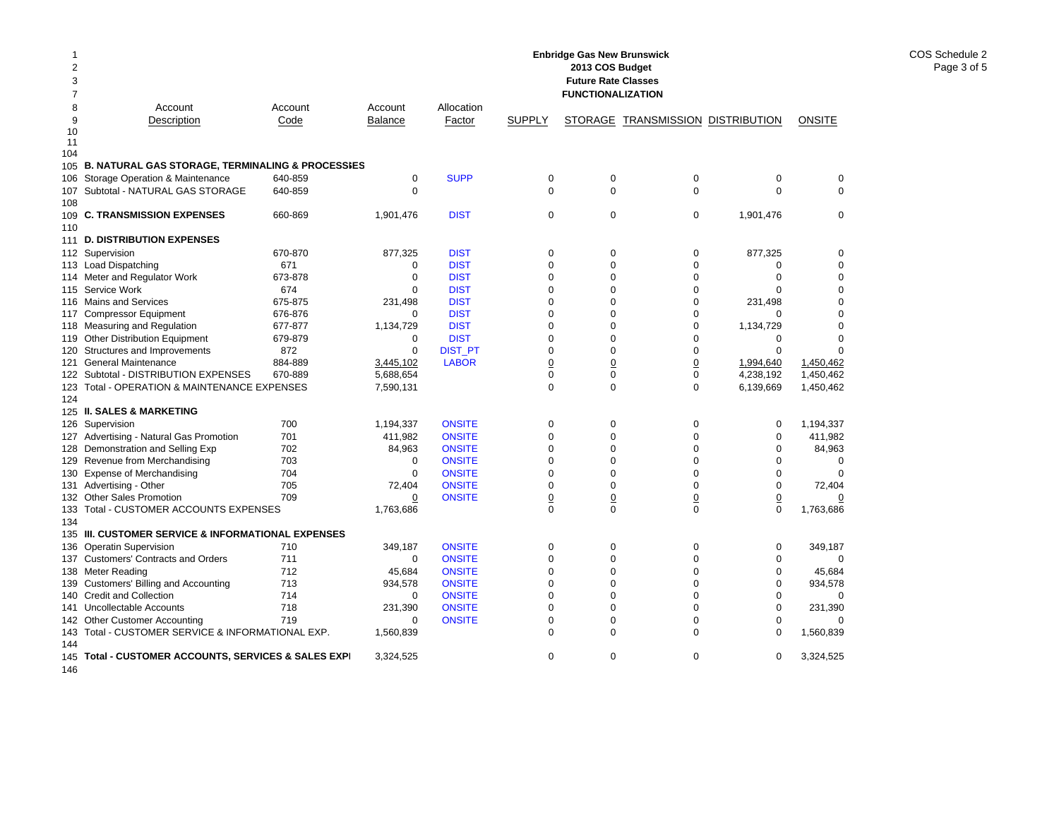**Enbridge Gas New Brunswick**
**2013 COS Budget**
**Future Rate Classes**
**FUNCTIONALIZATION**

COS Schedule 2
Page 3 of 5

| | Account Description | Account Code | Account Balance | Allocation Factor | SUPPLY | STORAGE | TRANSMISSION | DISTRIBUTION | ONSITE |
|---|---|---|---|---|---|---|---|---|---|
| 1 | | | | | | | | | |
| 2 | | | | | | | | | |
| 3 | | | | | | | | | |
| 7 | | | | | | | | | |
| 8 | | | | | | | | | |
| 9 | | | | | | | | | |
| 10 | | | | | | | | | |
| 11 | | | | | | | | | |
| 104 | | | | | | | | | |
| 105 | **B. NATURAL GAS STORAGE, TERMINALING & PROCESSES** | | | | | | | | |
| 106 | Storage Operation & Maintenance | 640-859 | 0 | SUPP | 0 | 0 | 0 | 0 | 0 |
| 107 | Subtotal - NATURAL GAS STORAGE | 640-859 | 0 | | 0 | 0 | 0 | 0 | 0 |
| 108 | | | | | | | | | |
| 109 | **C. TRANSMISSION EXPENSES** | 660-869 | 1,901,476 | DIST | 0 | 0 | 0 | 1,901,476 | 0 |
| 110 | | | | | | | | | |
| 111 | **D. DISTRIBUTION EXPENSES** | | | | | | | | |
| 112 | Supervision | 670-870 | 877,325 | DIST | 0 | 0 | 0 | 877,325 | 0 |
| 113 | Load Dispatching | 671 | 0 | DIST | 0 | 0 | 0 | 0 | 0 |
| 114 | Meter and Regulator Work | 673-878 | 0 | DIST | 0 | 0 | 0 | 0 | 0 |
| 115 | Service Work | 674 | 0 | DIST | 0 | 0 | 0 | 0 | 0 |
| 116 | Mains and Services | 675-875 | 231,498 | DIST | 0 | 0 | 0 | 231,498 | 0 |
| 117 | Compressor Equipment | 676-876 | 0 | DIST | 0 | 0 | 0 | 0 | 0 |
| 118 | Measuring and Regulation | 677-877 | 1,134,729 | DIST | 0 | 0 | 0 | 1,134,729 | 0 |
| 119 | Other Distribution Equipment | 679-879 | 0 | DIST | 0 | 0 | 0 | 0 | 0 |
| 120 | Structures and Improvements | 872 | 0 | DIST_PT | 0 | 0 | 0 | 0 | 0 |
| 121 | General Maintenance | 884-889 | 3,445,102 | LABOR | 0 | 0 | 0 | 1,994,640 | 1,450,462 |
| 122 | Subtotal - DISTRIBUTION EXPENSES | 670-889 | 5,688,654 | | 0 | 0 | 0 | 4,238,192 | 1,450,462 |
| 123 | Total - OPERATION & MAINTENANCE EXPENSES | | 7,590,131 | | 0 | 0 | 0 | 6,139,669 | 1,450,462 |
| 124 | | | | | | | | | |
| 125 | **II. SALES & MARKETING** | | | | | | | | |
| 126 | Supervision | 700 | 1,194,337 | ONSITE | 0 | 0 | 0 | 0 | 1,194,337 |
| 127 | Advertising - Natural Gas Promotion | 701 | 411,982 | ONSITE | 0 | 0 | 0 | 0 | 411,982 |
| 128 | Demonstration and Selling Exp | 702 | 84,963 | ONSITE | 0 | 0 | 0 | 0 | 84,963 |
| 129 | Revenue from Merchandising | 703 | 0 | ONSITE | 0 | 0 | 0 | 0 | 0 |
| 130 | Expense of Merchandising | 704 | 0 | ONSITE | 0 | 0 | 0 | 0 | 0 |
| 131 | Advertising - Other | 705 | 72,404 | ONSITE | 0 | 0 | 0 | 0 | 72,404 |
| 132 | Other Sales Promotion | 709 | 0 | ONSITE | 0 | 0 | 0 | 0 | 0 |
| 133 | Total - CUSTOMER ACCOUNTS EXPENSES | | 1,763,686 | | 0 | 0 | 0 | 0 | 1,763,686 |
| 134 | | | | | | | | | |
| 135 | **III. CUSTOMER SERVICE & INFORMATIONAL EXPENSES** | | | | | | | | |
| 136 | Operatin Supervision | 710 | 349,187 | ONSITE | 0 | 0 | 0 | 0 | 349,187 |
| 137 | Customers' Contracts and Orders | 711 | 0 | ONSITE | 0 | 0 | 0 | 0 | 0 |
| 138 | Meter Reading | 712 | 45,684 | ONSITE | 0 | 0 | 0 | 0 | 45,684 |
| 139 | Customers' Billing and Accounting | 713 | 934,578 | ONSITE | 0 | 0 | 0 | 0 | 934,578 |
| 140 | Credit and Collection | 714 | 0 | ONSITE | 0 | 0 | 0 | 0 | 0 |
| 141 | Uncollectable Accounts | 718 | 231,390 | ONSITE | 0 | 0 | 0 | 0 | 231,390 |
| 142 | Other Customer Accounting | 719 | 0 | ONSITE | 0 | 0 | 0 | 0 | 0 |
| 143 | Total - CUSTOMER SERVICE & INFORMATIONAL EXP. | | 1,560,839 | | 0 | 0 | 0 | 0 | 1,560,839 |
| 144 | | | | | | | | | |
| 145 | **Total - CUSTOMER ACCOUNTS, SERVICES & SALES EXP** | | 3,324,525 | | 0 | 0 | 0 | 0 | 3,324,525 |
| 146 | | | | | | | | | |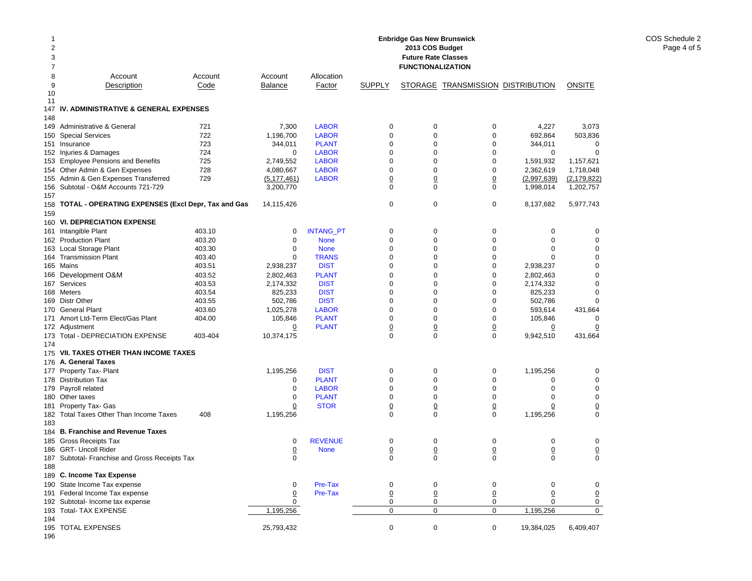# Enbridge Gas New Brunswick
## 2013 COS Budget
### Future Rate Classes
### FUNCTIONALIZATION

COS Schedule 2
Page 4 of 5

| Line | Account Description | Account Code | Account Balance | Allocation Factor | SUPPLY | STORAGE | TRANSMISSION | DISTRIBUTION | ONSITE |
|---|---|---|---|---|---|---|---|---|---|
| 147 | **IV. ADMINISTRATIVE & GENERAL EXPENSES** | | | | | | | | |
| 148 | | | | | | | | | |
| 149 | Administrative & General | 721 | 7,300 | LABOR | 0 | 0 | 0 | 4,227 | 3,073 |
| 150 | Special Services | 722 | 1,196,700 | LABOR | 0 | 0 | 0 | 692,864 | 503,836 |
| 151 | Insurance | 723 | 344,011 | PLANT | 0 | 0 | 0 | 344,011 | 0 |
| 152 | Injuries & Damages | 724 | 0 | LABOR | 0 | 0 | 0 | 0 | 0 |
| 153 | Employee Pensions and Benefits | 725 | 2,749,552 | LABOR | 0 | 0 | 0 | 1,591,932 | 1,157,621 |
| 154 | Other Admin & Gen Expenses | 728 | 4,080,667 | LABOR | 0 | 0 | 0 | 2,362,619 | 1,718,048 |
| 155 | Admin & Gen Expenses Transferred | 729 | (5,177,461) | LABOR | 0 | 0 | 0 | (2,997,639) | (2,179,822) |
| 156 | Subtotal - O&M Accounts 721-729 | | 3,200,770 | | 0 | 0 | 0 | 1,998,014 | 1,202,757 |
| 157 | | | | | | | | | |
| 158 | **TOTAL - OPERATING EXPENSES (Excl Depr, Tax and Gas** | | 14,115,426 | | 0 | 0 | 0 | 8,137,682 | 5,977,743 |
| 159 | | | | | | | | | |
| 160 | **VI. DEPRECIATION EXPENSE** | | | | | | | | |
| 161 | Intangible Plant | 403.10 | 0 | INTANG_PT | 0 | 0 | 0 | 0 | 0 |
| 162 | Production Plant | 403.20 | 0 | None | 0 | 0 | 0 | 0 | 0 |
| 163 | Local Storage Plant | 403.30 | 0 | None | 0 | 0 | 0 | 0 | 0 |
| 164 | Transmission Plant | 403.40 | 0 | TRANS | 0 | 0 | 0 | 0 | 0 |
| 165 | Mains | 403.51 | 2,938,237 | DIST | 0 | 0 | 0 | 2,938,237 | 0 |
| 166 | Development O&M | 403.52 | 2,802,463 | PLANT | 0 | 0 | 0 | 2,802,463 | 0 |
| 167 | Services | 403.53 | 2,174,332 | DIST | 0 | 0 | 0 | 2,174,332 | 0 |
| 168 | Meters | 403.54 | 825,233 | DIST | 0 | 0 | 0 | 825,233 | 0 |
| 169 | Distr Other | 403.55 | 502,786 | DIST | 0 | 0 | 0 | 502,786 | 0 |
| 170 | General Plant | 403.60 | 1,025,278 | LABOR | 0 | 0 | 0 | 593,614 | 431,664 |
| 171 | Amort Ltd-Term Elect/Gas Plant | 404.00 | 105,846 | PLANT | 0 | 0 | 0 | 105,846 | 0 |
| 172 | Adjustment | | 0 | PLANT | 0 | 0 | 0 | 0 | 0 |
| 173 | Total - DEPRECIATION EXPENSE | 403-404 | 10,374,175 | | 0 | 0 | 0 | 9,942,510 | 431,664 |
| 174 | | | | | | | | | |
| 175 | **VII. TAXES OTHER THAN INCOME TAXES** | | | | | | | | |
| 176 | **A. General Taxes** | | | | | | | | |
| 177 | Property Tax- Plant | | 1,195,256 | DIST | 0 | 0 | 0 | 1,195,256 | 0 |
| 178 | Distribution Tax | | 0 | PLANT | 0 | 0 | 0 | 0 | 0 |
| 179 | Payroll related | | 0 | LABOR | 0 | 0 | 0 | 0 | 0 |
| 180 | Other taxes | | 0 | PLANT | 0 | 0 | 0 | 0 | 0 |
| 181 | Property Tax- Gas | | 0 | STOR | 0 | 0 | 0 | 0 | 0 |
| 182 | Total Taxes Other Than Income Taxes | 408 | 1,195,256 | | 0 | 0 | 0 | 1,195,256 | 0 |
| 183 | | | | | | | | | |
| 184 | **B. Franchise and Revenue Taxes** | | | | | | | | |
| 185 | Gross Receipts Tax | | 0 | REVENUE | 0 | 0 | 0 | 0 | 0 |
| 186 | GRT- Uncoll Rider | | 0 | None | 0 | 0 | 0 | 0 | 0 |
| 187 | Subtotal- Franchise and Gross Receipts Tax | | 0 | | 0 | 0 | 0 | 0 | 0 |
| 188 | | | | | | | | | |
| 189 | **C. Income Tax Expense** | | | | | | | | |
| 190 | State Income Tax expense | | 0 | Pre-Tax | 0 | 0 | 0 | 0 | 0 |
| 191 | Federal Income Tax expense | | 0 | Pre-Tax | 0 | 0 | 0 | 0 | 0 |
| 192 | Subtotal- Income tax expense | | 0 | | 0 | 0 | 0 | 0 | 0 |
| 193 | Total- TAX EXPENSE | | 1,195,256 | | 0 | 0 | 0 | 1,195,256 | 0 |
| 194 | | | | | | | | | |
| 195 | TOTAL EXPENSES | | 25,793,432 | | 0 | 0 | 0 | 19,384,025 | 6,409,407 |
| 196 | | | | | | | | | |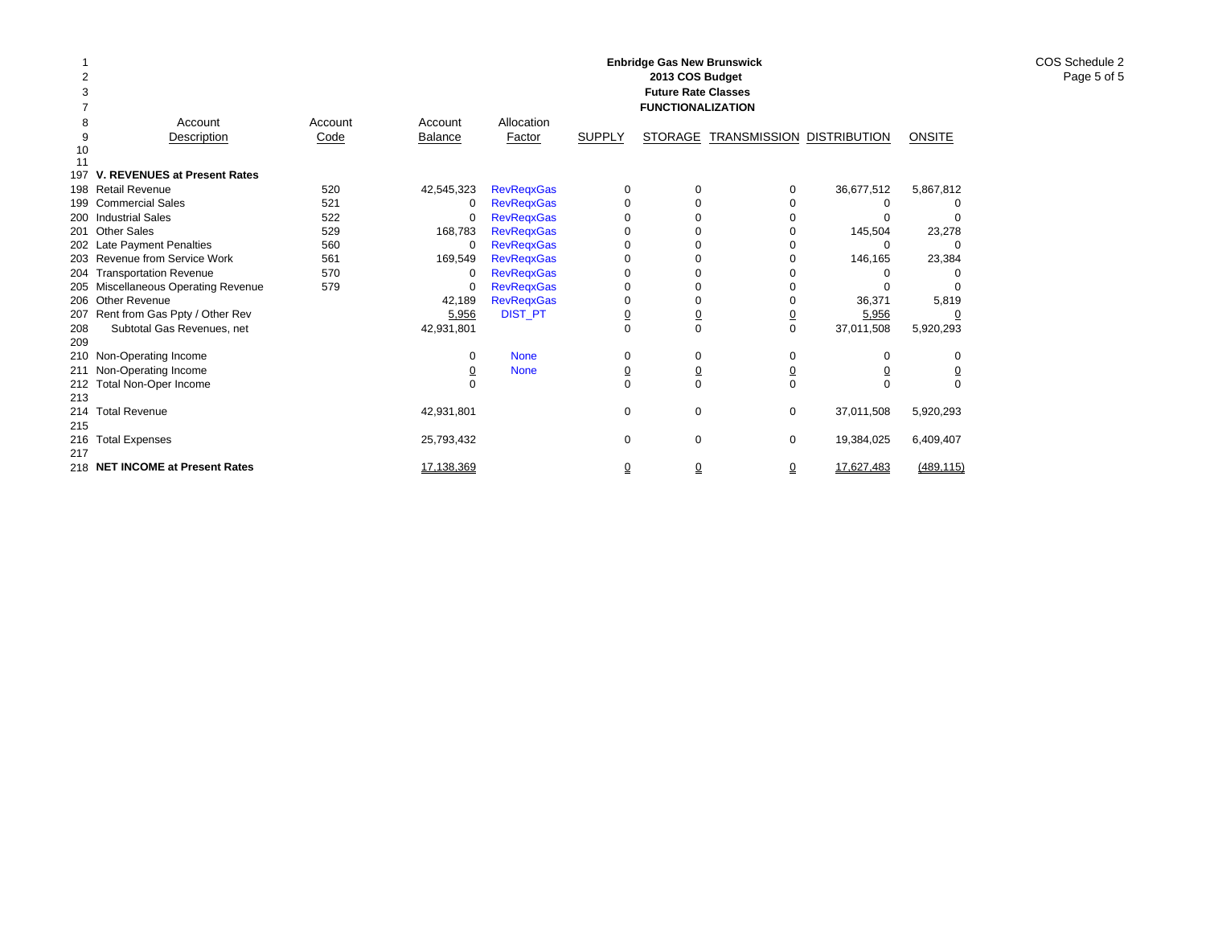**Enbridge Gas New Brunswick**
**2013 COS Budget**
**Future Rate Classes**
**FUNCTIONALIZATION**

COS Schedule 2

| Line | Account Description | Account Code | Account Balance | Allocation Factor | SUPPLY | STORAGE | TRANSMISSION | DISTRIBUTION | ONSITE |
|---|---|---|---|---|---|---|---|---|---|
| 197 | **V. REVENUES at Present Rates** | | | | | | | | |
| 198 | Retail Revenue | 520 | 42,545,323 | RevReqxGas | 0 | 0 | 0 | 36,677,512 | 5,867,812 |
| 199 | Commercial Sales | 521 | 0 | RevReqxGas | 0 | 0 | 0 | 0 | 0 |
| 200 | Industrial Sales | 522 | 0 | RevReqxGas | 0 | 0 | 0 | 0 | 0 |
| 201 | Other Sales | 529 | 168,783 | RevReqxGas | 0 | 0 | 0 | 145,504 | 23,278 |
| 202 | Late Payment Penalties | 560 | 0 | RevReqxGas | 0 | 0 | 0 | 0 | 0 |
| 203 | Revenue from Service Work | 561 | 169,549 | RevReqxGas | 0 | 0 | 0 | 146,165 | 23,384 |
| 204 | Transportation Revenue | 570 | 0 | RevReqxGas | 0 | 0 | 0 | 0 | 0 |
| 205 | Miscellaneous Operating Revenue | 579 | 0 | RevReqxGas | 0 | 0 | 0 | 0 | 0 |
| 206 | Other Revenue | | 42,189 | RevReqxGas | 0 | 0 | 0 | 36,371 | 5,819 |
| 207 | Rent from Gas Ppty / Other Rev | | 5,956 | DIST_PT | 0 | 0 | 0 | 5,956 | 0 |
| 208 | Subtotal Gas Revenues, net | | 42,931,801 | | 0 | 0 | 0 | 37,011,508 | 5,920,293 |
| 209 | | | | | | | | | |
| 210 | Non-Operating Income | | 0 | None | 0 | 0 | 0 | 0 | 0 |
| 211 | Non-Operating Income | | 0 | None | 0 | 0 | 0 | 0 | 0 |
| 212 | Total Non-Oper Income | | 0 | | 0 | 0 | 0 | 0 | 0 |
| 213 | | | | | | | | | |
| 214 | Total Revenue | | 42,931,801 | | 0 | 0 | 0 | 37,011,508 | 5,920,293 |
| 215 | | | | | | | | | |
| 216 | Total Expenses | | 25,793,432 | | 0 | 0 | 0 | 19,384,025 | 6,409,407 |
| 217 | | | | | | | | | |
| 218 | **NET INCOME at Present Rates** | | 17,138,369 | | 0 | 0 | 0 | 17,627,483 | (489,115) |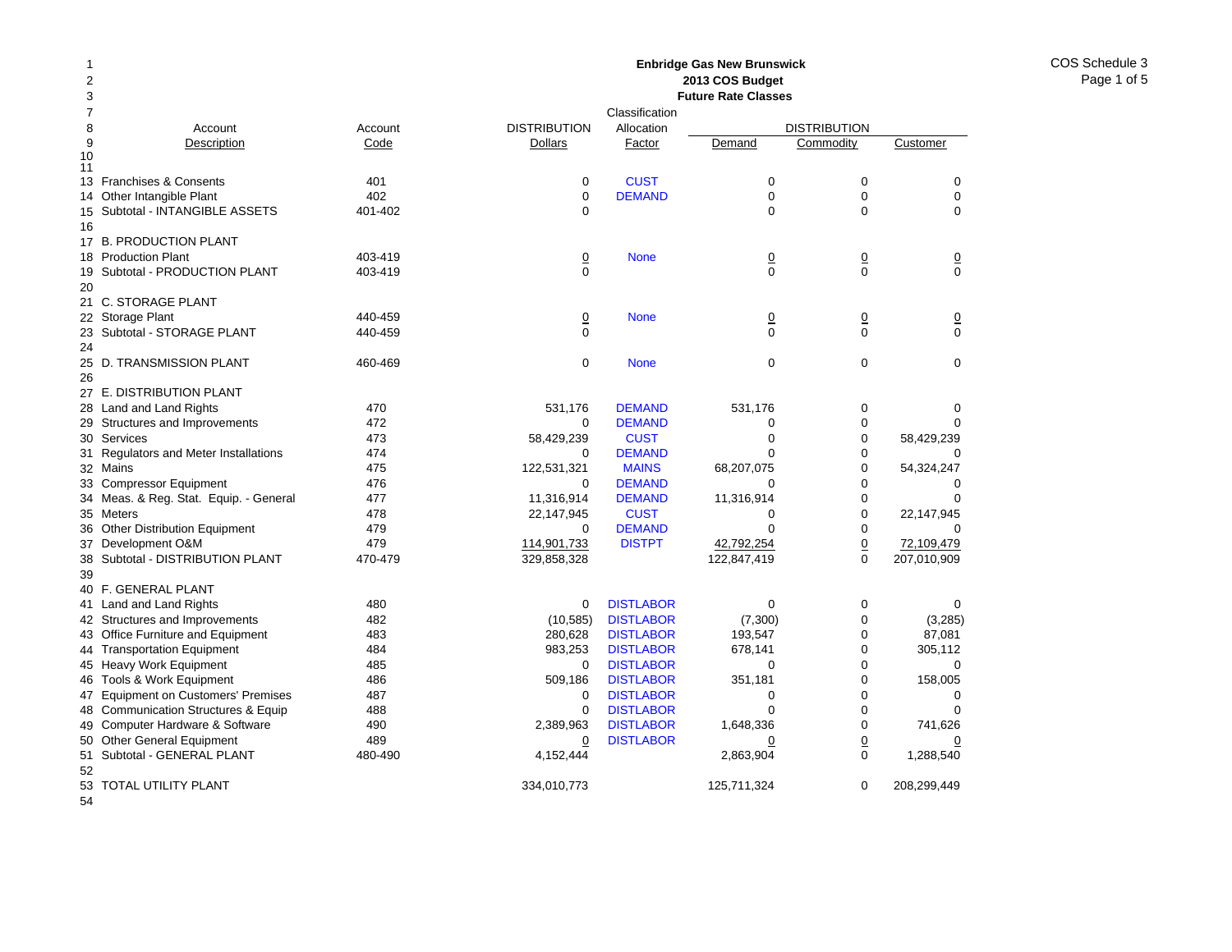**Enbridge Gas New Brunswick**
**2013 COS Budget**
**Future Rate Classes**

COS Schedule 3

| Line | Account Description | Account Code | DISTRIBUTION Dollars | Classification Allocation Factor | DISTRIBUTION Demand | DISTRIBUTION Commodity | DISTRIBUTION Customer |
|---|---|---|---|---|---|---|---|
| 13 | Franchises & Consents | 401 | 0 | CUST | 0 | 0 | 0 |
| 14 | Other Intangible Plant | 402 | 0 | DEMAND | 0 | 0 | 0 |
| 15 | Subtotal - INTANGIBLE ASSETS | 401-402 | 0 | | 0 | 0 | 0 |
| 16 | | | | | | | |
| 17 | B. PRODUCTION PLANT | | | | | | |
| 18 | Production Plant | 403-419 | 0 | None | 0 | 0 | 0 |
| 19 | Subtotal - PRODUCTION PLANT | 403-419 | 0 | | 0 | 0 | 0 |
| 20 | | | | | | | |
| 21 | C. STORAGE PLANT | | | | | | |
| 22 | Storage Plant | 440-459 | 0 | None | 0 | 0 | 0 |
| 23 | Subtotal - STORAGE PLANT | 440-459 | 0 | | 0 | 0 | 0 |
| 24 | | | | | | | |
| 25 | D. TRANSMISSION PLANT | 460-469 | 0 | None | 0 | 0 | 0 |
| 26 | | | | | | | |
| 27 | E. DISTRIBUTION PLANT | | | | | | |
| 28 | Land and Land Rights | 470 | 531,176 | DEMAND | 531,176 | 0 | 0 |
| 29 | Structures and Improvements | 472 | 0 | DEMAND | 0 | 0 | 0 |
| 30 | Services | 473 | 58,429,239 | CUST | 0 | 0 | 58,429,239 |
| 31 | Regulators and Meter Installations | 474 | 0 | DEMAND | 0 | 0 | 0 |
| 32 | Mains | 475 | 122,531,321 | MAINS | 68,207,075 | 0 | 54,324,247 |
| 33 | Compressor Equipment | 476 | 0 | DEMAND | 0 | 0 | 0 |
| 34 | Meas. & Reg. Stat. Equip. - General | 477 | 11,316,914 | DEMAND | 11,316,914 | 0 | 0 |
| 35 | Meters | 478 | 22,147,945 | CUST | 0 | 0 | 22,147,945 |
| 36 | Other Distribution Equipment | 479 | 0 | DEMAND | 0 | 0 | 0 |
| 37 | Development O&M | 479 | 114,901,733 | DISTPT | 42,792,254 | 0 | 72,109,479 |
| 38 | Subtotal - DISTRIBUTION PLANT | 470-479 | 329,858,328 | | 122,847,419 | 0 | 207,010,909 |
| 39 | | | | | | | |
| 40 | F. GENERAL PLANT | | | | | | |
| 41 | Land and Land Rights | 480 | 0 | DISTLABOR | 0 | 0 | 0 |
| 42 | Structures and Improvements | 482 | (10,585) | DISTLABOR | (7,300) | 0 | (3,285) |
| 43 | Office Furniture and Equipment | 483 | 280,628 | DISTLABOR | 193,547 | 0 | 87,081 |
| 44 | Transportation Equipment | 484 | 983,253 | DISTLABOR | 678,141 | 0 | 305,112 |
| 45 | Heavy Work Equipment | 485 | 0 | DISTLABOR | 0 | 0 | 0 |
| 46 | Tools & Work Equipment | 486 | 509,186 | DISTLABOR | 351,181 | 0 | 158,005 |
| 47 | Equipment on Customers' Premises | 487 | 0 | DISTLABOR | 0 | 0 | 0 |
| 48 | Communication Structures & Equip | 488 | 0 | DISTLABOR | 0 | 0 | 0 |
| 49 | Computer Hardware & Software | 490 | 2,389,963 | DISTLABOR | 1,648,336 | 0 | 741,626 |
| 50 | Other General Equipment | 489 | 0 | DISTLABOR | 0 | 0 | 0 |
| 51 | Subtotal - GENERAL PLANT | 480-490 | 4,152,444 | | 2,863,904 | 0 | 1,288,540 |
| 52 | | | | | | | |
| 53 | TOTAL UTILITY PLANT | | 334,010,773 | | 125,711,324 | 0 | 208,299,449 |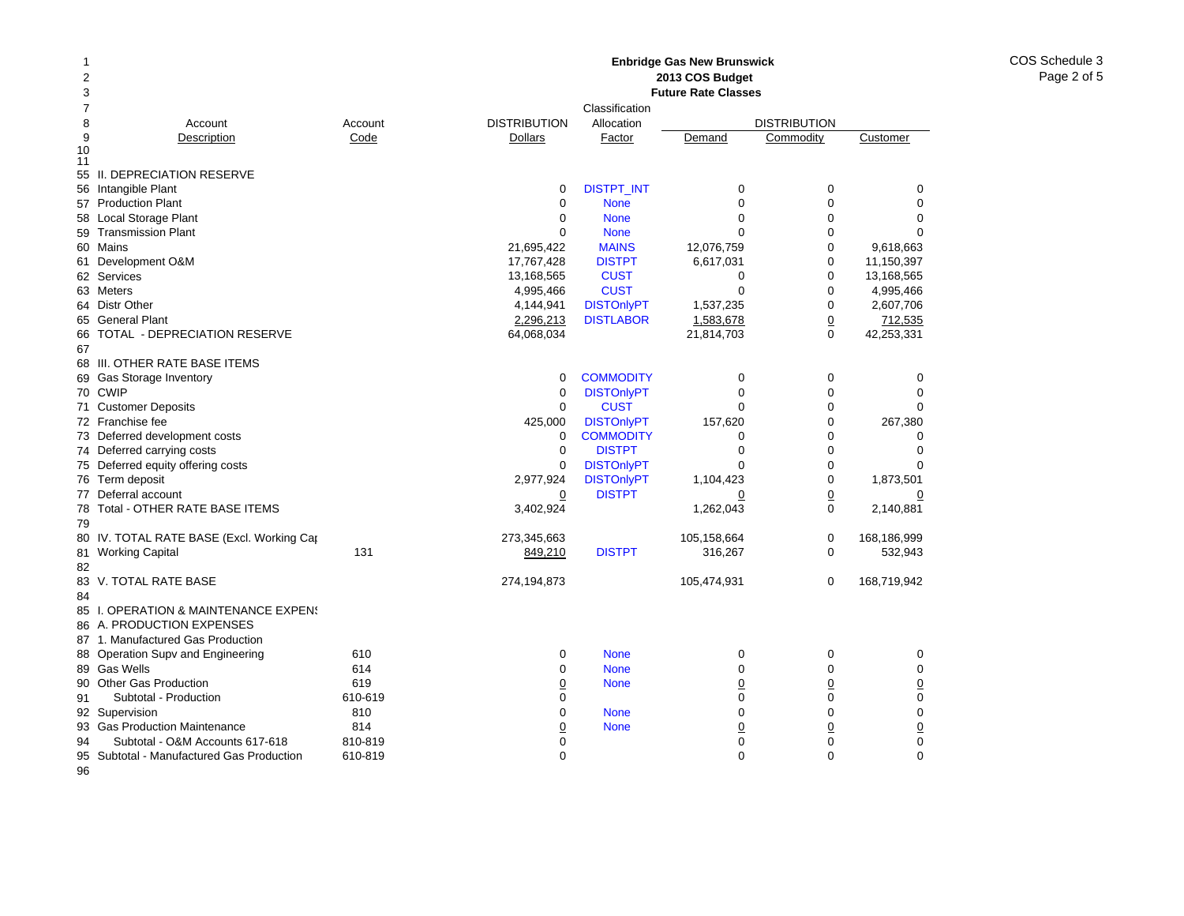**Enbridge Gas New Brunswick**
**2013 COS Budget**
**Future Rate Classes**

| | Account Description | Account Code | DISTRIBUTION Dollars | Classification Allocation Factor | DISTRIBUTION Demand | DISTRIBUTION Commodity | DISTRIBUTION Customer |
|---|---|---|---|---|---|---|---|
| 55 | II. DEPRECIATION RESERVE | | | | | | |
| 56 | Intangible Plant | | 0 | DISTPT_INT | 0 | 0 | 0 |
| 57 | Production Plant | | 0 | None | 0 | 0 | 0 |
| 58 | Local Storage Plant | | 0 | None | 0 | 0 | 0 |
| 59 | Transmission Plant | | 0 | None | 0 | 0 | 0 |
| 60 | Mains | | 21,695,422 | MAINS | 12,076,759 | 0 | 9,618,663 |
| 61 | Development O&M | | 17,767,428 | DISTPT | 6,617,031 | 0 | 11,150,397 |
| 62 | Services | | 13,168,565 | CUST | 0 | 0 | 13,168,565 |
| 63 | Meters | | 4,995,466 | CUST | 0 | 0 | 4,995,466 |
| 64 | Distr Other | | 4,144,941 | DISTOnlyPT | 1,537,235 | 0 | 2,607,706 |
| 65 | General Plant | | 2,296,213 | DISTLABOR | 1,583,678 | 0 | 712,535 |
| 66 | TOTAL - DEPRECIATION RESERVE | | 64,068,034 | | 21,814,703 | 0 | 42,253,331 |
| 67 | | | | | | | |
| 68 | III. OTHER RATE BASE ITEMS | | | | | | |
| 69 | Gas Storage Inventory | | 0 | COMMODITY | 0 | 0 | 0 |
| 70 | CWIP | | 0 | DISTOnlyPT | 0 | 0 | 0 |
| 71 | Customer Deposits | | 0 | CUST | 0 | 0 | 0 |
| 72 | Franchise fee | | 425,000 | DISTOnlyPT | 157,620 | 0 | 267,380 |
| 73 | Deferred development costs | | 0 | COMMODITY | 0 | 0 | 0 |
| 74 | Deferred carrying costs | | 0 | DISTPT | 0 | 0 | 0 |
| 75 | Deferred equity offering costs | | 0 | DISTOnlyPT | 0 | 0 | 0 |
| 76 | Term deposit | | 2,977,924 | DISTOnlyPT | 1,104,423 | 0 | 1,873,501 |
| 77 | Deferral account | | 0 | DISTPT | 0 | 0 | 0 |
| 78 | Total - OTHER RATE BASE ITEMS | | 3,402,924 | | 1,262,043 | 0 | 2,140,881 |
| 79 | | | | | | | |
| 80 | IV. TOTAL RATE BASE (Excl. Working Cap | | 273,345,663 | | 105,158,664 | 0 | 168,186,999 |
| 81 | Working Capital | 131 | 849,210 | DISTPT | 316,267 | 0 | 532,943 |
| 82 | | | | | | | |
| 83 | V. TOTAL RATE BASE | | 274,194,873 | | 105,474,931 | 0 | 168,719,942 |
| 84 | | | | | | | |
| 85 | I. OPERATION & MAINTENANCE EXPENS | | | | | | |
| 86 | A. PRODUCTION EXPENSES | | | | | | |
| 87 | 1. Manufactured Gas Production | | | | | | |
| 88 | Operation Supv and Engineering | 610 | 0 | None | 0 | 0 | 0 |
| 89 | Gas Wells | 614 | 0 | None | 0 | 0 | 0 |
| 90 | Other Gas Production | 619 | 0 | None | 0 | 0 | 0 |
| 91 | Subtotal - Production | 610-619 | 0 | | 0 | 0 | 0 |
| 92 | Supervision | 810 | 0 | None | 0 | 0 | 0 |
| 93 | Gas Production Maintenance | 814 | 0 | None | 0 | 0 | 0 |
| 94 | Subtotal - O&M Accounts 617-618 | 810-819 | 0 | | 0 | 0 | 0 |
| 95 | Subtotal - Manufactured Gas Production | 610-819 | 0 | | 0 | 0 | 0 |
| 96 | | | | | | | |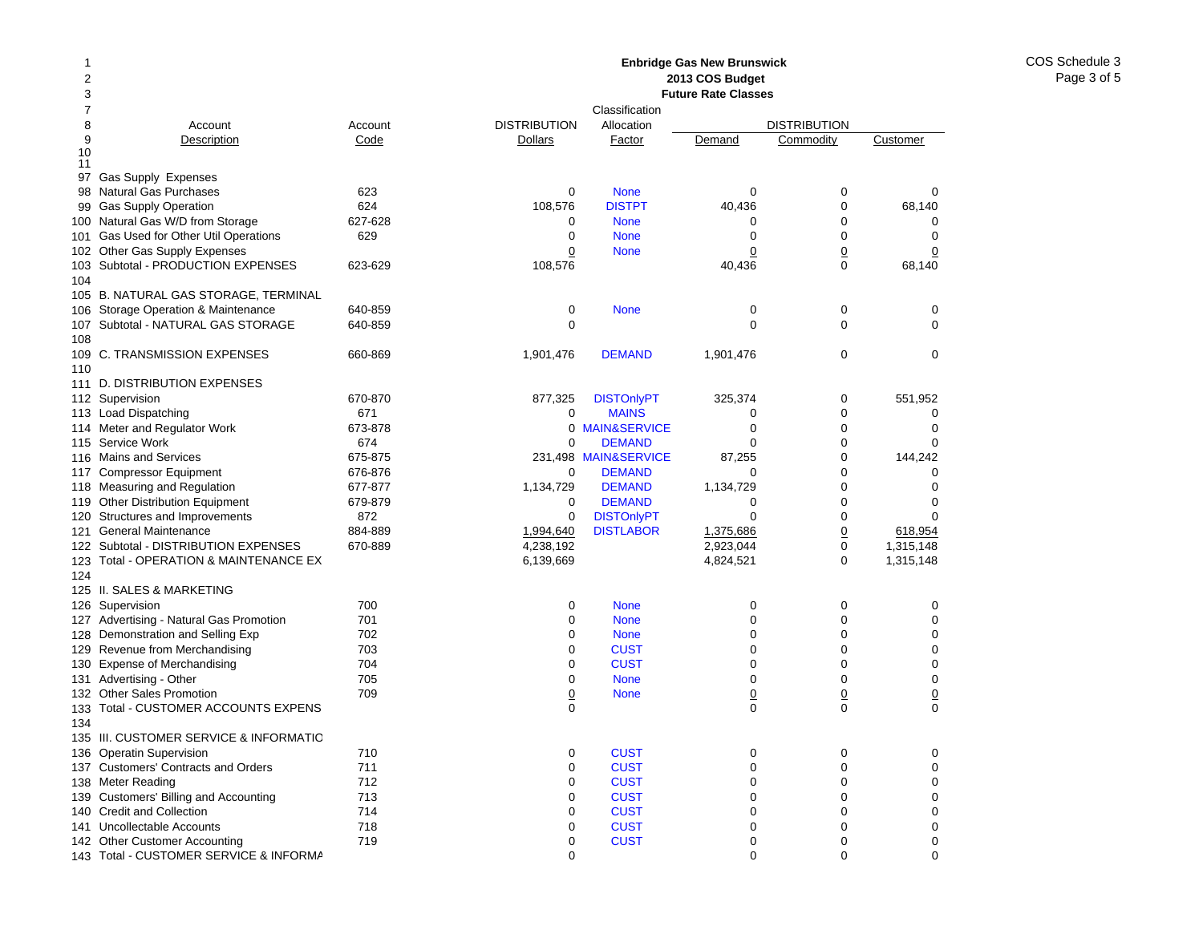**Enbridge Gas New Brunswick**
**2013 COS Budget**
**Future Rate Classes**

COS Schedule 3
Page 3 of 5

| Line | Account Description | Account Code | DISTRIBUTION Dollars | Classification Allocation Factor | DISTRIBUTION Demand | DISTRIBUTION Commodity | DISTRIBUTION Customer |
|---|---|---|---|---|---|---|---|
| 97 | Gas Supply Expenses | | | | | | |
| 98 | Natural Gas Purchases | 623 | 0 | None | 0 | 0 | 0 |
| 99 | Gas Supply Operation | 624 | 108,576 | DISTPT | 40,436 | 0 | 68,140 |
| 100 | Natural Gas W/D from Storage | 627-628 | 0 | None | 0 | 0 | 0 |
| 101 | Gas Used for Other Util Operations | 629 | 0 | None | 0 | 0 | 0 |
| 102 | Other Gas Supply Expenses | | 0 | None | 0 | 0 | 0 |
| 103 | Subtotal - PRODUCTION EXPENSES | 623-629 | 108,576 | | 40,436 | 0 | 68,140 |
| 104 | | | | | | | |
| 105 | B. NATURAL GAS STORAGE, TERMINAL | | | | | | |
| 106 | Storage Operation & Maintenance | 640-859 | 0 | None | 0 | 0 | 0 |
| 107 | Subtotal - NATURAL GAS STORAGE | 640-859 | 0 | | 0 | 0 | 0 |
| 108 | | | | | | | |
| 109 | C. TRANSMISSION EXPENSES | 660-869 | 1,901,476 | DEMAND | 1,901,476 | 0 | 0 |
| 110 | | | | | | | |
| 111 | D. DISTRIBUTION EXPENSES | | | | | | |
| 112 | Supervision | 670-870 | 877,325 | DISTOnlyPT | 325,374 | 0 | 551,952 |
| 113 | Load Dispatching | 671 | 0 | MAINS | 0 | 0 | 0 |
| 114 | Meter and Regulator Work | 673-878 | 0 | MAIN&SERVICE | 0 | 0 | 0 |
| 115 | Service Work | 674 | 0 | DEMAND | 0 | 0 | 0 |
| 116 | Mains and Services | 675-875 | 231,498 | MAIN&SERVICE | 87,255 | 0 | 144,242 |
| 117 | Compressor Equipment | 676-876 | 0 | DEMAND | 0 | 0 | 0 |
| 118 | Measuring and Regulation | 677-877 | 1,134,729 | DEMAND | 1,134,729 | 0 | 0 |
| 119 | Other Distribution Equipment | 679-879 | 0 | DEMAND | 0 | 0 | 0 |
| 120 | Structures and Improvements | 872 | 0 | DISTOnlyPT | 0 | 0 | 0 |
| 121 | General Maintenance | 884-889 | 1,994,640 | DISTLABOR | 1,375,686 | 0 | 618,954 |
| 122 | Subtotal - DISTRIBUTION EXPENSES | 670-889 | 4,238,192 | | 2,923,044 | 0 | 1,315,148 |
| 123 | Total - OPERATION & MAINTENANCE EX | | 6,139,669 | | 4,824,521 | 0 | 1,315,148 |
| 124 | | | | | | | |
| 125 | II. SALES & MARKETING | | | | | | |
| 126 | Supervision | 700 | 0 | None | 0 | 0 | 0 |
| 127 | Advertising - Natural Gas Promotion | 701 | 0 | None | 0 | 0 | 0 |
| 128 | Demonstration and Selling Exp | 702 | 0 | None | 0 | 0 | 0 |
| 129 | Revenue from Merchandising | 703 | 0 | CUST | 0 | 0 | 0 |
| 130 | Expense of Merchandising | 704 | 0 | CUST | 0 | 0 | 0 |
| 131 | Advertising - Other | 705 | 0 | None | 0 | 0 | 0 |
| 132 | Other Sales Promotion | 709 | 0 | None | 0 | 0 | 0 |
| 133 | Total - CUSTOMER ACCOUNTS EXPENS | | 0 | | 0 | 0 | 0 |
| 134 | | | | | | | |
| 135 | III. CUSTOMER SERVICE & INFORMATIO | | | | | | |
| 136 | Operatin Supervision | 710 | 0 | CUST | 0 | 0 | 0 |
| 137 | Customers' Contracts and Orders | 711 | 0 | CUST | 0 | 0 | 0 |
| 138 | Meter Reading | 712 | 0 | CUST | 0 | 0 | 0 |
| 139 | Customers' Billing and Accounting | 713 | 0 | CUST | 0 | 0 | 0 |
| 140 | Credit and Collection | 714 | 0 | CUST | 0 | 0 | 0 |
| 141 | Uncollectable Accounts | 718 | 0 | CUST | 0 | 0 | 0 |
| 142 | Other Customer Accounting | 719 | 0 | CUST | 0 | 0 | 0 |
| 143 | Total - CUSTOMER SERVICE & INFORMA | | 0 | | 0 | 0 | 0 |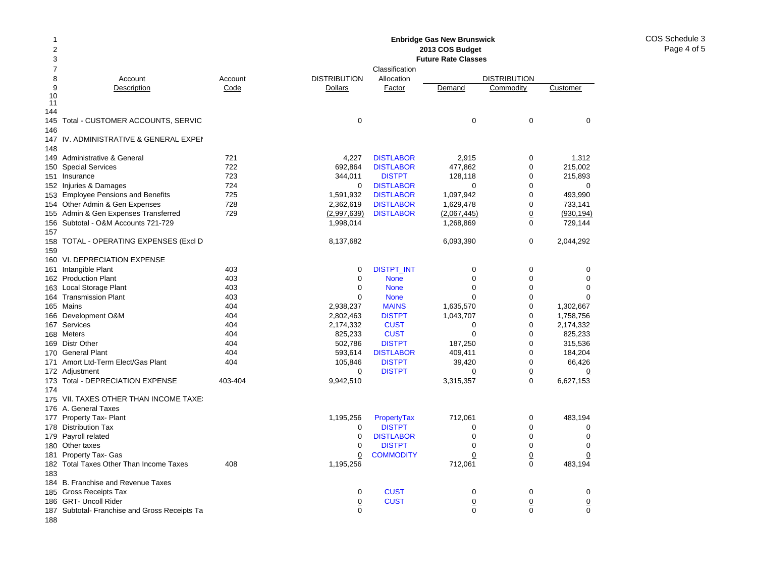**Enbridge Gas New Brunswick**
**2013 COS Budget**
**Future Rate Classes**

COS Schedule 3

| Line | Account Description | Account Code | DISTRIBUTION Dollars | Classification Allocation Factor | DISTRIBUTION Demand | DISTRIBUTION Commodity | DISTRIBUTION Customer |
|---|---|---|---|---|---|---|---|
| 1 | | | | | | | |
| 2 | | | | | | | |
| 3 | | | | | | | |
| 7 | | | | | | | |
| 8 | | | | | | | |
| 9 | | | | | | | |
| 10 | | | | | | | |
| 11 | | | | | | | |
| 144 | | | | | | | |
| 145 | Total - CUSTOMER ACCOUNTS, SERVIC | | 0 | | 0 | 0 | 0 |
| 146 | | | | | | | |
| 147 | IV. ADMINISTRATIVE & GENERAL EXPEI | | | | | | |
| 148 | | | | | | | |
| 149 | Administrative & General | 721 | 4,227 | DISTLABOR | 2,915 | 0 | 1,312 |
| 150 | Special Services | 722 | 692,864 | DISTLABOR | 477,862 | 0 | 215,002 |
| 151 | Insurance | 723 | 344,011 | DISTPT | 128,118 | 0 | 215,893 |
| 152 | Injuries & Damages | 724 | 0 | DISTLABOR | 0 | 0 | 0 |
| 153 | Employee Pensions and Benefits | 725 | 1,591,932 | DISTLABOR | 1,097,942 | 0 | 493,990 |
| 154 | Other Admin & Gen Expenses | 728 | 2,362,619 | DISTLABOR | 1,629,478 | 0 | 733,141 |
| 155 | Admin & Gen Expenses Transferred | 729 | (2,997,639) | DISTLABOR | (2,067,445) | 0 | (930,194) |
| 156 | Subtotal - O&M Accounts 721-729 | | 1,998,014 | | 1,268,869 | 0 | 729,144 |
| 157 | | | | | | | |
| 158 | TOTAL - OPERATING EXPENSES (Excl D | | 8,137,682 | | 6,093,390 | 0 | 2,044,292 |
| 159 | | | | | | | |
| 160 | VI. DEPRECIATION EXPENSE | | | | | | |
| 161 | Intangible Plant | 403 | 0 | DISTPT_INT | 0 | 0 | 0 |
| 162 | Production Plant | 403 | 0 | None | 0 | 0 | 0 |
| 163 | Local Storage Plant | 403 | 0 | None | 0 | 0 | 0 |
| 164 | Transmission Plant | 403 | 0 | None | 0 | 0 | 0 |
| 165 | Mains | 404 | 2,938,237 | MAINS | 1,635,570 | 0 | 1,302,667 |
| 166 | Development O&M | 404 | 2,802,463 | DISTPT | 1,043,707 | 0 | 1,758,756 |
| 167 | Services | 404 | 2,174,332 | CUST | 0 | 0 | 2,174,332 |
| 168 | Meters | 404 | 825,233 | CUST | 0 | 0 | 825,233 |
| 169 | Distr Other | 404 | 502,786 | DISTPT | 187,250 | 0 | 315,536 |
| 170 | General Plant | 404 | 593,614 | DISTLABOR | 409,411 | 0 | 184,204 |
| 171 | Amort Ltd-Term Elect/Gas Plant | 404 | 105,846 | DISTPT | 39,420 | 0 | 66,426 |
| 172 | Adjustment | | 0 | DISTPT | 0 | 0 | 0 |
| 173 | Total - DEPRECIATION EXPENSE | 403-404 | 9,942,510 | | 3,315,357 | 0 | 6,627,153 |
| 174 | | | | | | | |
| 175 | VII. TAXES OTHER THAN INCOME TAXE | | | | | | |
| 176 | A. General Taxes | | | | | | |
| 177 | Property Tax- Plant | | 1,195,256 | PropertyTax | 712,061 | 0 | 483,194 |
| 178 | Distribution Tax | | 0 | DISTPT | 0 | 0 | 0 |
| 179 | Payroll related | | 0 | DISTLABOR | 0 | 0 | 0 |
| 180 | Other taxes | | 0 | DISTPT | 0 | 0 | 0 |
| 181 | Property Tax- Gas | | 0 | COMMODITY | 0 | 0 | 0 |
| 182 | Total Taxes Other Than Income Taxes | 408 | 1,195,256 | | 712,061 | 0 | 483,194 |
| 183 | | | | | | | |
| 184 | B. Franchise and Revenue Taxes | | | | | | |
| 185 | Gross Receipts Tax | | 0 | CUST | 0 | 0 | 0 |
| 186 | GRT- Uncoll Rider | | 0 | CUST | 0 | 0 | 0 |
| 187 | Subtotal- Franchise and Gross Receipts Ta | | 0 | | 0 | 0 | 0 |
| 188 | | | | | | | |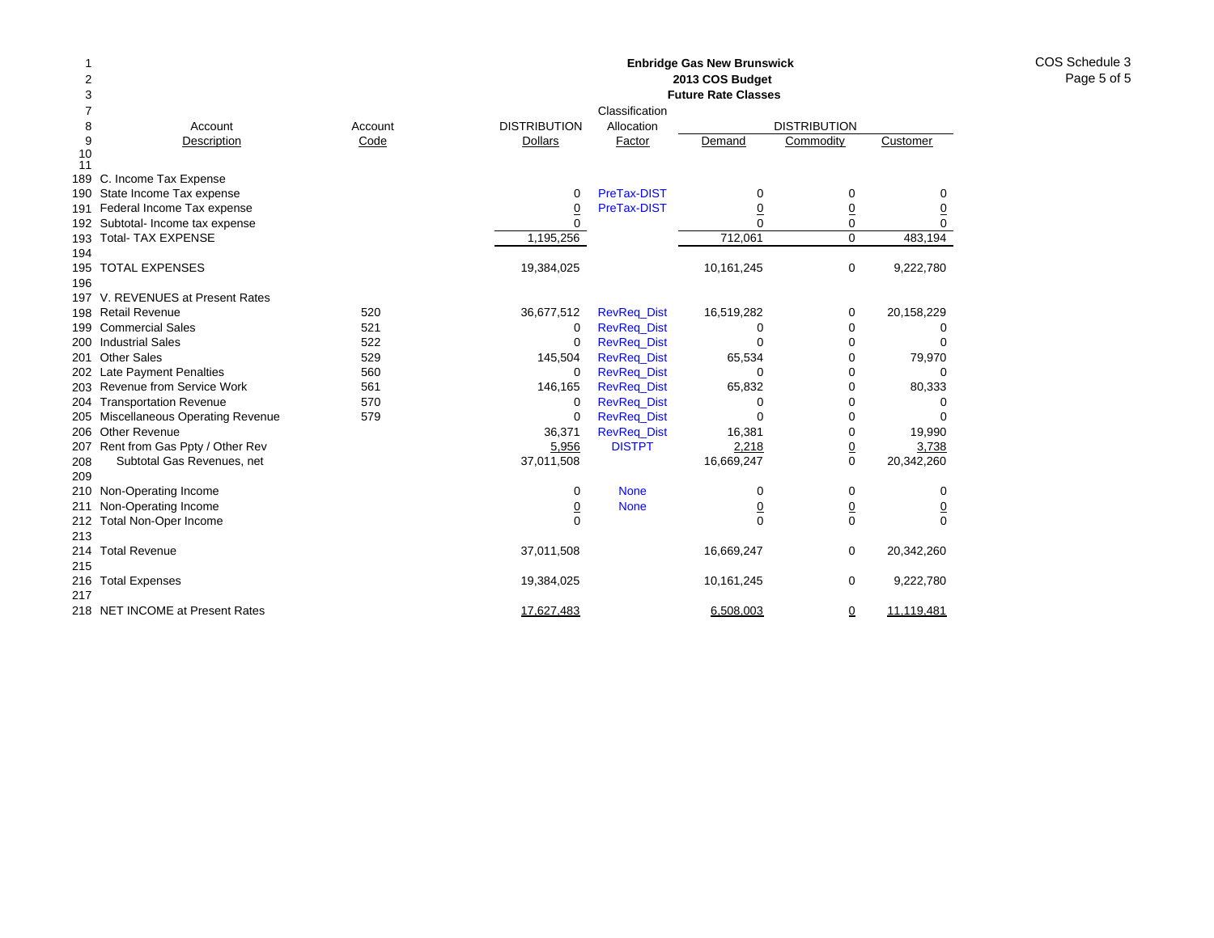**Enbridge Gas New Brunswick**
**2013 COS Budget**
**Future Rate Classes**

COS Schedule 3

| Line | Account Description | Account Code | DISTRIBUTION Dollars | Classification Allocation Factor | DISTRIBUTION Demand | DISTRIBUTION Commodity | DISTRIBUTION Customer |
|---|---|---|---|---|---|---|---|
| 189 | C. Income Tax Expense | | | | | | |
| 190 | State Income Tax expense | | 0 | PreTax-DIST | 0 | 0 | 0 |
| 191 | Federal Income Tax expense | | 0 | PreTax-DIST | 0 | 0 | 0 |
| 192 | Subtotal- Income tax expense | | 0 | | 0 | 0 | 0 |
| 193 | Total- TAX EXPENSE | | 1,195,256 | | 712,061 | 0 | 483,194 |
| 194 | | | | | | | |
| 195 | TOTAL EXPENSES | | 19,384,025 | | 10,161,245 | 0 | 9,222,780 |
| 196 | | | | | | | |
| 197 | V. REVENUES at Present Rates | | | | | | |
| 198 | Retail Revenue | 520 | 36,677,512 | RevReq_Dist | 16,519,282 | 0 | 20,158,229 |
| 199 | Commercial Sales | 521 | 0 | RevReq_Dist | 0 | 0 | 0 |
| 200 | Industrial Sales | 522 | 0 | RevReq_Dist | 0 | 0 | 0 |
| 201 | Other Sales | 529 | 145,504 | RevReq_Dist | 65,534 | 0 | 79,970 |
| 202 | Late Payment Penalties | 560 | 0 | RevReq_Dist | 0 | 0 | 0 |
| 203 | Revenue from Service Work | 561 | 146,165 | RevReq_Dist | 65,832 | 0 | 80,333 |
| 204 | Transportation Revenue | 570 | 0 | RevReq_Dist | 0 | 0 | 0 |
| 205 | Miscellaneous Operating Revenue | 579 | 0 | RevReq_Dist | 0 | 0 | 0 |
| 206 | Other Revenue | | 36,371 | RevReq_Dist | 16,381 | 0 | 19,990 |
| 207 | Rent from Gas Ppty / Other Rev | | 5,956 | DISTPT | 2,218 | 0 | 3,738 |
| 208 | Subtotal Gas Revenues, net | | 37,011,508 | | 16,669,247 | 0 | 20,342,260 |
| 209 | | | | | | | |
| 210 | Non-Operating Income | | 0 | None | 0 | 0 | 0 |
| 211 | Non-Operating Income | | 0 | None | 0 | 0 | 0 |
| 212 | Total Non-Oper Income | | 0 | | 0 | 0 | 0 |
| 213 | | | | | | | |
| 214 | Total Revenue | | 37,011,508 | | 16,669,247 | 0 | 20,342,260 |
| 215 | | | | | | | |
| 216 | Total Expenses | | 19,384,025 | | 10,161,245 | 0 | 9,222,780 |
| 217 | | | | | | | |
| 218 | NET INCOME at Present Rates | | 17,627,483 | | 6,508,003 | 0 | 11,119,481 |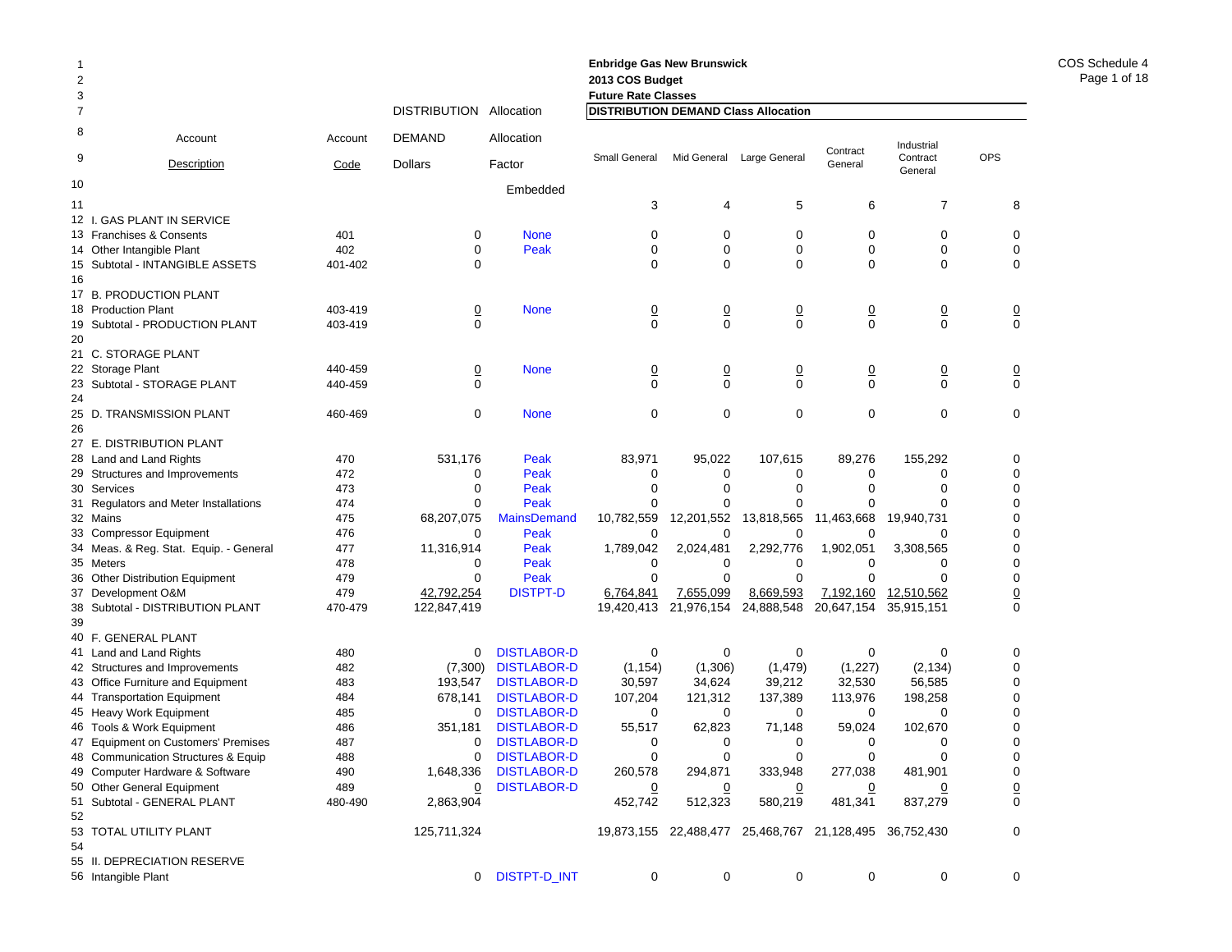**Enbridge Gas New Brunswick**
**2013 COS Budget**
**Future Rate Classes**

COS Schedule 4

**DISTRIBUTION DEMAND Class Allocation**

| Line | Account Description | Account Code | DISTRIBUTION DEMAND Dollars | Allocation Factor | Small General | Mid General | Large General | Contract General | Industrial Contract General | OPS |
|---|---|---|---|---|---|---|---|---|---|---|
| 10 | | | | Embedded | | | | | | |
| 11 | | | | | 3 | 4 | 5 | 6 | 7 | 8 |
| 12 | I. GAS PLANT IN SERVICE | | | | | | | | | |
| 13 | Franchises & Consents | 401 | 0 | None | 0 | 0 | 0 | 0 | 0 | 0 |
| 14 | Other Intangible Plant | 402 | 0 | Peak | 0 | 0 | 0 | 0 | 0 | 0 |
| 15 | Subtotal - INTANGIBLE ASSETS | 401-402 | 0 | | 0 | 0 | 0 | 0 | 0 | 0 |
| 16 | | | | | | | | | | |
| 17 | B. PRODUCTION PLANT | | | | | | | | | |
| 18 | Production Plant | 403-419 | 0 | None | 0 | 0 | 0 | 0 | 0 | 0 |
| 19 | Subtotal - PRODUCTION PLANT | 403-419 | 0 | | 0 | 0 | 0 | 0 | 0 | 0 |
| 20 | | | | | | | | | | |
| 21 | C. STORAGE PLANT | | | | | | | | | |
| 22 | Storage Plant | 440-459 | 0 | None | 0 | 0 | 0 | 0 | 0 | 0 |
| 23 | Subtotal - STORAGE PLANT | 440-459 | 0 | | 0 | 0 | 0 | 0 | 0 | 0 |
| 24 | | | | | | | | | | |
| 25 | D. TRANSMISSION PLANT | 460-469 | 0 | None | 0 | 0 | 0 | 0 | 0 | 0 |
| 26 | | | | | | | | | | |
| 27 | E. DISTRIBUTION PLANT | | | | | | | | | |
| 28 | Land and Land Rights | 470 | 531,176 | Peak | 83,971 | 95,022 | 107,615 | 89,276 | 155,292 | 0 |
| 29 | Structures and Improvements | 472 | 0 | Peak | 0 | 0 | 0 | 0 | 0 | 0 |
| 30 | Services | 473 | 0 | Peak | 0 | 0 | 0 | 0 | 0 | 0 |
| 31 | Regulators and Meter Installations | 474 | 0 | Peak | 0 | 0 | 0 | 0 | 0 | 0 |
| 32 | Mains | 475 | 68,207,075 | MainsDemand | 10,782,559 | 12,201,552 | 13,818,565 | 11,463,668 | 19,940,731 | 0 |
| 33 | Compressor Equipment | 476 | 0 | Peak | 0 | 0 | 0 | 0 | 0 | 0 |
| 34 | Meas. & Reg. Stat. Equip. - General | 477 | 11,316,914 | Peak | 1,789,042 | 2,024,481 | 2,292,776 | 1,902,051 | 3,308,565 | 0 |
| 35 | Meters | 478 | 0 | Peak | 0 | 0 | 0 | 0 | 0 | 0 |
| 36 | Other Distribution Equipment | 479 | 0 | Peak | 0 | 0 | 0 | 0 | 0 | 0 |
| 37 | Development O&M | 479 | 42,792,254 | DISTPT-D | 6,764,841 | 7,655,099 | 8,669,593 | 7,192,160 | 12,510,562 | 0 |
| 38 | Subtotal - DISTRIBUTION PLANT | 470-479 | 122,847,419 | | 19,420,413 | 21,976,154 | 24,888,548 | 20,647,154 | 35,915,151 | 0 |
| 39 | | | | | | | | | | |
| 40 | F. GENERAL PLANT | | | | | | | | | |
| 41 | Land and Land Rights | 480 | 0 | DISTLABOR-D | 0 | 0 | 0 | 0 | 0 | 0 |
| 42 | Structures and Improvements | 482 | (7,300) | DISTLABOR-D | (1,154) | (1,306) | (1,479) | (1,227) | (2,134) | 0 |
| 43 | Office Furniture and Equipment | 483 | 193,547 | DISTLABOR-D | 30,597 | 34,624 | 39,212 | 32,530 | 56,585 | 0 |
| 44 | Transportation Equipment | 484 | 678,141 | DISTLABOR-D | 107,204 | 121,312 | 137,389 | 113,976 | 198,258 | 0 |
| 45 | Heavy Work Equipment | 485 | 0 | DISTLABOR-D | 0 | 0 | 0 | 0 | 0 | 0 |
| 46 | Tools & Work Equipment | 486 | 351,181 | DISTLABOR-D | 55,517 | 62,823 | 71,148 | 59,024 | 102,670 | 0 |
| 47 | Equipment on Customers' Premises | 487 | 0 | DISTLABOR-D | 0 | 0 | 0 | 0 | 0 | 0 |
| 48 | Communication Structures & Equip | 488 | 0 | DISTLABOR-D | 0 | 0 | 0 | 0 | 0 | 0 |
| 49 | Computer Hardware & Software | 490 | 1,648,336 | DISTLABOR-D | 260,578 | 294,871 | 333,948 | 277,038 | 481,901 | 0 |
| 50 | Other General Equipment | 489 | 0 | DISTLABOR-D | 0 | 0 | 0 | 0 | 0 | 0 |
| 51 | Subtotal - GENERAL PLANT | 480-490 | 2,863,904 | | 452,742 | 512,323 | 580,219 | 481,341 | 837,279 | 0 |
| 52 | | | | | | | | | | |
| 53 | TOTAL UTILITY PLANT | | 125,711,324 | | 19,873,155 | 22,488,477 | 25,468,767 | 21,128,495 | 36,752,430 | 0 |
| 54 | | | | | | | | | | |
| 55 | II. DEPRECIATION RESERVE | | | | | | | | | |
| 56 | Intangible Plant | | 0 | DISTPT-D_INT | 0 | 0 | 0 | 0 | 0 | 0 |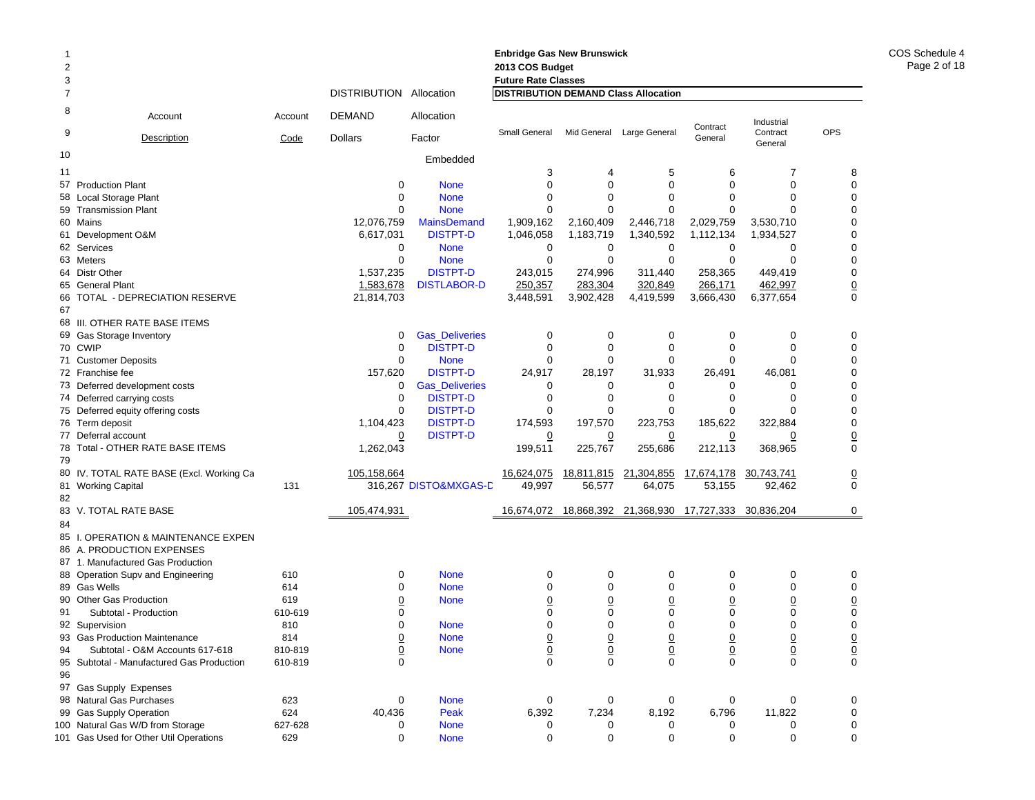**Enbridge Gas New Brunswick**
**2013 COS Budget**
**Future Rate Classes**
**DISTRIBUTION DEMAND Class Allocation**

COS Schedule 4
Page 2 of 18

| Line | Account Description | Account Code | DISTRIBUTION DEMAND Dollars | Allocation Factor | Small General | Mid General | Large General | Contract General | Industrial Contract General | OPS |
|---|---|---|---|---|---|---|---|---|---|---|
| 10 | | | | Embedded | | | | | | |
| 11 | | | | | 3 | 4 | 5 | 6 | 7 | 8 |
| 57 | Production Plant | | 0 | None | 0 | 0 | 0 | 0 | 0 | 0 |
| 58 | Local Storage Plant | | 0 | None | 0 | 0 | 0 | 0 | 0 | 0 |
| 59 | Transmission Plant | | 0 | None | 0 | 0 | 0 | 0 | 0 | 0 |
| 60 | Mains | | 12,076,759 | MainsDemand | 1,909,162 | 2,160,409 | 2,446,718 | 2,029,759 | 3,530,710 | 0 |
| 61 | Development O&M | | 6,617,031 | DISTPT-D | 1,046,058 | 1,183,719 | 1,340,592 | 1,112,134 | 1,934,527 | 0 |
| 62 | Services | | 0 | None | 0 | 0 | 0 | 0 | 0 | 0 |
| 63 | Meters | | 0 | None | 0 | 0 | 0 | 0 | 0 | 0 |
| 64 | Distr Other | | 1,537,235 | DISTPT-D | 243,015 | 274,996 | 311,440 | 258,365 | 449,419 | 0 |
| 65 | General Plant | | 1,583,678 | DISTLABOR-D | 250,357 | 283,304 | 320,849 | 266,171 | 462,997 | 0 |
| 66 | TOTAL - DEPRECIATION RESERVE | | 21,814,703 | | 3,448,591 | 3,902,428 | 4,419,599 | 3,666,430 | 6,377,654 | 0 |
| 67 | | | | | | | | | | |
| 68 | III. OTHER RATE BASE ITEMS | | | | | | | | | |
| 69 | Gas Storage Inventory | | 0 | Gas_Deliveries | 0 | 0 | 0 | 0 | 0 | 0 |
| 70 | CWIP | | 0 | DISTPT-D | 0 | 0 | 0 | 0 | 0 | 0 |
| 71 | Customer Deposits | | 0 | None | 0 | 0 | 0 | 0 | 0 | 0 |
| 72 | Franchise fee | | 157,620 | DISTPT-D | 24,917 | 28,197 | 31,933 | 26,491 | 46,081 | 0 |
| 73 | Deferred development costs | | 0 | Gas_Deliveries | 0 | 0 | 0 | 0 | 0 | 0 |
| 74 | Deferred carrying costs | | 0 | DISTPT-D | 0 | 0 | 0 | 0 | 0 | 0 |
| 75 | Deferred equity offering costs | | 0 | DISTPT-D | 0 | 0 | 0 | 0 | 0 | 0 |
| 76 | Term deposit | | 1,104,423 | DISTPT-D | 174,593 | 197,570 | 223,753 | 185,622 | 322,884 | 0 |
| 77 | Deferral account | | 0 | DISTPT-D | 0 | 0 | 0 | 0 | 0 | 0 |
| 78 | Total - OTHER RATE BASE ITEMS | | 1,262,043 | | 199,511 | 225,767 | 255,686 | 212,113 | 368,965 | 0 |
| 79 | | | | | | | | | | |
| 80 | IV. TOTAL RATE BASE (Excl. Working Ca | | 105,158,664 | | 16,624,075 | 18,811,815 | 21,304,855 | 17,674,178 | 30,743,741 | 0 |
| 81 | Working Capital | 131 | 316,267 | DISTO&MXGAS-D | 49,997 | 56,577 | 64,075 | 53,155 | 92,462 | 0 |
| 82 | | | | | | | | | | |
| 83 | V. TOTAL RATE BASE | | 105,474,931 | | 16,674,072 | 18,868,392 | 21,368,930 | 17,727,333 | 30,836,204 | 0 |
| 84 | | | | | | | | | | |
| 85 | I. OPERATION & MAINTENANCE EXPEN | | | | | | | | | |
| 86 | A. PRODUCTION EXPENSES | | | | | | | | | |
| 87 | 1. Manufactured Gas Production | | | | | | | | | |
| 88 | Operation Supv and Engineering | 610 | 0 | None | 0 | 0 | 0 | 0 | 0 | 0 |
| 89 | Gas Wells | 614 | 0 | None | 0 | 0 | 0 | 0 | 0 | 0 |
| 90 | Other Gas Production | 619 | 0 | None | 0 | 0 | 0 | 0 | 0 | 0 |
| 91 | Subtotal - Production | 610-619 | 0 | | 0 | 0 | 0 | 0 | 0 | 0 |
| 92 | Supervision | 810 | 0 | None | 0 | 0 | 0 | 0 | 0 | 0 |
| 93 | Gas Production Maintenance | 814 | 0 | None | 0 | 0 | 0 | 0 | 0 | 0 |
| 94 | Subtotal - O&M Accounts 617-618 | 810-819 | 0 | None | 0 | 0 | 0 | 0 | 0 | 0 |
| 95 | Subtotal - Manufactured Gas Production | 610-819 | 0 | | 0 | 0 | 0 | 0 | 0 | 0 |
| 96 | | | | | | | | | | |
| 97 | Gas Supply Expenses | | | | | | | | | |
| 98 | Natural Gas Purchases | 623 | 0 | None | 0 | 0 | 0 | 0 | 0 | 0 |
| 99 | Gas Supply Operation | 624 | 40,436 | Peak | 6,392 | 7,234 | 8,192 | 6,796 | 11,822 | 0 |
| 100 | Natural Gas W/D from Storage | 627-628 | 0 | None | 0 | 0 | 0 | 0 | 0 | 0 |
| 101 | Gas Used for Other Util Operations | 629 | 0 | None | 0 | 0 | 0 | 0 | 0 | 0 |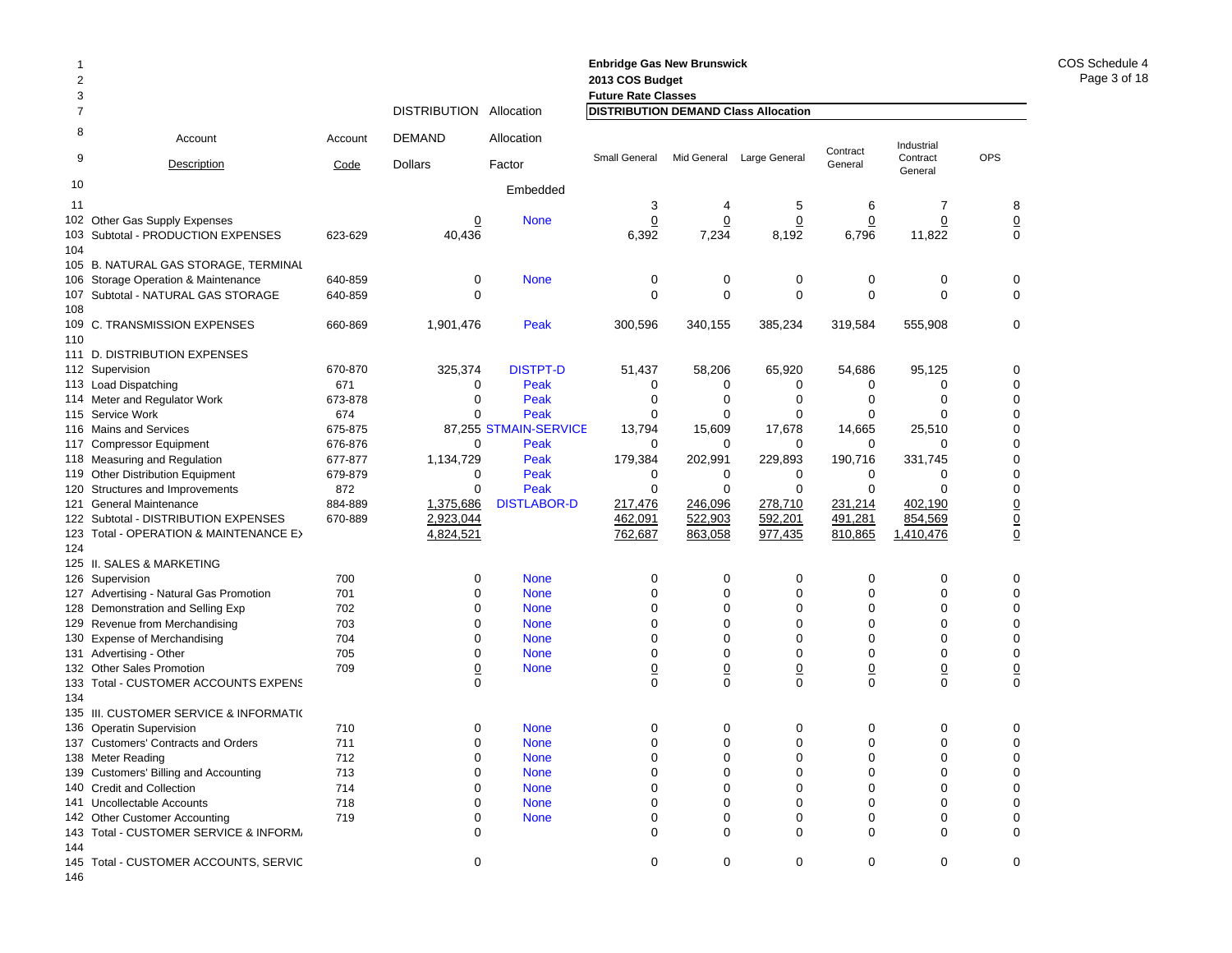**Enbridge Gas New Brunswick**
**2013 COS Budget**
**Future Rate Classes**

COS Schedule 4

| Line | Account Description | Account Code | DISTRIBUTION DEMAND Dollars | Allocation Factor | Small General | Mid General | Large General | Contract General | Industrial Contract General | OPS |
|---|---|---|---|---|---|---|---|---|---|---|
| 7 | | | | | **DISTRIBUTION DEMAND Class Allocation** | | | | | |
| 10 | | | | Embedded | | | | | | |
| 11 | | | | | 3 | 4 | 5 | 6 | 7 | 8 |
| 102 | Other Gas Supply Expenses | | 0 | None | 0 | 0 | 0 | 0 | 0 | 0 |
| 103 | Subtotal - PRODUCTION EXPENSES | 623-629 | 40,436 | | 6,392 | 7,234 | 8,192 | 6,796 | 11,822 | 0 |
| 104 | | | | | | | | | | |
| 105 | B. NATURAL GAS STORAGE, TERMINAL | | | | | | | | | |
| 106 | Storage Operation & Maintenance | 640-859 | 0 | None | 0 | 0 | 0 | 0 | 0 | 0 |
| 107 | Subtotal - NATURAL GAS STORAGE | 640-859 | 0 | | 0 | 0 | 0 | 0 | 0 | 0 |
| 108 | | | | | | | | | | |
| 109 | C. TRANSMISSION EXPENSES | 660-869 | 1,901,476 | Peak | 300,596 | 340,155 | 385,234 | 319,584 | 555,908 | 0 |
| 110 | | | | | | | | | | |
| 111 | D. DISTRIBUTION EXPENSES | | | | | | | | | |
| 112 | Supervision | 670-870 | 325,374 | DISTPT-D | 51,437 | 58,206 | 65,920 | 54,686 | 95,125 | 0 |
| 113 | Load Dispatching | 671 | 0 | Peak | 0 | 0 | 0 | 0 | 0 | 0 |
| 114 | Meter and Regulator Work | 673-878 | 0 | Peak | 0 | 0 | 0 | 0 | 0 | 0 |
| 115 | Service Work | 674 | 0 | Peak | 0 | 0 | 0 | 0 | 0 | 0 |
| 116 | Mains and Services | 675-875 | 87,255 | STMAIN-SERVICE | 13,794 | 15,609 | 17,678 | 14,665 | 25,510 | 0 |
| 117 | Compressor Equipment | 676-876 | 0 | Peak | 0 | 0 | 0 | 0 | 0 | 0 |
| 118 | Measuring and Regulation | 677-877 | 1,134,729 | Peak | 179,384 | 202,991 | 229,893 | 190,716 | 331,745 | 0 |
| 119 | Other Distribution Equipment | 679-879 | 0 | Peak | 0 | 0 | 0 | 0 | 0 | 0 |
| 120 | Structures and Improvements | 872 | 0 | Peak | 0 | 0 | 0 | 0 | 0 | 0 |
| 121 | General Maintenance | 884-889 | 1,375,686 | DISTLABOR-D | 217,476 | 246,096 | 278,710 | 231,214 | 402,190 | 0 |
| 122 | Subtotal - DISTRIBUTION EXPENSES | 670-889 | 2,923,044 | | 462,091 | 522,903 | 592,201 | 491,281 | 854,569 | 0 |
| 123 | Total - OPERATION & MAINTENANCE EX | | 4,824,521 | | 762,687 | 863,058 | 977,435 | 810,865 | 1,410,476 | 0 |
| 124 | | | | | | | | | | |
| 125 | II. SALES & MARKETING | | | | | | | | | |
| 126 | Supervision | 700 | 0 | None | 0 | 0 | 0 | 0 | 0 | 0 |
| 127 | Advertising - Natural Gas Promotion | 701 | 0 | None | 0 | 0 | 0 | 0 | 0 | 0 |
| 128 | Demonstration and Selling Exp | 702 | 0 | None | 0 | 0 | 0 | 0 | 0 | 0 |
| 129 | Revenue from Merchandising | 703 | 0 | None | 0 | 0 | 0 | 0 | 0 | 0 |
| 130 | Expense of Merchandising | 704 | 0 | None | 0 | 0 | 0 | 0 | 0 | 0 |
| 131 | Advertising - Other | 705 | 0 | None | 0 | 0 | 0 | 0 | 0 | 0 |
| 132 | Other Sales Promotion | 709 | 0 | None | 0 | 0 | 0 | 0 | 0 | 0 |
| 133 | Total - CUSTOMER ACCOUNTS EXPENS | | 0 | | 0 | 0 | 0 | 0 | 0 | 0 |
| 134 | | | | | | | | | | |
| 135 | III. CUSTOMER SERVICE & INFORMATIO | | | | | | | | | |
| 136 | Operatin Supervision | 710 | 0 | None | 0 | 0 | 0 | 0 | 0 | 0 |
| 137 | Customers' Contracts and Orders | 711 | 0 | None | 0 | 0 | 0 | 0 | 0 | 0 |
| 138 | Meter Reading | 712 | 0 | None | 0 | 0 | 0 | 0 | 0 | 0 |
| 139 | Customers' Billing and Accounting | 713 | 0 | None | 0 | 0 | 0 | 0 | 0 | 0 |
| 140 | Credit and Collection | 714 | 0 | None | 0 | 0 | 0 | 0 | 0 | 0 |
| 141 | Uncollectable Accounts | 718 | 0 | None | 0 | 0 | 0 | 0 | 0 | 0 |
| 142 | Other Customer Accounting | 719 | 0 | None | 0 | 0 | 0 | 0 | 0 | 0 |
| 143 | Total - CUSTOMER SERVICE & INFORM | | 0 | | 0 | 0 | 0 | 0 | 0 | 0 |
| 144 | | | | | | | | | | |
| 145 | Total - CUSTOMER ACCOUNTS, SERVIC | | 0 | | 0 | 0 | 0 | 0 | 0 | 0 |
| 146 | | | | | | | | | | |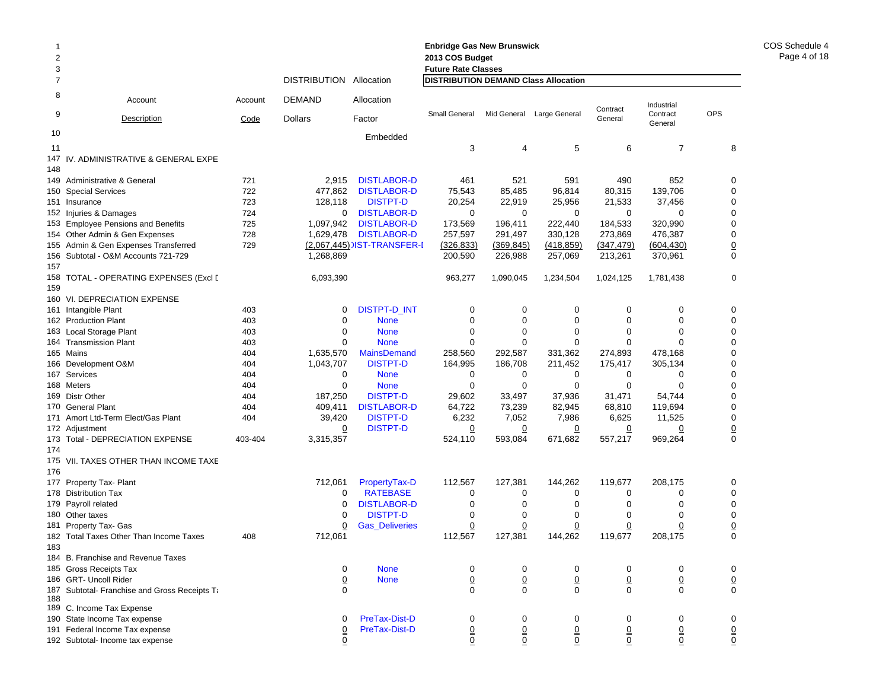**Enbridge Gas New Brunswick**
**2013 COS Budget**
**Future Rate Classes**

COS Schedule 4

| Line | Account Description | Account Code | DISTRIBUTION DEMAND Dollars | Allocation Factor | Small General | Mid General | Large General | Contract General | Industrial Contract General | OPS |
|---|---|---|---|---|---|---|---|---|---|---|
| | | | | Embedded | | | | | | |
| 11 | | | | | 3 | 4 | 5 | 6 | 7 | 8 |
| 147 | IV. ADMINISTRATIVE & GENERAL EXPE | | | | | | | | | |
| 148 | | | | | | | | | | |
| 149 | Administrative & General | 721 | 2,915 | DISTLABOR-D | 461 | 521 | 591 | 490 | 852 | 0 |
| 150 | Special Services | 722 | 477,862 | DISTLABOR-D | 75,543 | 85,485 | 96,814 | 80,315 | 139,706 | 0 |
| 151 | Insurance | 723 | 128,118 | DISTPT-D | 20,254 | 22,919 | 25,956 | 21,533 | 37,456 | 0 |
| 152 | Injuries & Damages | 724 | 0 | DISTLABOR-D | 0 | 0 | 0 | 0 | 0 | 0 |
| 153 | Employee Pensions and Benefits | 725 | 1,097,942 | DISTLABOR-D | 173,569 | 196,411 | 222,440 | 184,533 | 320,990 | 0 |
| 154 | Other Admin & Gen Expenses | 728 | 1,629,478 | DISTLABOR-D | 257,597 | 291,497 | 330,128 | 273,869 | 476,387 | 0 |
| 155 | Admin & Gen Expenses Transferred | 729 | (2,067,445) | DIST-TRANSFER-I | (326,833) | (369,845) | (418,859) | (347,479) | (604,430) | 0 |
| 156 | Subtotal - O&M Accounts 721-729 | | 1,268,869 | | 200,590 | 226,988 | 257,069 | 213,261 | 370,961 | 0 |
| 157 | | | | | | | | | | |
| 158 | TOTAL - OPERATING EXPENSES (Excl D | | 6,093,390 | | 963,277 | 1,090,045 | 1,234,504 | 1,024,125 | 1,781,438 | 0 |
| 159 | | | | | | | | | | |
| 160 | VI. DEPRECIATION EXPENSE | | | | | | | | | |
| 161 | Intangible Plant | 403 | 0 | DISTPT-D_INT | 0 | 0 | 0 | 0 | 0 | 0 |
| 162 | Production Plant | 403 | 0 | None | 0 | 0 | 0 | 0 | 0 | 0 |
| 163 | Local Storage Plant | 403 | 0 | None | 0 | 0 | 0 | 0 | 0 | 0 |
| 164 | Transmission Plant | 403 | 0 | None | 0 | 0 | 0 | 0 | 0 | 0 |
| 165 | Mains | 404 | 1,635,570 | MainsDemand | 258,560 | 292,587 | 331,362 | 274,893 | 478,168 | 0 |
| 166 | Development O&M | 404 | 1,043,707 | DISTPT-D | 164,995 | 186,708 | 211,452 | 175,417 | 305,134 | 0 |
| 167 | Services | 404 | 0 | None | 0 | 0 | 0 | 0 | 0 | 0 |
| 168 | Meters | 404 | 0 | None | 0 | 0 | 0 | 0 | 0 | 0 |
| 169 | Distr Other | 404 | 187,250 | DISTPT-D | 29,602 | 33,497 | 37,936 | 31,471 | 54,744 | 0 |
| 170 | General Plant | 404 | 409,411 | DISTLABOR-D | 64,722 | 73,239 | 82,945 | 68,810 | 119,694 | 0 |
| 171 | Amort Ltd-Term Elect/Gas Plant | 404 | 39,420 | DISTPT-D | 6,232 | 7,052 | 7,986 | 6,625 | 11,525 | 0 |
| 172 | Adjustment | | 0 | DISTPT-D | 0 | 0 | 0 | 0 | 0 | 0 |
| 173 | Total - DEPRECIATION EXPENSE | 403-404 | 3,315,357 | | 524,110 | 593,084 | 671,682 | 557,217 | 969,264 | 0 |
| 174 | | | | | | | | | | |
| 175 | VII. TAXES OTHER THAN INCOME TAXE | | | | | | | | | |
| 176 | | | | | | | | | | |
| 177 | Property Tax- Plant | | 712,061 | PropertyTax-D | 112,567 | 127,381 | 144,262 | 119,677 | 208,175 | 0 |
| 178 | Distribution Tax | | 0 | RATEBASE | 0 | 0 | 0 | 0 | 0 | 0 |
| 179 | Payroll related | | 0 | DISTLABOR-D | 0 | 0 | 0 | 0 | 0 | 0 |
| 180 | Other taxes | | 0 | DISTPT-D | 0 | 0 | 0 | 0 | 0 | 0 |
| 181 | Property Tax- Gas | | 0 | Gas_Deliveries | 0 | 0 | 0 | 0 | 0 | 0 |
| 182 | Total Taxes Other Than Income Taxes | 408 | 712,061 | | 112,567 | 127,381 | 144,262 | 119,677 | 208,175 | 0 |
| 183 | | | | | | | | | | |
| 184 | B. Franchise and Revenue Taxes | | | | | | | | | |
| 185 | Gross Receipts Tax | | 0 | None | 0 | 0 | 0 | 0 | 0 | 0 |
| 186 | GRT- Uncoll Rider | | 0 | None | 0 | 0 | 0 | 0 | 0 | 0 |
| 187 | Subtotal- Franchise and Gross Receipts Ta | | 0 | | 0 | 0 | 0 | 0 | 0 | 0 |
| 188 | | | | | | | | | | |
| 189 | C. Income Tax Expense | | | | | | | | | |
| 190 | State Income Tax expense | | 0 | PreTax-Dist-D | 0 | 0 | 0 | 0 | 0 | 0 |
| 191 | Federal Income Tax expense | | 0 | PreTax-Dist-D | 0 | 0 | 0 | 0 | 0 | 0 |
| 192 | Subtotal- Income tax expense | | 0 | | 0 | 0 | 0 | 0 | 0 | 0 |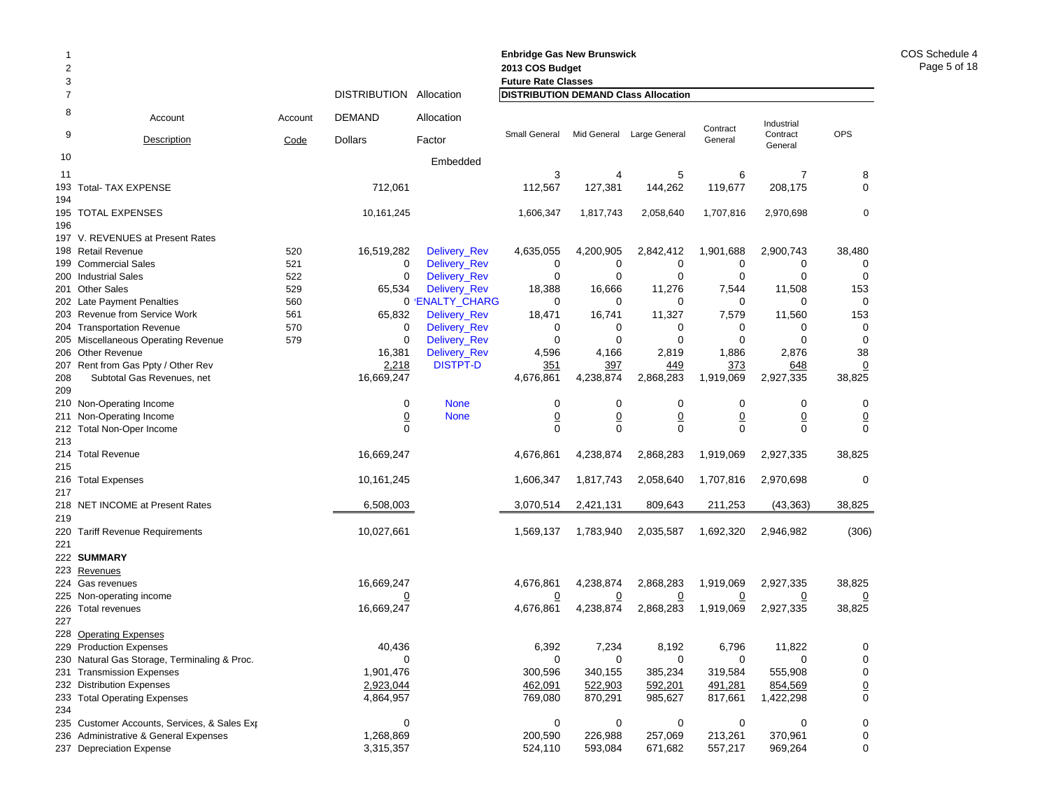**Enbridge Gas New Brunswick**
**2013 COS Budget**
**Future Rate Classes**

COS Schedule 4
Page 5 of 18

| Line | Account Description | Account Code | DISTRIBUTION DEMAND Dollars | Allocation Factor | Small General | Mid General | Large General | Contract General | Industrial Contract General | OPS |
|---|---|---|---|---|---|---|---|---|---|---|
| 7 | | | | | **DISTRIBUTION DEMAND Class Allocation** | | | | | |
| 10 | | | | Embedded | | | | | | |
| 11 | | | | | 3 | 4 | 5 | 6 | 7 | 8 |
| 193 | Total- TAX EXPENSE | | 712,061 | | 112,567 | 127,381 | 144,262 | 119,677 | 208,175 | 0 |
| 194 | | | | | | | | | | |
| 195 | TOTAL EXPENSES | | 10,161,245 | | 1,606,347 | 1,817,743 | 2,058,640 | 1,707,816 | 2,970,698 | 0 |
| 196 | | | | | | | | | | |
| 197 | V. REVENUES at Present Rates | | | | | | | | | |
| 198 | Retail Revenue | 520 | 16,519,282 | Delivery_Rev | 4,635,055 | 4,200,905 | 2,842,412 | 1,901,688 | 2,900,743 | 38,480 |
| 199 | Commercial Sales | 521 | 0 | Delivery_Rev | 0 | 0 | 0 | 0 | 0 | 0 |
| 200 | Industrial Sales | 522 | 0 | Delivery_Rev | 0 | 0 | 0 | 0 | 0 | 0 |
| 201 | Other Sales | 529 | 65,534 | Delivery_Rev | 18,388 | 16,666 | 11,276 | 7,544 | 11,508 | 153 |
| 202 | Late Payment Penalties | 560 | 0 | 'ENALTY_CHARG | 0 | 0 | 0 | 0 | 0 | 0 |
| 203 | Revenue from Service Work | 561 | 65,832 | Delivery_Rev | 18,471 | 16,741 | 11,327 | 7,579 | 11,560 | 153 |
| 204 | Transportation Revenue | 570 | 0 | Delivery_Rev | 0 | 0 | 0 | 0 | 0 | 0 |
| 205 | Miscellaneous Operating Revenue | 579 | 0 | Delivery_Rev | 0 | 0 | 0 | 0 | 0 | 0 |
| 206 | Other Revenue | | 16,381 | Delivery_Rev | 4,596 | 4,166 | 2,819 | 1,886 | 2,876 | 38 |
| 207 | Rent from Gas Ppty / Other Rev | | 2,218 | DISTPT-D | 351 | 397 | 449 | 373 | 648 | 0 |
| 208 | Subtotal Gas Revenues, net | | 16,669,247 | | 4,676,861 | 4,238,874 | 2,868,283 | 1,919,069 | 2,927,335 | 38,825 |
| 209 | | | | | | | | | | |
| 210 | Non-Operating Income | | 0 | None | 0 | 0 | 0 | 0 | 0 | 0 |
| 211 | Non-Operating Income | | 0 | None | 0 | 0 | 0 | 0 | 0 | 0 |
| 212 | Total Non-Oper Income | | 0 | | 0 | 0 | 0 | 0 | 0 | 0 |
| 213 | | | | | | | | | | |
| 214 | Total Revenue | | 16,669,247 | | 4,676,861 | 4,238,874 | 2,868,283 | 1,919,069 | 2,927,335 | 38,825 |
| 215 | | | | | | | | | | |
| 216 | Total Expenses | | 10,161,245 | | 1,606,347 | 1,817,743 | 2,058,640 | 1,707,816 | 2,970,698 | 0 |
| 217 | | | | | | | | | | |
| 218 | NET INCOME at Present Rates | | 6,508,003 | | 3,070,514 | 2,421,131 | 809,643 | 211,253 | (43,363) | 38,825 |
| 219 | | | | | | | | | | |
| 220 | Tariff Revenue Requirements | | 10,027,661 | | 1,569,137 | 1,783,940 | 2,035,587 | 1,692,320 | 2,946,982 | (306) |
| 221 | | | | | | | | | | |
| 222 | **SUMMARY** | | | | | | | | | |
| 223 | Revenues | | | | | | | | | |
| 224 | Gas revenues | | 16,669,247 | | 4,676,861 | 4,238,874 | 2,868,283 | 1,919,069 | 2,927,335 | 38,825 |
| 225 | Non-operating income | | 0 | | 0 | 0 | 0 | 0 | 0 | 0 |
| 226 | Total revenues | | 16,669,247 | | 4,676,861 | 4,238,874 | 2,868,283 | 1,919,069 | 2,927,335 | 38,825 |
| 227 | | | | | | | | | | |
| 228 | Operating Expenses | | | | | | | | | |
| 229 | Production Expenses | | 40,436 | | 6,392 | 7,234 | 8,192 | 6,796 | 11,822 | 0 |
| 230 | Natural Gas Storage, Terminaling & Proc. | | 0 | | 0 | 0 | 0 | 0 | 0 | 0 |
| 231 | Transmission Expenses | | 1,901,476 | | 300,596 | 340,155 | 385,234 | 319,584 | 555,908 | 0 |
| 232 | Distribution Expenses | | 2,923,044 | | 462,091 | 522,903 | 592,201 | 491,281 | 854,569 | 0 |
| 233 | Total Operating Expenses | | 4,864,957 | | 769,080 | 870,291 | 985,627 | 817,661 | 1,422,298 | 0 |
| 234 | | | | | | | | | | |
| 235 | Customer Accounts, Services, & Sales Exp | | 0 | | 0 | 0 | 0 | 0 | 0 | 0 |
| 236 | Administrative & General Expenses | | 1,268,869 | | 200,590 | 226,988 | 257,069 | 213,261 | 370,961 | 0 |
| 237 | Depreciation Expense | | 3,315,357 | | 524,110 | 593,084 | 671,682 | 557,217 | 969,264 | 0 |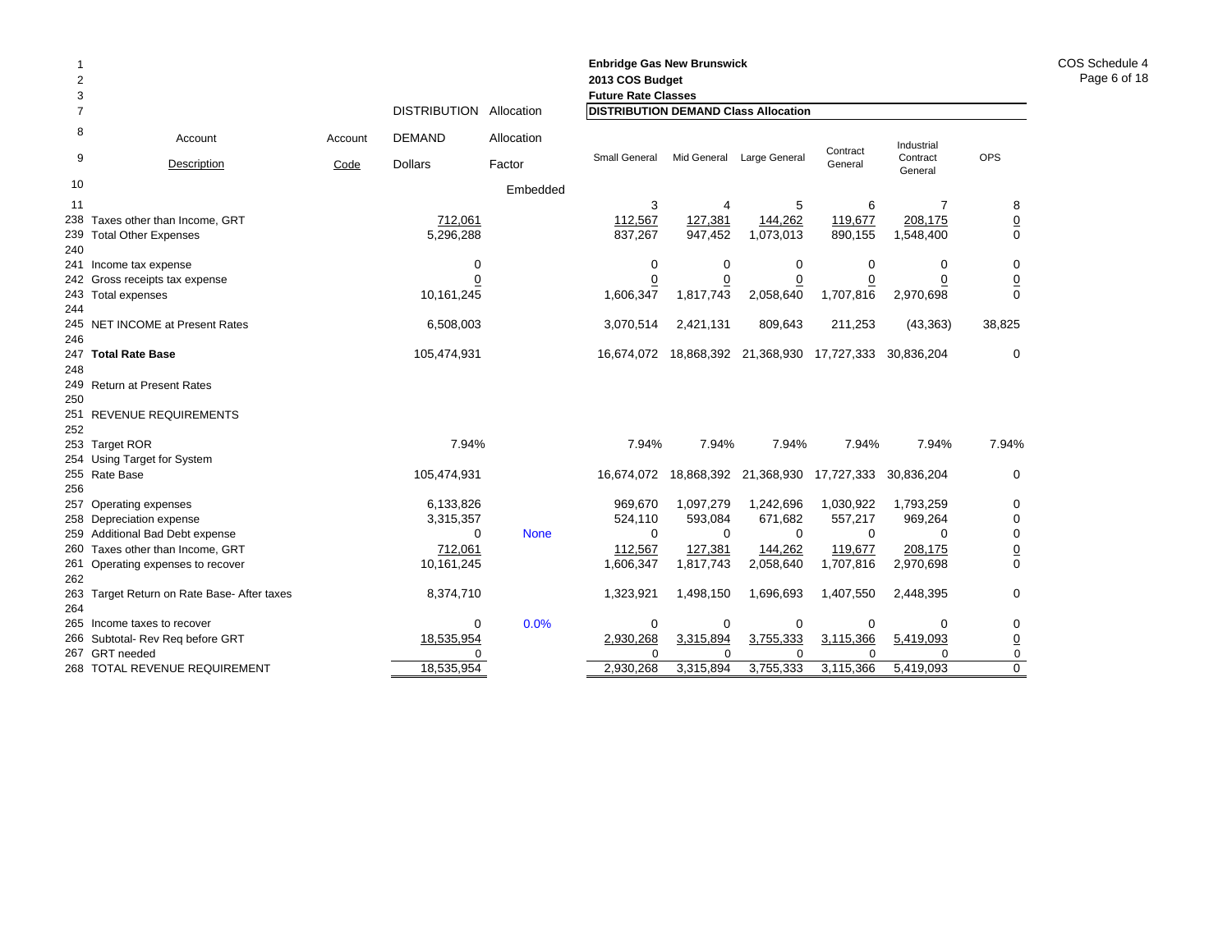**Enbridge Gas New Brunswick**
**2013 COS Budget**
**Future Rate Classes**

COS Schedule 4

| Line | Account Description | Account Code | DISTRIBUTION DEMAND Dollars | Allocation Factor | Small General | Mid General | Large General | Contract General | Industrial Contract General | OPS |
|---|---|---|---|---|---|---|---|---|---|---|
| | | | | | **DISTRIBUTION DEMAND Class Allocation** | | | | | |
| 10 | | | | Embedded | | | | | | |
| 11 | | | | | 3 | 4 | 5 | 6 | 7 | 8 |
| 238 | Taxes other than Income, GRT | | 712,061 | | 112,567 | 127,381 | 144,262 | 119,677 | 208,175 | 0 |
| 239 | Total Other Expenses | | 5,296,288 | | 837,267 | 947,452 | 1,073,013 | 890,155 | 1,548,400 | 0 |
| 240 | | | | | | | | | | |
| 241 | Income tax expense | | 0 | | 0 | 0 | 0 | 0 | 0 | 0 |
| 242 | Gross receipts tax expense | | 0 | | 0 | 0 | 0 | 0 | 0 | 0 |
| 243 | Total expenses | | 10,161,245 | | 1,606,347 | 1,817,743 | 2,058,640 | 1,707,816 | 2,970,698 | 0 |
| 244 | | | | | | | | | | |
| 245 | NET INCOME at Present Rates | | 6,508,003 | | 3,070,514 | 2,421,131 | 809,643 | 211,253 | (43,363) | 38,825 |
| 246 | | | | | | | | | | |
| 247 | **Total Rate Base** | | 105,474,931 | | 16,674,072 | 18,868,392 | 21,368,930 | 17,727,333 | 30,836,204 | 0 |
| 248 | | | | | | | | | | |
| 249 | Return at Present Rates | | | | | | | | | |
| 250 | | | | | | | | | | |
| 251 | REVENUE REQUIREMENTS | | | | | | | | | |
| 252 | | | | | | | | | | |
| 253 | Target ROR | | 7.94% | | 7.94% | 7.94% | 7.94% | 7.94% | 7.94% | 7.94% |
| 254 | Using Target for System | | | | | | | | | |
| 255 | Rate Base | | 105,474,931 | | 16,674,072 | 18,868,392 | 21,368,930 | 17,727,333 | 30,836,204 | 0 |
| 256 | | | | | | | | | | |
| 257 | Operating expenses | | 6,133,826 | | 969,670 | 1,097,279 | 1,242,696 | 1,030,922 | 1,793,259 | 0 |
| 258 | Depreciation expense | | 3,315,357 | | 524,110 | 593,084 | 671,682 | 557,217 | 969,264 | 0 |
| 259 | Additional Bad Debt expense | | 0 | None | 0 | 0 | 0 | 0 | 0 | 0 |
| 260 | Taxes other than Income, GRT | | 712,061 | | 112,567 | 127,381 | 144,262 | 119,677 | 208,175 | 0 |
| 261 | Operating expenses to recover | | 10,161,245 | | 1,606,347 | 1,817,743 | 2,058,640 | 1,707,816 | 2,970,698 | 0 |
| 262 | | | | | | | | | | |
| 263 | Target Return on Rate Base- After taxes | | 8,374,710 | | 1,323,921 | 1,498,150 | 1,696,693 | 1,407,550 | 2,448,395 | 0 |
| 264 | | | | | | | | | | |
| 265 | Income taxes to recover | | 0 | 0.0% | 0 | 0 | 0 | 0 | 0 | 0 |
| 266 | Subtotal- Rev Req before GRT | | 18,535,954 | | 2,930,268 | 3,315,894 | 3,755,333 | 3,115,366 | 5,419,093 | 0 |
| 267 | GRT needed | | 0 | | 0 | 0 | 0 | 0 | 0 | 0 |
| 268 | TOTAL REVENUE REQUIREMENT | | 18,535,954 | | 2,930,268 | 3,315,894 | 3,755,333 | 3,115,366 | 5,419,093 | 0 |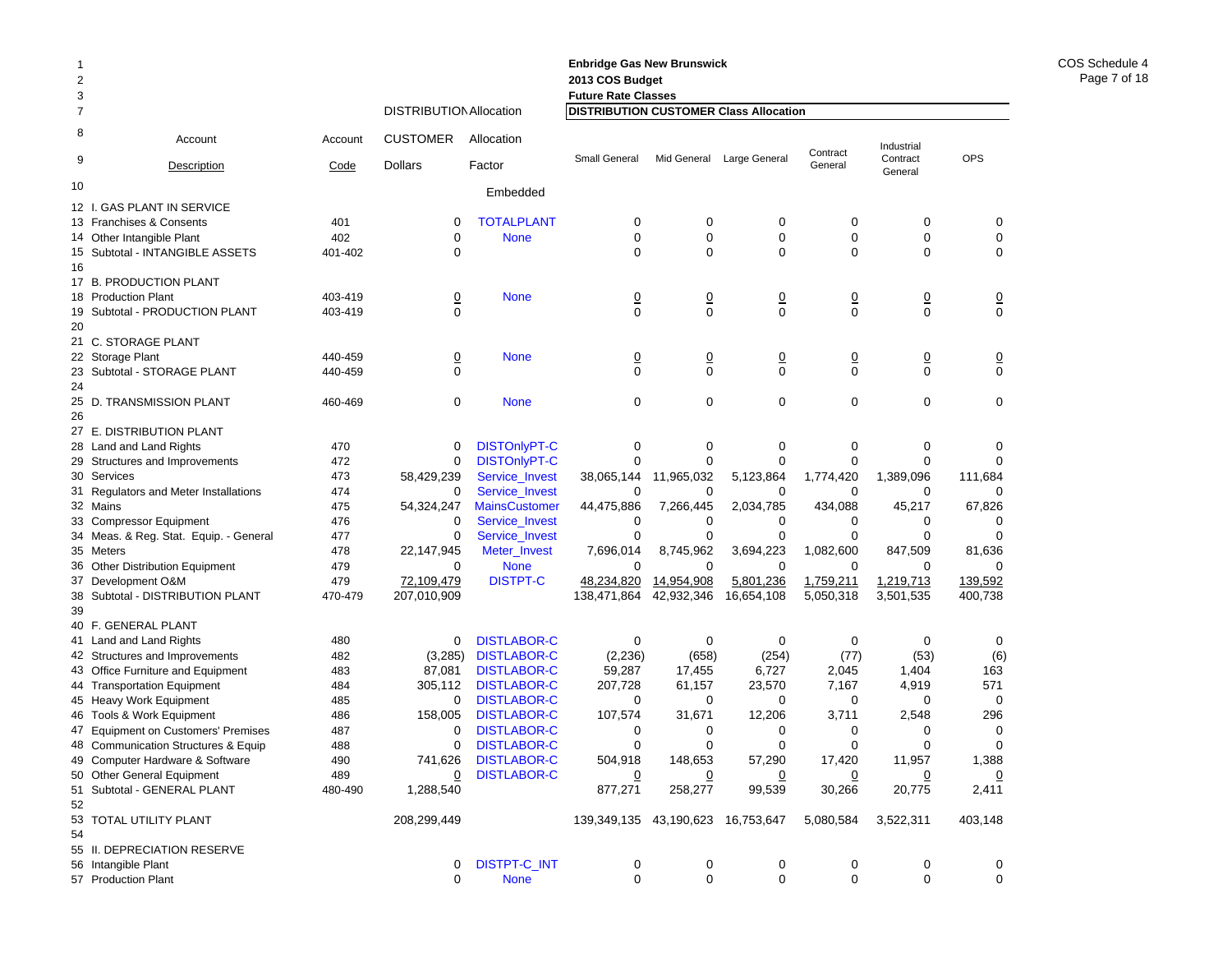**Enbridge Gas New Brunswick**
**2013 COS Budget**
**Future Rate Classes**

COS Schedule 4

| Line | Account Description | Account Code | DISTRIBUTION CUSTOMER Dollars | Allocation Factor | Small General | Mid General | Large General | Contract General | Industrial Contract General | OPS |
|---|---|---|---|---|---|---|---|---|---|---|
| 10 | | | | Embedded | | | | | | |
| 12 | I. GAS PLANT IN SERVICE | | | | | | | | | |
| 13 | Franchises & Consents | 401 | 0 | TOTALPLANT | 0 | 0 | 0 | 0 | 0 | 0 |
| 14 | Other Intangible Plant | 402 | 0 | None | 0 | 0 | 0 | 0 | 0 | 0 |
| 15 | Subtotal - INTANGIBLE ASSETS | 401-402 | 0 | | 0 | 0 | 0 | 0 | 0 | 0 |
| 16 | | | | | | | | | | |
| 17 | B. PRODUCTION PLANT | | | | | | | | | |
| 18 | Production Plant | 403-419 | 0 | None | 0 | 0 | 0 | 0 | 0 | 0 |
| 19 | Subtotal - PRODUCTION PLANT | 403-419 | 0 | | 0 | 0 | 0 | 0 | 0 | 0 |
| 20 | | | | | | | | | | |
| 21 | C. STORAGE PLANT | | | | | | | | | |
| 22 | Storage Plant | 440-459 | 0 | None | 0 | 0 | 0 | 0 | 0 | 0 |
| 23 | Subtotal - STORAGE PLANT | 440-459 | 0 | | 0 | 0 | 0 | 0 | 0 | 0 |
| 24 | | | | | | | | | | |
| 25 | D. TRANSMISSION PLANT | 460-469 | 0 | None | 0 | 0 | 0 | 0 | 0 | 0 |
| 26 | | | | | | | | | | |
| 27 | E. DISTRIBUTION PLANT | | | | | | | | | |
| 28 | Land and Land Rights | 470 | 0 | DISTOnlyPT-C | 0 | 0 | 0 | 0 | 0 | 0 |
| 29 | Structures and Improvements | 472 | 0 | DISTOnlyPT-C | 0 | 0 | 0 | 0 | 0 | 0 |
| 30 | Services | 473 | 58,429,239 | Service_Invest | 38,065,144 | 11,965,032 | 5,123,864 | 1,774,420 | 1,389,096 | 111,684 |
| 31 | Regulators and Meter Installations | 474 | 0 | Service_Invest | 0 | 0 | 0 | 0 | 0 | 0 |
| 32 | Mains | 475 | 54,324,247 | MainsCustomer | 44,475,886 | 7,266,445 | 2,034,785 | 434,088 | 45,217 | 67,826 |
| 33 | Compressor Equipment | 476 | 0 | Service_Invest | 0 | 0 | 0 | 0 | 0 | 0 |
| 34 | Meas. & Reg. Stat. Equip. - General | 477 | 0 | Service_Invest | 0 | 0 | 0 | 0 | 0 | 0 |
| 35 | Meters | 478 | 22,147,945 | Meter_Invest | 7,696,014 | 8,745,962 | 3,694,223 | 1,082,600 | 847,509 | 81,636 |
| 36 | Other Distribution Equipment | 479 | 0 | None | 0 | 0 | 0 | 0 | 0 | 0 |
| 37 | Development O&M | 479 | 72,109,479 | DISTPT-C | 48,234,820 | 14,954,908 | 5,801,236 | 1,759,211 | 1,219,713 | 139,592 |
| 38 | Subtotal - DISTRIBUTION PLANT | 470-479 | 207,010,909 | | 138,471,864 | 42,932,346 | 16,654,108 | 5,050,318 | 3,501,535 | 400,738 |
| 39 | | | | | | | | | | |
| 40 | F. GENERAL PLANT | | | | | | | | | |
| 41 | Land and Land Rights | 480 | 0 | DISTLABOR-C | 0 | 0 | 0 | 0 | 0 | 0 |
| 42 | Structures and Improvements | 482 | (3,285) | DISTLABOR-C | (2,236) | (658) | (254) | (77) | (53) | (6) |
| 43 | Office Furniture and Equipment | 483 | 87,081 | DISTLABOR-C | 59,287 | 17,455 | 6,727 | 2,045 | 1,404 | 163 |
| 44 | Transportation Equipment | 484 | 305,112 | DISTLABOR-C | 207,728 | 61,157 | 23,570 | 7,167 | 4,919 | 571 |
| 45 | Heavy Work Equipment | 485 | 0 | DISTLABOR-C | 0 | 0 | 0 | 0 | 0 | 0 |
| 46 | Tools & Work Equipment | 486 | 158,005 | DISTLABOR-C | 107,574 | 31,671 | 12,206 | 3,711 | 2,548 | 296 |
| 47 | Equipment on Customers' Premises | 487 | 0 | DISTLABOR-C | 0 | 0 | 0 | 0 | 0 | 0 |
| 48 | Communication Structures & Equip | 488 | 0 | DISTLABOR-C | 0 | 0 | 0 | 0 | 0 | 0 |
| 49 | Computer Hardware & Software | 490 | 741,626 | DISTLABOR-C | 504,918 | 148,653 | 57,290 | 17,420 | 11,957 | 1,388 |
| 50 | Other General Equipment | 489 | 0 | DISTLABOR-C | 0 | 0 | 0 | 0 | 0 | 0 |
| 51 | Subtotal - GENERAL PLANT | 480-490 | 1,288,540 | | 877,271 | 258,277 | 99,539 | 30,266 | 20,775 | 2,411 |
| 52 | | | | | | | | | | |
| 53 | TOTAL UTILITY PLANT | | 208,299,449 | | 139,349,135 | 43,190,623 | 16,753,647 | 5,080,584 | 3,522,311 | 403,148 |
| 54 | | | | | | | | | | |
| 55 | II. DEPRECIATION RESERVE | | | | | | | | | |
| 56 | Intangible Plant | | 0 | DISTPT-C_INT | 0 | 0 | 0 | 0 | 0 | 0 |
| 57 | Production Plant | | 0 | None | 0 | 0 | 0 | 0 | 0 | 0 |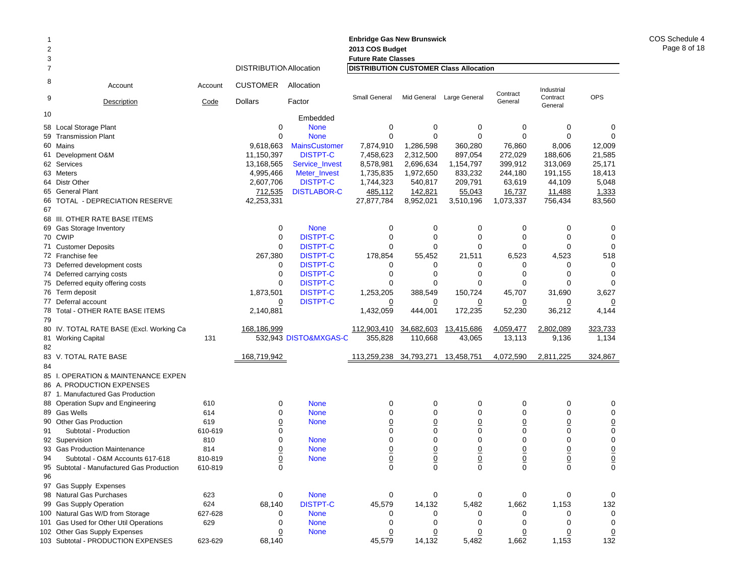**Enbridge Gas New Brunswick**
**2013 COS Budget**
**Future Rate Classes**

COS Schedule 4

| Line | Account Description | Account Code | DISTRIBUTION CUSTOMER Dollars | Allocation Factor | Small General | Mid General | Large General | Contract General | Industrial Contract General | OPS |
|---|---|---|---|---|---|---|---|---|---|---|
| | | | | **DISTRIBUTION Allocation** | **DISTRIBUTION CUSTOMER Class Allocation** | | | | | |
| 10 | | | | Embedded | | | | | | |
| 58 | Local Storage Plant | | 0 | None | 0 | 0 | 0 | 0 | 0 | 0 |
| 59 | Transmission Plant | | 0 | None | 0 | 0 | 0 | 0 | 0 | 0 |
| 60 | Mains | | 9,618,663 | MainsCustomer | 7,874,910 | 1,286,598 | 360,280 | 76,860 | 8,006 | 12,009 |
| 61 | Development O&M | | 11,150,397 | DISTPT-C | 7,458,623 | 2,312,500 | 897,054 | 272,029 | 188,606 | 21,585 |
| 62 | Services | | 13,168,565 | Service_Invest | 8,578,981 | 2,696,634 | 1,154,797 | 399,912 | 313,069 | 25,171 |
| 63 | Meters | | 4,995,466 | Meter_Invest | 1,735,835 | 1,972,650 | 833,232 | 244,180 | 191,155 | 18,413 |
| 64 | Distr Other | | 2,607,706 | DISTPT-C | 1,744,323 | 540,817 | 209,791 | 63,619 | 44,109 | 5,048 |
| 65 | General Plant | | 712,535 | DISTLABOR-C | 485,112 | 142,821 | 55,043 | 16,737 | 11,488 | 1,333 |
| 66 | TOTAL - DEPRECIATION RESERVE | | 42,253,331 | | 27,877,784 | 8,952,021 | 3,510,196 | 1,073,337 | 756,434 | 83,560 |
| 67 | | | | | | | | | | |
| 68 | III. OTHER RATE BASE ITEMS | | | | | | | | | |
| 69 | Gas Storage Inventory | | 0 | None | 0 | 0 | 0 | 0 | 0 | 0 |
| 70 | CWIP | | 0 | DISTPT-C | 0 | 0 | 0 | 0 | 0 | 0 |
| 71 | Customer Deposits | | 0 | DISTPT-C | 0 | 0 | 0 | 0 | 0 | 0 |
| 72 | Franchise fee | | 267,380 | DISTPT-C | 178,854 | 55,452 | 21,511 | 6,523 | 4,523 | 518 |
| 73 | Deferred development costs | | 0 | DISTPT-C | 0 | 0 | 0 | 0 | 0 | 0 |
| 74 | Deferred carrying costs | | 0 | DISTPT-C | 0 | 0 | 0 | 0 | 0 | 0 |
| 75 | Deferred equity offering costs | | 0 | DISTPT-C | 0 | 0 | 0 | 0 | 0 | 0 |
| 76 | Term deposit | | 1,873,501 | DISTPT-C | 1,253,205 | 388,549 | 150,724 | 45,707 | 31,690 | 3,627 |
| 77 | Deferral account | | 0 | DISTPT-C | 0 | 0 | 0 | 0 | 0 | 0 |
| 78 | Total - OTHER RATE BASE ITEMS | | 2,140,881 | | 1,432,059 | 444,001 | 172,235 | 52,230 | 36,212 | 4,144 |
| 79 | | | | | | | | | | |
| 80 | IV. TOTAL RATE BASE (Excl. Working Ca | | 168,186,999 | | 112,903,410 | 34,682,603 | 13,415,686 | 4,059,477 | 2,802,089 | 323,733 |
| 81 | Working Capital | 131 | 532,943 | DISTO&MXGAS-C | 355,828 | 110,668 | 43,065 | 13,113 | 9,136 | 1,134 |
| 82 | | | | | | | | | | |
| 83 | V. TOTAL RATE BASE | | 168,719,942 | | 113,259,238 | 34,793,271 | 13,458,751 | 4,072,590 | 2,811,225 | 324,867 |
| 84 | | | | | | | | | | |
| 85 | I. OPERATION & MAINTENANCE EXPEN | | | | | | | | | |
| 86 | A. PRODUCTION EXPENSES | | | | | | | | | |
| 87 | 1. Manufactured Gas Production | | | | | | | | | |
| 88 | Operation Supv and Engineering | 610 | 0 | None | 0 | 0 | 0 | 0 | 0 | 0 |
| 89 | Gas Wells | 614 | 0 | None | 0 | 0 | 0 | 0 | 0 | 0 |
| 90 | Other Gas Production | 619 | 0 | None | 0 | 0 | 0 | 0 | 0 | 0 |
| 91 | Subtotal - Production | 610-619 | 0 | | 0 | 0 | 0 | 0 | 0 | 0 |
| 92 | Supervision | 810 | 0 | None | 0 | 0 | 0 | 0 | 0 | 0 |
| 93 | Gas Production Maintenance | 814 | 0 | None | 0 | 0 | 0 | 0 | 0 | 0 |
| 94 | Subtotal - O&M Accounts 617-618 | 810-819 | 0 | None | 0 | 0 | 0 | 0 | 0 | 0 |
| 95 | Subtotal - Manufactured Gas Production | 610-819 | 0 | | 0 | 0 | 0 | 0 | 0 | 0 |
| 96 | | | | | | | | | | |
| 97 | Gas Supply Expenses | | | | | | | | | |
| 98 | Natural Gas Purchases | 623 | 0 | None | 0 | 0 | 0 | 0 | 0 | 0 |
| 99 | Gas Supply Operation | 624 | 68,140 | DISTPT-C | 45,579 | 14,132 | 5,482 | 1,662 | 1,153 | 132 |
| 100 | Natural Gas W/D from Storage | 627-628 | 0 | None | 0 | 0 | 0 | 0 | 0 | 0 |
| 101 | Gas Used for Other Util Operations | 629 | 0 | None | 0 | 0 | 0 | 0 | 0 | 0 |
| 102 | Other Gas Supply Expenses | | 0 | None | 0 | 0 | 0 | 0 | 0 | 0 |
| 103 | Subtotal - PRODUCTION EXPENSES | 623-629 | 68,140 | | 45,579 | 14,132 | 5,482 | 1,662 | 1,153 | 132 |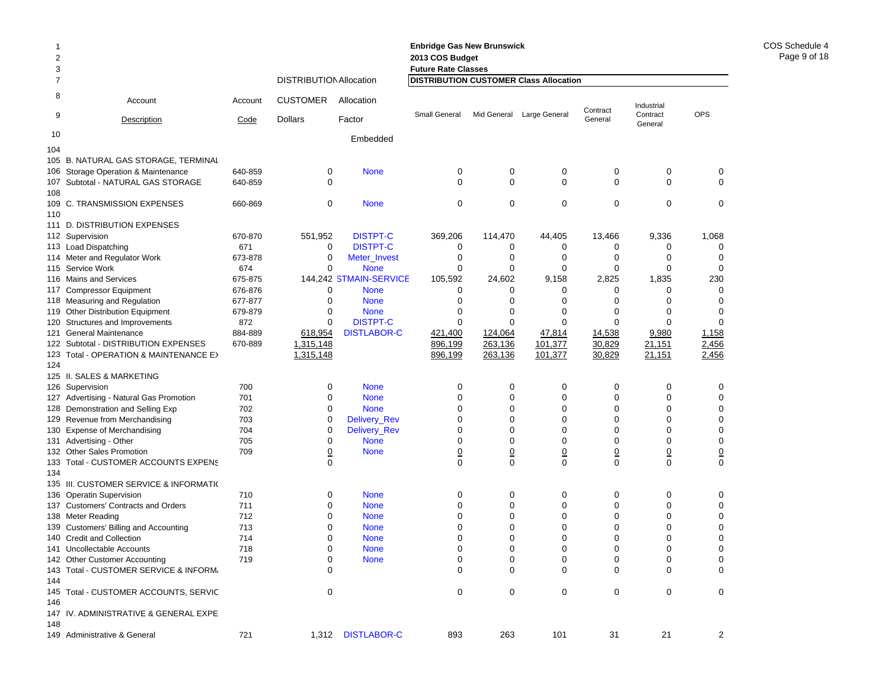Enbridge Gas New Brunswick
2013 COS Budget
Future Rate Classes

| | Account Description | Account Code | DISTRIBUTION CUSTOMER Dollars | Allocation Factor | Small General | Mid General | Large General | Contract General | Industrial Contract General | OPS |
|---|---|---|---|---|---|---|---|---|---|---|
| 10 | | | | Embedded | | | | | | |
| 104 | | | | | | | | | | |
| 105 | B. NATURAL GAS STORAGE, TERMINAL | | | | | | | | | |
| 106 | Storage Operation & Maintenance | 640-859 | 0 | None | 0 | 0 | 0 | 0 | 0 | 0 |
| 107 | Subtotal - NATURAL GAS STORAGE | 640-859 | 0 | | 0 | 0 | 0 | 0 | 0 | 0 |
| 108 | | | | | | | | | | |
| 109 | C. TRANSMISSION EXPENSES | 660-869 | 0 | None | 0 | 0 | 0 | 0 | 0 | 0 |
| 110 | | | | | | | | | | |
| 111 | D. DISTRIBUTION EXPENSES | | | | | | | | | |
| 112 | Supervision | 670-870 | 551,952 | DISTPT-C | 369,206 | 114,470 | 44,405 | 13,466 | 9,336 | 1,068 |
| 113 | Load Dispatching | 671 | 0 | DISTPT-C | 0 | 0 | 0 | 0 | 0 | 0 |
| 114 | Meter and Regulator Work | 673-878 | 0 | Meter_Invest | 0 | 0 | 0 | 0 | 0 | 0 |
| 115 | Service Work | 674 | 0 | None | 0 | 0 | 0 | 0 | 0 | 0 |
| 116 | Mains and Services | 675-875 | 144,242 | STMAIN-SERVICE | 105,592 | 24,602 | 9,158 | 2,825 | 1,835 | 230 |
| 117 | Compressor Equipment | 676-876 | 0 | None | 0 | 0 | 0 | 0 | 0 | 0 |
| 118 | Measuring and Regulation | 677-877 | 0 | None | 0 | 0 | 0 | 0 | 0 | 0 |
| 119 | Other Distribution Equipment | 679-879 | 0 | None | 0 | 0 | 0 | 0 | 0 | 0 |
| 120 | Structures and Improvements | 872 | 0 | DISTPT-C | 0 | 0 | 0 | 0 | 0 | 0 |
| 121 | General Maintenance | 884-889 | 618,954 | DISTLABOR-C | 421,400 | 124,064 | 47,814 | 14,538 | 9,980 | 1,158 |
| 122 | Subtotal - DISTRIBUTION EXPENSES | 670-889 | 1,315,148 | | 896,199 | 263,136 | 101,377 | 30,829 | 21,151 | 2,456 |
| 123 | Total - OPERATION & MAINTENANCE EX | | 1,315,148 | | 896,199 | 263,136 | 101,377 | 30,829 | 21,151 | 2,456 |
| 124 | | | | | | | | | | |
| 125 | II. SALES & MARKETING | | | | | | | | | |
| 126 | Supervision | 700 | 0 | None | 0 | 0 | 0 | 0 | 0 | 0 |
| 127 | Advertising - Natural Gas Promotion | 701 | 0 | None | 0 | 0 | 0 | 0 | 0 | 0 |
| 128 | Demonstration and Selling Exp | 702 | 0 | None | 0 | 0 | 0 | 0 | 0 | 0 |
| 129 | Revenue from Merchandising | 703 | 0 | Delivery_Rev | 0 | 0 | 0 | 0 | 0 | 0 |
| 130 | Expense of Merchandising | 704 | 0 | Delivery_Rev | 0 | 0 | 0 | 0 | 0 | 0 |
| 131 | Advertising - Other | 705 | 0 | None | 0 | 0 | 0 | 0 | 0 | 0 |
| 132 | Other Sales Promotion | 709 | 0 | None | 0 | 0 | 0 | 0 | 0 | 0 |
| 133 | Total - CUSTOMER ACCOUNTS EXPENS | | 0 | | 0 | 0 | 0 | 0 | 0 | 0 |
| 134 | | | | | | | | | | |
| 135 | III. CUSTOMER SERVICE & INFORMATI | | | | | | | | | |
| 136 | Operatin Supervision | 710 | 0 | None | 0 | 0 | 0 | 0 | 0 | 0 |
| 137 | Customers' Contracts and Orders | 711 | 0 | None | 0 | 0 | 0 | 0 | 0 | 0 |
| 138 | Meter Reading | 712 | 0 | None | 0 | 0 | 0 | 0 | 0 | 0 |
| 139 | Customers' Billing and Accounting | 713 | 0 | None | 0 | 0 | 0 | 0 | 0 | 0 |
| 140 | Credit and Collection | 714 | 0 | None | 0 | 0 | 0 | 0 | 0 | 0 |
| 141 | Uncollectable Accounts | 718 | 0 | None | 0 | 0 | 0 | 0 | 0 | 0 |
| 142 | Other Customer Accounting | 719 | 0 | None | 0 | 0 | 0 | 0 | 0 | 0 |
| 143 | Total - CUSTOMER SERVICE & INFORM | | 0 | | 0 | 0 | 0 | 0 | 0 | 0 |
| 144 | | | | | | | | | | |
| 145 | Total - CUSTOMER ACCOUNTS, SERVIC | | 0 | | 0 | 0 | 0 | 0 | 0 | 0 |
| 146 | | | | | | | | | | |
| 147 | IV. ADMINISTRATIVE & GENERAL EXPE | | | | | | | | | |
| 148 | | | | | | | | | | |
| 149 | Administrative & General | 721 | 1,312 | DISTLABOR-C | 893 | 263 | 101 | 31 | 21 | 2 |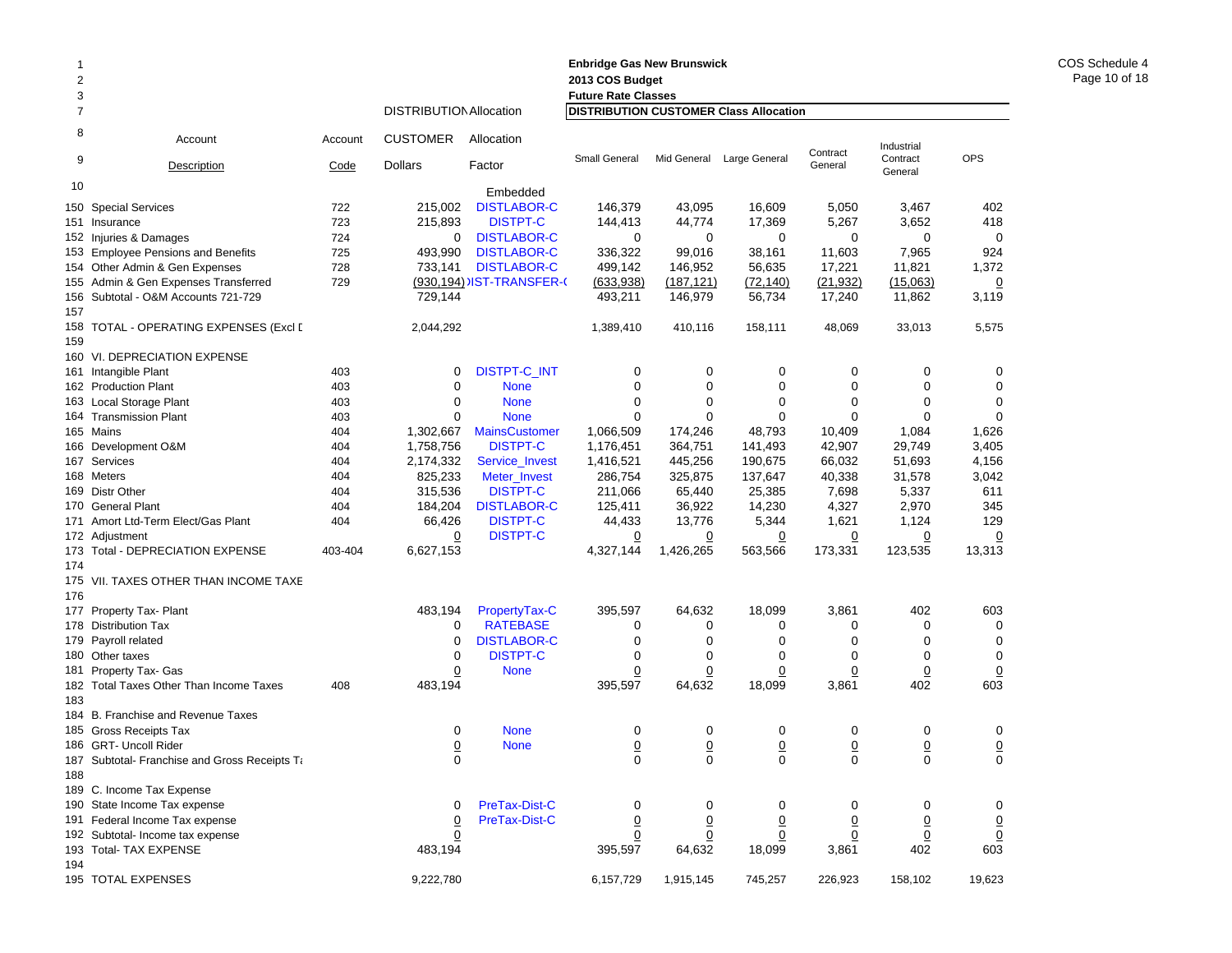**Enbridge Gas New Brunswick**
**2013 COS Budget**
**Future Rate Classes**

COS Schedule 4

| Line | Account Description | Account Code | DISTRIBUTION CUSTOMER Dollars | Allocation Factor | Small General | Mid General | Large General | Contract General | Industrial Contract General | OPS |
|---|---|---|---|---|---|---|---|---|---|---|
| 10 | | | | Embedded | | | | | | |
| 150 | Special Services | 722 | 215,002 | DISTLABOR-C | 146,379 | 43,095 | 16,609 | 5,050 | 3,467 | 402 |
| 151 | Insurance | 723 | 215,893 | DISTPT-C | 144,413 | 44,774 | 17,369 | 5,267 | 3,652 | 418 |
| 152 | Injuries & Damages | 724 | 0 | DISTLABOR-C | 0 | 0 | 0 | 0 | 0 | 0 |
| 153 | Employee Pensions and Benefits | 725 | 493,990 | DISTLABOR-C | 336,322 | 99,016 | 38,161 | 11,603 | 7,965 | 924 |
| 154 | Other Admin & Gen Expenses | 728 | 733,141 | DISTLABOR-C | 499,142 | 146,952 | 56,635 | 17,221 | 11,821 | 1,372 |
| 155 | Admin & Gen Expenses Transferred | 729 | (930,194) | )IST-TRANSFER-( | (633,938) | (187,121) | (72,140) | (21,932) | (15,063) | 0 |
| 156 | Subtotal - O&M Accounts 721-729 | | 729,144 | | 493,211 | 146,979 | 56,734 | 17,240 | 11,862 | 3,119 |
| 157 | | | | | | | | | | |
| 158 | TOTAL - OPERATING EXPENSES (Excl D | | 2,044,292 | | 1,389,410 | 410,116 | 158,111 | 48,069 | 33,013 | 5,575 |
| 159 | | | | | | | | | | |
| 160 | VI. DEPRECIATION EXPENSE | | | | | | | | | |
| 161 | Intangible Plant | 403 | 0 | DISTPT-C_INT | 0 | 0 | 0 | 0 | 0 | 0 |
| 162 | Production Plant | 403 | 0 | None | 0 | 0 | 0 | 0 | 0 | 0 |
| 163 | Local Storage Plant | 403 | 0 | None | 0 | 0 | 0 | 0 | 0 | 0 |
| 164 | Transmission Plant | 403 | 0 | None | 0 | 0 | 0 | 0 | 0 | 0 |
| 165 | Mains | 404 | 1,302,667 | MainsCustomer | 1,066,509 | 174,246 | 48,793 | 10,409 | 1,084 | 1,626 |
| 166 | Development O&M | 404 | 1,758,756 | DISTPT-C | 1,176,451 | 364,751 | 141,493 | 42,907 | 29,749 | 3,405 |
| 167 | Services | 404 | 2,174,332 | Service_Invest | 1,416,521 | 445,256 | 190,675 | 66,032 | 51,693 | 4,156 |
| 168 | Meters | 404 | 825,233 | Meter_Invest | 286,754 | 325,875 | 137,647 | 40,338 | 31,578 | 3,042 |
| 169 | Distr Other | 404 | 315,536 | DISTPT-C | 211,066 | 65,440 | 25,385 | 7,698 | 5,337 | 611 |
| 170 | General Plant | 404 | 184,204 | DISTLABOR-C | 125,411 | 36,922 | 14,230 | 4,327 | 2,970 | 345 |
| 171 | Amort Ltd-Term Elect/Gas Plant | 404 | 66,426 | DISTPT-C | 44,433 | 13,776 | 5,344 | 1,621 | 1,124 | 129 |
| 172 | Adjustment | | 0 | DISTPT-C | 0 | 0 | 0 | 0 | 0 | 0 |
| 173 | Total - DEPRECIATION EXPENSE | 403-404 | 6,627,153 | | 4,327,144 | 1,426,265 | 563,566 | 173,331 | 123,535 | 13,313 |
| 174 | | | | | | | | | | |
| 175 | VII. TAXES OTHER THAN INCOME TAXE | | | | | | | | | |
| 176 | | | | | | | | | | |
| 177 | Property Tax- Plant | | 483,194 | PropertyTax-C | 395,597 | 64,632 | 18,099 | 3,861 | 402 | 603 |
| 178 | Distribution Tax | | 0 | RATEBASE | 0 | 0 | 0 | 0 | 0 | 0 |
| 179 | Payroll related | | 0 | DISTLABOR-C | 0 | 0 | 0 | 0 | 0 | 0 |
| 180 | Other taxes | | 0 | DISTPT-C | 0 | 0 | 0 | 0 | 0 | 0 |
| 181 | Property Tax- Gas | | 0 | None | 0 | 0 | 0 | 0 | 0 | 0 |
| 182 | Total Taxes Other Than Income Taxes | 408 | 483,194 | | 395,597 | 64,632 | 18,099 | 3,861 | 402 | 603 |
| 183 | | | | | | | | | | |
| 184 | B. Franchise and Revenue Taxes | | | | | | | | | |
| 185 | Gross Receipts Tax | | 0 | None | 0 | 0 | 0 | 0 | 0 | 0 |
| 186 | GRT- Uncoll Rider | | 0 | None | 0 | 0 | 0 | 0 | 0 | 0 |
| 187 | Subtotal- Franchise and Gross Receipts Ta | | 0 | | 0 | 0 | 0 | 0 | 0 | 0 |
| 188 | | | | | | | | | | |
| 189 | C. Income Tax Expense | | | | | | | | | |
| 190 | State Income Tax expense | | 0 | PreTax-Dist-C | 0 | 0 | 0 | 0 | 0 | 0 |
| 191 | Federal Income Tax expense | | 0 | PreTax-Dist-C | 0 | 0 | 0 | 0 | 0 | 0 |
| 192 | Subtotal- Income tax expense | | 0 | | 0 | 0 | 0 | 0 | 0 | 0 |
| 193 | Total- TAX EXPENSE | | 483,194 | | 395,597 | 64,632 | 18,099 | 3,861 | 402 | 603 |
| 194 | | | | | | | | | | |
| 195 | TOTAL EXPENSES | | 9,222,780 | | 6,157,729 | 1,915,145 | 745,257 | 226,923 | 158,102 | 19,623 |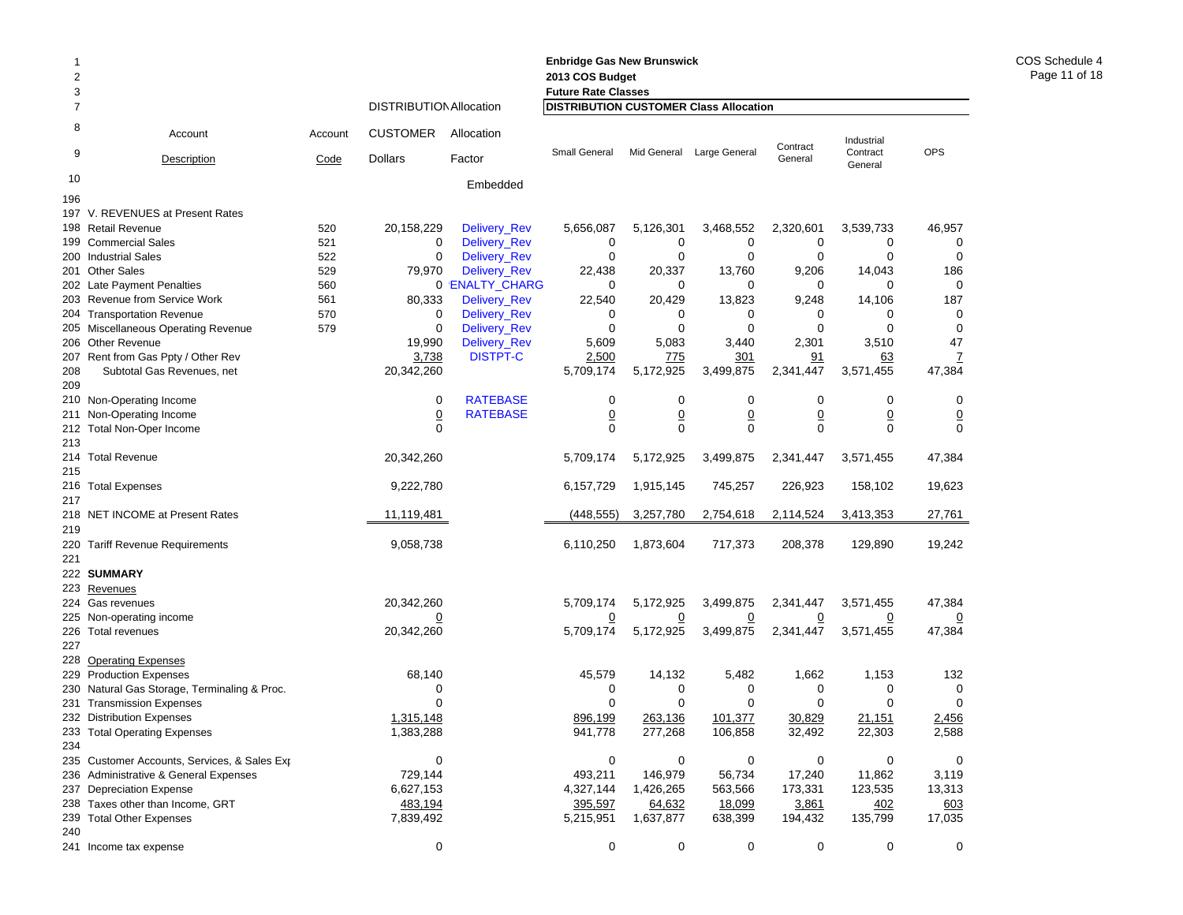**Enbridge Gas New Brunswick**
**2013 COS Budget**
**Future Rate Classes**

| Line | Account Description | Account Code | DISTRIBUTION CUSTOMER Dollars | Allocation Factor | Small General | Mid General | Large General | Contract General | Industrial Contract General | OPS |
|---|---|---|---|---|---|---|---|---|---|---|
| | | | | | **DISTRIBUTION CUSTOMER Class Allocation** | | | | | |
| 10 | | | | Embedded | | | | | | |
| 196 | | | | | | | | | | |
| 197 | V. REVENUES at Present Rates | | | | | | | | | |
| 198 | Retail Revenue | 520 | 20,158,229 | Delivery_Rev | 5,656,087 | 5,126,301 | 3,468,552 | 2,320,601 | 3,539,733 | 46,957 |
| 199 | Commercial Sales | 521 | 0 | Delivery_Rev | 0 | 0 | 0 | 0 | 0 | 0 |
| 200 | Industrial Sales | 522 | 0 | Delivery_Rev | 0 | 0 | 0 | 0 | 0 | 0 |
| 201 | Other Sales | 529 | 79,970 | Delivery_Rev | 22,438 | 20,337 | 13,760 | 9,206 | 14,043 | 186 |
| 202 | Late Payment Penalties | 560 | 0 | ENALTY_CHARG | 0 | 0 | 0 | 0 | 0 | 0 |
| 203 | Revenue from Service Work | 561 | 80,333 | Delivery_Rev | 22,540 | 20,429 | 13,823 | 9,248 | 14,106 | 187 |
| 204 | Transportation Revenue | 570 | 0 | Delivery_Rev | 0 | 0 | 0 | 0 | 0 | 0 |
| 205 | Miscellaneous Operating Revenue | 579 | 0 | Delivery_Rev | 0 | 0 | 0 | 0 | 0 | 0 |
| 206 | Other Revenue | | 19,990 | Delivery_Rev | 5,609 | 5,083 | 3,440 | 2,301 | 3,510 | 47 |
| 207 | Rent from Gas Ppty / Other Rev | | 3,738 | DISTPT-C | 2,500 | 775 | 301 | 91 | 63 | 7 |
| 208 | Subtotal Gas Revenues, net | | 20,342,260 | | 5,709,174 | 5,172,925 | 3,499,875 | 2,341,447 | 3,571,455 | 47,384 |
| 209 | | | | | | | | | | |
| 210 | Non-Operating Income | | 0 | RATEBASE | 0 | 0 | 0 | 0 | 0 | 0 |
| 211 | Non-Operating Income | | 0 | RATEBASE | 0 | 0 | 0 | 0 | 0 | 0 |
| 212 | Total Non-Oper Income | | 0 | | 0 | 0 | 0 | 0 | 0 | 0 |
| 213 | | | | | | | | | | |
| 214 | Total Revenue | | 20,342,260 | | 5,709,174 | 5,172,925 | 3,499,875 | 2,341,447 | 3,571,455 | 47,384 |
| 215 | | | | | | | | | | |
| 216 | Total Expenses | | 9,222,780 | | 6,157,729 | 1,915,145 | 745,257 | 226,923 | 158,102 | 19,623 |
| 217 | | | | | | | | | | |
| 218 | NET INCOME at Present Rates | | 11,119,481 | | (448,555) | 3,257,780 | 2,754,618 | 2,114,524 | 3,413,353 | 27,761 |
| 219 | | | | | | | | | | |
| 220 | Tariff Revenue Requirements | | 9,058,738 | | 6,110,250 | 1,873,604 | 717,373 | 208,378 | 129,890 | 19,242 |
| 221 | | | | | | | | | | |
| 222 | **SUMMARY** | | | | | | | | | |
| 223 | Revenues | | | | | | | | | |
| 224 | Gas revenues | | 20,342,260 | | 5,709,174 | 5,172,925 | 3,499,875 | 2,341,447 | 3,571,455 | 47,384 |
| 225 | Non-operating income | | 0 | | 0 | 0 | 0 | 0 | 0 | 0 |
| 226 | Total revenues | | 20,342,260 | | 5,709,174 | 5,172,925 | 3,499,875 | 2,341,447 | 3,571,455 | 47,384 |
| 227 | | | | | | | | | | |
| 228 | Operating Expenses | | | | | | | | | |
| 229 | Production Expenses | | 68,140 | | 45,579 | 14,132 | 5,482 | 1,662 | 1,153 | 132 |
| 230 | Natural Gas Storage, Terminaling & Proc. | | 0 | | 0 | 0 | 0 | 0 | 0 | 0 |
| 231 | Transmission Expenses | | 0 | | 0 | 0 | 0 | 0 | 0 | 0 |
| 232 | Distribution Expenses | | 1,315,148 | | 896,199 | 263,136 | 101,377 | 30,829 | 21,151 | 2,456 |
| 233 | Total Operating Expenses | | 1,383,288 | | 941,778 | 277,268 | 106,858 | 32,492 | 22,303 | 2,588 |
| 234 | | | | | | | | | | |
| 235 | Customer Accounts, Services, & Sales Exp | | 0 | | 0 | 0 | 0 | 0 | 0 | 0 |
| 236 | Administrative & General Expenses | | 729,144 | | 493,211 | 146,979 | 56,734 | 17,240 | 11,862 | 3,119 |
| 237 | Depreciation Expense | | 6,627,153 | | 4,327,144 | 1,426,265 | 563,566 | 173,331 | 123,535 | 13,313 |
| 238 | Taxes other than Income, GRT | | 483,194 | | 395,597 | 64,632 | 18,099 | 3,861 | 402 | 603 |
| 239 | Total Other Expenses | | 7,839,492 | | 5,215,951 | 1,637,877 | 638,399 | 194,432 | 135,799 | 17,035 |
| 240 | | | | | | | | | | |
| 241 | Income tax expense | | 0 | | 0 | 0 | 0 | 0 | 0 | 0 |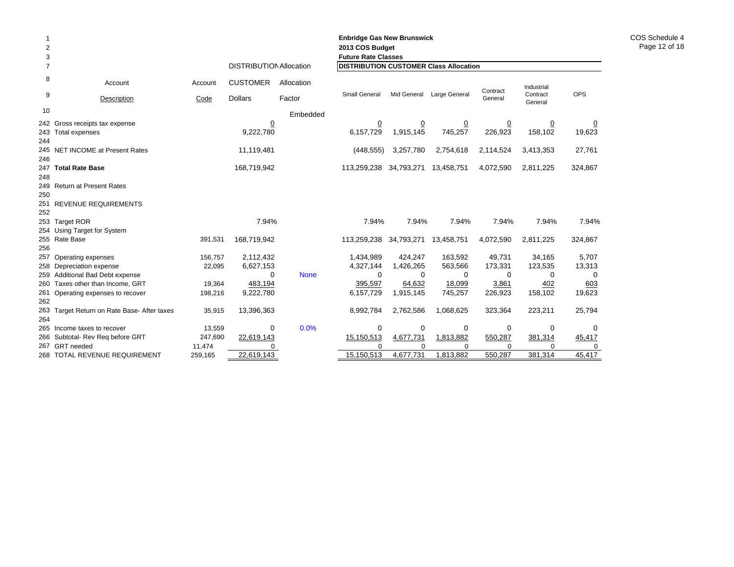**Enbridge Gas New Brunswick**
**2013 COS Budget**
**Future Rate Classes**

| Line | Account Description | Account Code | DISTRIBUTION CUSTOMER Dollars | Allocation Factor | Small General | Mid General | Large General | Contract General | Industrial Contract General | OPS |
|---|---|---|---|---|---|---|---|---|---|---|
| | | | | | **DISTRIBUTION CUSTOMER Class Allocation** | | | | | |
| 10 | | | | Embedded | | | | | | |
| 242 | Gross receipts tax expense | | 0 | | 0 | 0 | 0 | 0 | 0 | 0 |
| 243 | Total expenses | | 9,222,780 | | 6,157,729 | 1,915,145 | 745,257 | 226,923 | 158,102 | 19,623 |
| 244 | | | | | | | | | | |
| 245 | NET INCOME at Present Rates | | 11,119,481 | | (448,555) | 3,257,780 | 2,754,618 | 2,114,524 | 3,413,353 | 27,761 |
| 246 | | | | | | | | | | |
| 247 | **Total Rate Base** | | 168,719,942 | | 113,259,238 | 34,793,271 | 13,458,751 | 4,072,590 | 2,811,225 | 324,867 |
| 248 | | | | | | | | | | |
| 249 | Return at Present Rates | | | | | | | | | |
| 250 | | | | | | | | | | |
| 251 | REVENUE REQUIREMENTS | | | | | | | | | |
| 252 | | | | | | | | | | |
| 253 | Target ROR | | 7.94% | | 7.94% | 7.94% | 7.94% | 7.94% | 7.94% | 7.94% |
| 254 | Using Target for System | | | | | | | | | |
| 255 | Rate Base | 391,531 | 168,719,942 | | 113,259,238 | 34,793,271 | 13,458,751 | 4,072,590 | 2,811,225 | 324,867 |
| 256 | | | | | | | | | | |
| 257 | Operating expenses | 156,757 | 2,112,432 | | 1,434,989 | 424,247 | 163,592 | 49,731 | 34,165 | 5,707 |
| 258 | Depreciation expense | 22,095 | 6,627,153 | | 4,327,144 | 1,426,265 | 563,566 | 173,331 | 123,535 | 13,313 |
| 259 | Additional Bad Debt expense | | 0 | None | 0 | 0 | 0 | 0 | 0 | 0 |
| 260 | Taxes other than Income, GRT | 19,364 | 483,194 | | 395,597 | 64,632 | 18,099 | 3,861 | 402 | 603 |
| 261 | Operating expenses to recover | 198,216 | 9,222,780 | | 6,157,729 | 1,915,145 | 745,257 | 226,923 | 158,102 | 19,623 |
| 262 | | | | | | | | | | |
| 263 | Target Return on Rate Base- After taxes | 35,915 | 13,396,363 | | 8,992,784 | 2,762,586 | 1,068,625 | 323,364 | 223,211 | 25,794 |
| 264 | | | | | | | | | | |
| 265 | Income taxes to recover | 13,559 | 0 | 0.0% | 0 | 0 | 0 | 0 | 0 | 0 |
| 266 | Subtotal- Rev Req before GRT | 247,690 | 22,619,143 | | 15,150,513 | 4,677,731 | 1,813,882 | 550,287 | 381,314 | 45,417 |
| 267 | GRT needed | 11,474 | 0 | | 0 | 0 | 0 | 0 | 0 | 0 |
| 268 | TOTAL REVENUE REQUIREMENT | 259,165 | 22,619,143 | | 15,150,513 | 4,677,731 | 1,813,882 | 550,287 | 381,314 | 45,417 |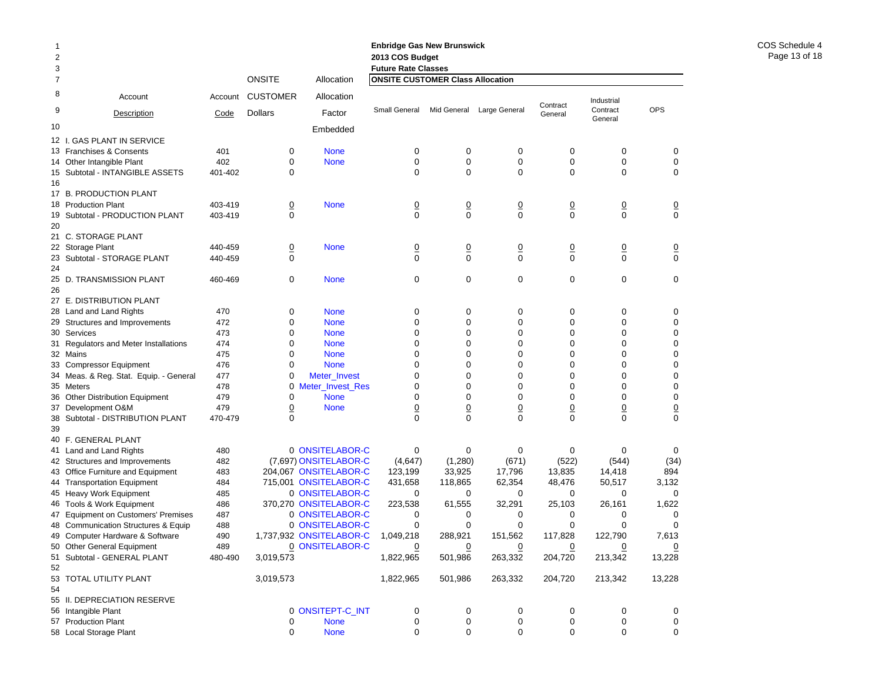**Enbridge Gas New Brunswick**
**2013 COS Budget**
**Future Rate Classes**

COS Schedule 4

| Line | Account Description | Account Code | ONSITE CUSTOMER Dollars | Allocation Factor | Small General | Mid General | Large General | Contract General | Industrial Contract General | OPS |
|---|---|---|---|---|---|---|---|---|---|---|
| | | | | **ONSITE CUSTOMER Class Allocation** | | | | | | |
| 10 | | | | Embedded | | | | | | |
| 12 | I. GAS PLANT IN SERVICE | | | | | | | | | |
| 13 | Franchises & Consents | 401 | 0 | None | 0 | 0 | 0 | 0 | 0 | 0 |
| 14 | Other Intangible Plant | 402 | 0 | None | 0 | 0 | 0 | 0 | 0 | 0 |
| 15 | Subtotal - INTANGIBLE ASSETS | 401-402 | 0 | | 0 | 0 | 0 | 0 | 0 | 0 |
| 16 | | | | | | | | | | |
| 17 | B. PRODUCTION PLANT | | | | | | | | | |
| 18 | Production Plant | 403-419 | 0 | None | 0 | 0 | 0 | 0 | 0 | 0 |
| 19 | Subtotal - PRODUCTION PLANT | 403-419 | 0 | | 0 | 0 | 0 | 0 | 0 | 0 |
| 20 | | | | | | | | | | |
| 21 | C. STORAGE PLANT | | | | | | | | | |
| 22 | Storage Plant | 440-459 | 0 | None | 0 | 0 | 0 | 0 | 0 | 0 |
| 23 | Subtotal - STORAGE PLANT | 440-459 | 0 | | 0 | 0 | 0 | 0 | 0 | 0 |
| 24 | | | | | | | | | | |
| 25 | D. TRANSMISSION PLANT | 460-469 | 0 | None | 0 | 0 | 0 | 0 | 0 | 0 |
| 26 | | | | | | | | | | |
| 27 | E. DISTRIBUTION PLANT | | | | | | | | | |
| 28 | Land and Land Rights | 470 | 0 | None | 0 | 0 | 0 | 0 | 0 | 0 |
| 29 | Structures and Improvements | 472 | 0 | None | 0 | 0 | 0 | 0 | 0 | 0 |
| 30 | Services | 473 | 0 | None | 0 | 0 | 0 | 0 | 0 | 0 |
| 31 | Regulators and Meter Installations | 474 | 0 | None | 0 | 0 | 0 | 0 | 0 | 0 |
| 32 | Mains | 475 | 0 | None | 0 | 0 | 0 | 0 | 0 | 0 |
| 33 | Compressor Equipment | 476 | 0 | None | 0 | 0 | 0 | 0 | 0 | 0 |
| 34 | Meas. & Reg. Stat. Equip. - General | 477 | 0 | Meter_Invest | 0 | 0 | 0 | 0 | 0 | 0 |
| 35 | Meters | 478 | 0 | Meter_Invest_Res | 0 | 0 | 0 | 0 | 0 | 0 |
| 36 | Other Distribution Equipment | 479 | 0 | None | 0 | 0 | 0 | 0 | 0 | 0 |
| 37 | Development O&M | 479 | 0 | None | 0 | 0 | 0 | 0 | 0 | 0 |
| 38 | Subtotal - DISTRIBUTION PLANT | 470-479 | 0 | | 0 | 0 | 0 | 0 | 0 | 0 |
| 39 | | | | | | | | | | |
| 40 | F. GENERAL PLANT | | | | | | | | | |
| 41 | Land and Land Rights | 480 | 0 | ONSITELABOR-C | 0 | 0 | 0 | 0 | 0 | 0 |
| 42 | Structures and Improvements | 482 | (7,697) | ONSITELABOR-C | (4,647) | (1,280) | (671) | (522) | (544) | (34) |
| 43 | Office Furniture and Equipment | 483 | 204,067 | ONSITELABOR-C | 123,199 | 33,925 | 17,796 | 13,835 | 14,418 | 894 |
| 44 | Transportation Equipment | 484 | 715,001 | ONSITELABOR-C | 431,658 | 118,865 | 62,354 | 48,476 | 50,517 | 3,132 |
| 45 | Heavy Work Equipment | 485 | 0 | ONSITELABOR-C | 0 | 0 | 0 | 0 | 0 | 0 |
| 46 | Tools & Work Equipment | 486 | 370,270 | ONSITELABOR-C | 223,538 | 61,555 | 32,291 | 25,103 | 26,161 | 1,622 |
| 47 | Equipment on Customers' Premises | 487 | 0 | ONSITELABOR-C | 0 | 0 | 0 | 0 | 0 | 0 |
| 48 | Communication Structures & Equip | 488 | 0 | ONSITELABOR-C | 0 | 0 | 0 | 0 | 0 | 0 |
| 49 | Computer Hardware & Software | 490 | 1,737,932 | ONSITELABOR-C | 1,049,218 | 288,921 | 151,562 | 117,828 | 122,790 | 7,613 |
| 50 | Other General Equipment | 489 | 0 | ONSITELABOR-C | 0 | 0 | 0 | 0 | 0 | 0 |
| 51 | Subtotal - GENERAL PLANT | 480-490 | 3,019,573 | | 1,822,965 | 501,986 | 263,332 | 204,720 | 213,342 | 13,228 |
| 52 | | | | | | | | | | |
| 53 | TOTAL UTILITY PLANT | | 3,019,573 | | 1,822,965 | 501,986 | 263,332 | 204,720 | 213,342 | 13,228 |
| 54 | | | | | | | | | | |
| 55 | II. DEPRECIATION RESERVE | | | | | | | | | |
| 56 | Intangible Plant | | 0 | ONSITEPT-C_INT | 0 | 0 | 0 | 0 | 0 | 0 |
| 57 | Production Plant | | 0 | None | 0 | 0 | 0 | 0 | 0 | 0 |
| 58 | Local Storage Plant | | 0 | None | 0 | 0 | 0 | 0 | 0 | 0 |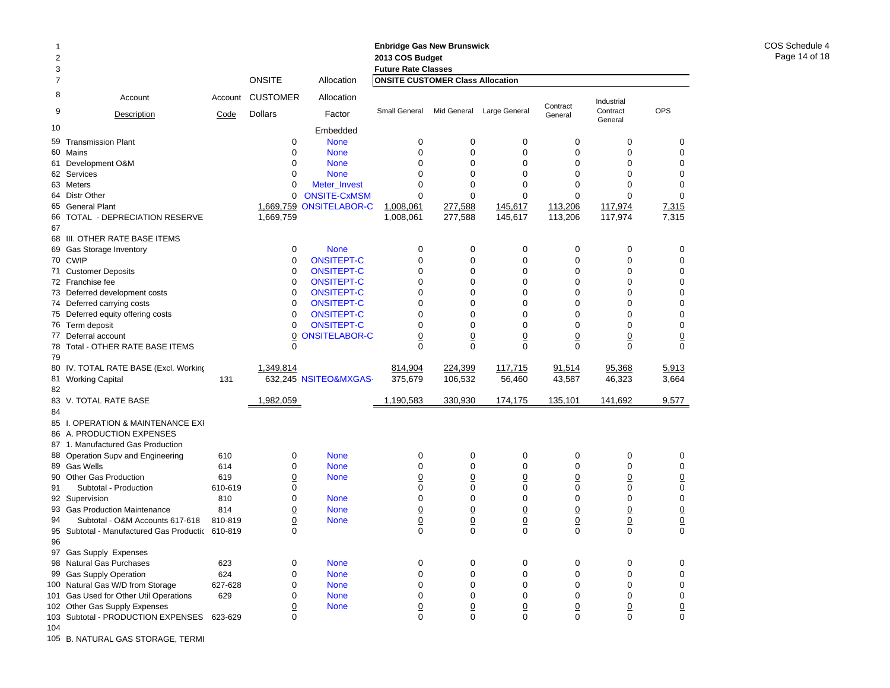**Enbridge Gas New Brunswick**
**2013 COS Budget**
**Future Rate Classes**
**ONSITE CUSTOMER Class Allocation**

| Line | Account Description | Account Code | ONSITE CUSTOMER Dollars | Allocation Factor | Small General | Mid General | Large General | Contract General | Industrial Contract General | OPS |
|---|---|---|---|---|---|---|---|---|---|---|
| 10 | | | | Embedded | | | | | | |
| 59 | Transmission Plant | | 0 | None | 0 | 0 | 0 | 0 | 0 | 0 |
| 60 | Mains | | 0 | None | 0 | 0 | 0 | 0 | 0 | 0 |
| 61 | Development O&M | | 0 | None | 0 | 0 | 0 | 0 | 0 | 0 |
| 62 | Services | | 0 | None | 0 | 0 | 0 | 0 | 0 | 0 |
| 63 | Meters | | 0 | Meter_Invest | 0 | 0 | 0 | 0 | 0 | 0 |
| 64 | Distr Other | | 0 | ONSITE-CxMSM | 0 | 0 | 0 | 0 | 0 | 0 |
| 65 | General Plant | | 1,669,759 | ONSITELABOR-C | 1,008,061 | 277,588 | 145,617 | 113,206 | 117,974 | 7,315 |
| 66 | TOTAL - DEPRECIATION RESERVE | | 1,669,759 | | 1,008,061 | 277,588 | 145,617 | 113,206 | 117,974 | 7,315 |
| 67 | | | | | | | | | | |
| 68 | III. OTHER RATE BASE ITEMS | | | | | | | | | |
| 69 | Gas Storage Inventory | | 0 | None | 0 | 0 | 0 | 0 | 0 | 0 |
| 70 | CWIP | | 0 | ONSITEPT-C | 0 | 0 | 0 | 0 | 0 | 0 |
| 71 | Customer Deposits | | 0 | ONSITEPT-C | 0 | 0 | 0 | 0 | 0 | 0 |
| 72 | Franchise fee | | 0 | ONSITEPT-C | 0 | 0 | 0 | 0 | 0 | 0 |
| 73 | Deferred development costs | | 0 | ONSITEPT-C | 0 | 0 | 0 | 0 | 0 | 0 |
| 74 | Deferred carrying costs | | 0 | ONSITEPT-C | 0 | 0 | 0 | 0 | 0 | 0 |
| 75 | Deferred equity offering costs | | 0 | ONSITEPT-C | 0 | 0 | 0 | 0 | 0 | 0 |
| 76 | Term deposit | | 0 | ONSITEPT-C | 0 | 0 | 0 | 0 | 0 | 0 |
| 77 | Deferral account | | 0 | ONSITELABOR-C | 0 | 0 | 0 | 0 | 0 | 0 |
| 78 | Total - OTHER RATE BASE ITEMS | | 0 | | 0 | 0 | 0 | 0 | 0 | 0 |
| 79 | | | | | | | | | | |
| 80 | IV. TOTAL RATE BASE (Excl. Working | | 1,349,814 | | 814,904 | 224,399 | 117,715 | 91,514 | 95,368 | 5,913 |
| 81 | Working Capital | 131 | 632,245 | NSITEO&MXGAS- | 375,679 | 106,532 | 56,460 | 43,587 | 46,323 | 3,664 |
| 82 | | | | | | | | | | |
| 83 | V. TOTAL RATE BASE | | 1,982,059 | | 1,190,583 | 330,930 | 174,175 | 135,101 | 141,692 | 9,577 |
| 84 | | | | | | | | | | |
| 85 | I. OPERATION & MAINTENANCE EXI | | | | | | | | | |
| 86 | A. PRODUCTION EXPENSES | | | | | | | | | |
| 87 | 1. Manufactured Gas Production | | | | | | | | | |
| 88 | Operation Supv and Engineering | 610 | 0 | None | 0 | 0 | 0 | 0 | 0 | 0 |
| 89 | Gas Wells | 614 | 0 | None | 0 | 0 | 0 | 0 | 0 | 0 |
| 90 | Other Gas Production | 619 | 0 | None | 0 | 0 | 0 | 0 | 0 | 0 |
| 91 | Subtotal - Production | 610-619 | 0 | | 0 | 0 | 0 | 0 | 0 | 0 |
| 92 | Supervision | 810 | 0 | None | 0 | 0 | 0 | 0 | 0 | 0 |
| 93 | Gas Production Maintenance | 814 | 0 | None | 0 | 0 | 0 | 0 | 0 | 0 |
| 94 | Subtotal - O&M Accounts 617-618 | 810-819 | 0 | None | 0 | 0 | 0 | 0 | 0 | 0 |
| 95 | Subtotal - Manufactured Gas Productic | 610-819 | 0 | | 0 | 0 | 0 | 0 | 0 | 0 |
| 96 | | | | | | | | | | |
| 97 | Gas Supply Expenses | | | | | | | | | |
| 98 | Natural Gas Purchases | 623 | 0 | None | 0 | 0 | 0 | 0 | 0 | 0 |
| 99 | Gas Supply Operation | 624 | 0 | None | 0 | 0 | 0 | 0 | 0 | 0 |
| 100 | Natural Gas W/D from Storage | 627-628 | 0 | None | 0 | 0 | 0 | 0 | 0 | 0 |
| 101 | Gas Used for Other Util Operations | 629 | 0 | None | 0 | 0 | 0 | 0 | 0 | 0 |
| 102 | Other Gas Supply Expenses | | 0 | None | 0 | 0 | 0 | 0 | 0 | 0 |
| 103 | Subtotal - PRODUCTION EXPENSES | 623-629 | 0 | | 0 | 0 | 0 | 0 | 0 | 0 |
| 104 | | | | | | | | | | |
| 105 | B. NATURAL GAS STORAGE, TERMI | | | | | | | | | |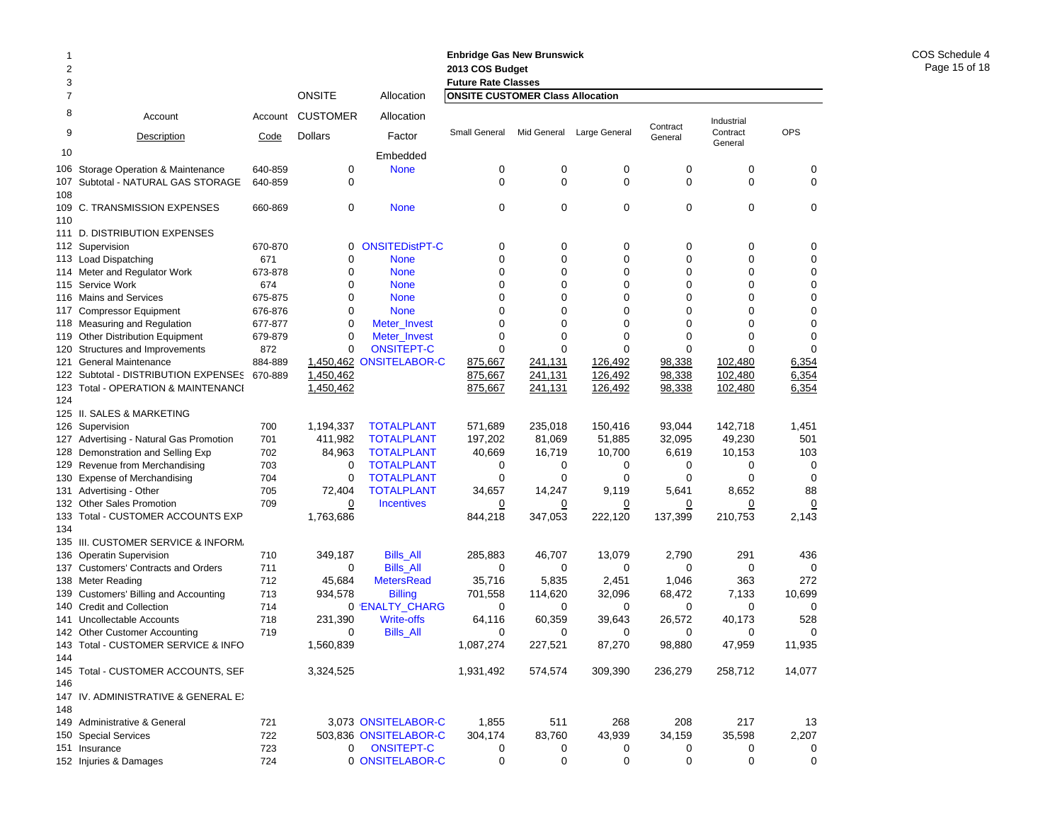**Enbridge Gas New Brunswick**
**2013 COS Budget**
**Future Rate Classes**

COS Schedule 4

| Line | Account Description | Account Code | ONSITE CUSTOMER Dollars | Allocation Factor | Small General | Mid General | Large General | Contract General | Industrial Contract General | OPS |
|---|---|---|---|---|---|---|---|---|---|---|
| 7 | | | | Allocation | **ONSITE CUSTOMER Class Allocation** | | | | | |
| 10 | | | | Embedded | | | | | | |
| 106 | Storage Operation & Maintenance | 640-859 | 0 | None | 0 | 0 | 0 | 0 | 0 | 0 |
| 107 | Subtotal - NATURAL GAS STORAGE | 640-859 | 0 | | 0 | 0 | 0 | 0 | 0 | 0 |
| 108 | | | | | | | | | | |
| 109 | C. TRANSMISSION EXPENSES | 660-869 | 0 | None | 0 | 0 | 0 | 0 | 0 | 0 |
| 110 | | | | | | | | | | |
| 111 | D. DISTRIBUTION EXPENSES | | | | | | | | | |
| 112 | Supervision | 670-870 | 0 | ONSITEDistPT-C | 0 | 0 | 0 | 0 | 0 | 0 |
| 113 | Load Dispatching | 671 | 0 | None | 0 | 0 | 0 | 0 | 0 | 0 |
| 114 | Meter and Regulator Work | 673-878 | 0 | None | 0 | 0 | 0 | 0 | 0 | 0 |
| 115 | Service Work | 674 | 0 | None | 0 | 0 | 0 | 0 | 0 | 0 |
| 116 | Mains and Services | 675-875 | 0 | None | 0 | 0 | 0 | 0 | 0 | 0 |
| 117 | Compressor Equipment | 676-876 | 0 | None | 0 | 0 | 0 | 0 | 0 | 0 |
| 118 | Measuring and Regulation | 677-877 | 0 | Meter_Invest | 0 | 0 | 0 | 0 | 0 | 0 |
| 119 | Other Distribution Equipment | 679-879 | 0 | Meter_Invest | 0 | 0 | 0 | 0 | 0 | 0 |
| 120 | Structures and Improvements | 872 | 0 | ONSITEPT-C | 0 | 0 | 0 | 0 | 0 | 0 |
| 121 | General Maintenance | 884-889 | 1,450,462 | ONSITELABOR-C | 875,667 | 241,131 | 126,492 | 98,338 | 102,480 | 6,354 |
| 122 | Subtotal - DISTRIBUTION EXPENSES | 670-889 | 1,450,462 | | 875,667 | 241,131 | 126,492 | 98,338 | 102,480 | 6,354 |
| 123 | Total - OPERATION & MAINTENANCE | | 1,450,462 | | 875,667 | 241,131 | 126,492 | 98,338 | 102,480 | 6,354 |
| 124 | | | | | | | | | | |
| 125 | II. SALES & MARKETING | | | | | | | | | |
| 126 | Supervision | 700 | 1,194,337 | TOTALPLANT | 571,689 | 235,018 | 150,416 | 93,044 | 142,718 | 1,451 |
| 127 | Advertising - Natural Gas Promotion | 701 | 411,982 | TOTALPLANT | 197,202 | 81,069 | 51,885 | 32,095 | 49,230 | 501 |
| 128 | Demonstration and Selling Exp | 702 | 84,963 | TOTALPLANT | 40,669 | 16,719 | 10,700 | 6,619 | 10,153 | 103 |
| 129 | Revenue from Merchandising | 703 | 0 | TOTALPLANT | 0 | 0 | 0 | 0 | 0 | 0 |
| 130 | Expense of Merchandising | 704 | 0 | TOTALPLANT | 0 | 0 | 0 | 0 | 0 | 0 |
| 131 | Advertising - Other | 705 | 72,404 | TOTALPLANT | 34,657 | 14,247 | 9,119 | 5,641 | 8,652 | 88 |
| 132 | Other Sales Promotion | 709 | 0 | Incentives | 0 | 0 | 0 | 0 | 0 | 0 |
| 133 | Total - CUSTOMER ACCOUNTS EXP | | 1,763,686 | | 844,218 | 347,053 | 222,120 | 137,399 | 210,753 | 2,143 |
| 134 | | | | | | | | | | |
| 135 | III. CUSTOMER SERVICE & INFORM. | | | | | | | | | |
| 136 | Operatin Supervision | 710 | 349,187 | Bills_All | 285,883 | 46,707 | 13,079 | 2,790 | 291 | 436 |
| 137 | Customers' Contracts and Orders | 711 | 0 | Bills_All | 0 | 0 | 0 | 0 | 0 | 0 |
| 138 | Meter Reading | 712 | 45,684 | MetersRead | 35,716 | 5,835 | 2,451 | 1,046 | 363 | 272 |
| 139 | Customers' Billing and Accounting | 713 | 934,578 | Billing | 701,558 | 114,620 | 32,096 | 68,472 | 7,133 | 10,699 |
| 140 | Credit and Collection | 714 | 0 | PENALTY_CHARG | 0 | 0 | 0 | 0 | 0 | 0 |
| 141 | Uncollectable Accounts | 718 | 231,390 | Write-offs | 64,116 | 60,359 | 39,643 | 26,572 | 40,173 | 528 |
| 142 | Other Customer Accounting | 719 | 0 | Bills_All | 0 | 0 | 0 | 0 | 0 | 0 |
| 143 | Total - CUSTOMER SERVICE & INFO | | 1,560,839 | | 1,087,274 | 227,521 | 87,270 | 98,880 | 47,959 | 11,935 |
| 144 | | | | | | | | | | |
| 145 | Total - CUSTOMER ACCOUNTS, SEF | | 3,324,525 | | 1,931,492 | 574,574 | 309,390 | 236,279 | 258,712 | 14,077 |
| 146 | | | | | | | | | | |
| 147 | IV. ADMINISTRATIVE & GENERAL E) | | | | | | | | | |
| 148 | | | | | | | | | | |
| 149 | Administrative & General | 721 | 3,073 | ONSITELABOR-C | 1,855 | 511 | 268 | 208 | 217 | 13 |
| 150 | Special Services | 722 | 503,836 | ONSITELABOR-C | 304,174 | 83,760 | 43,939 | 34,159 | 35,598 | 2,207 |
| 151 | Insurance | 723 | 0 | ONSITEPT-C | 0 | 0 | 0 | 0 | 0 | 0 |
| 152 | Injuries & Damages | 724 | 0 | ONSITELABOR-C | 0 | 0 | 0 | 0 | 0 | 0 |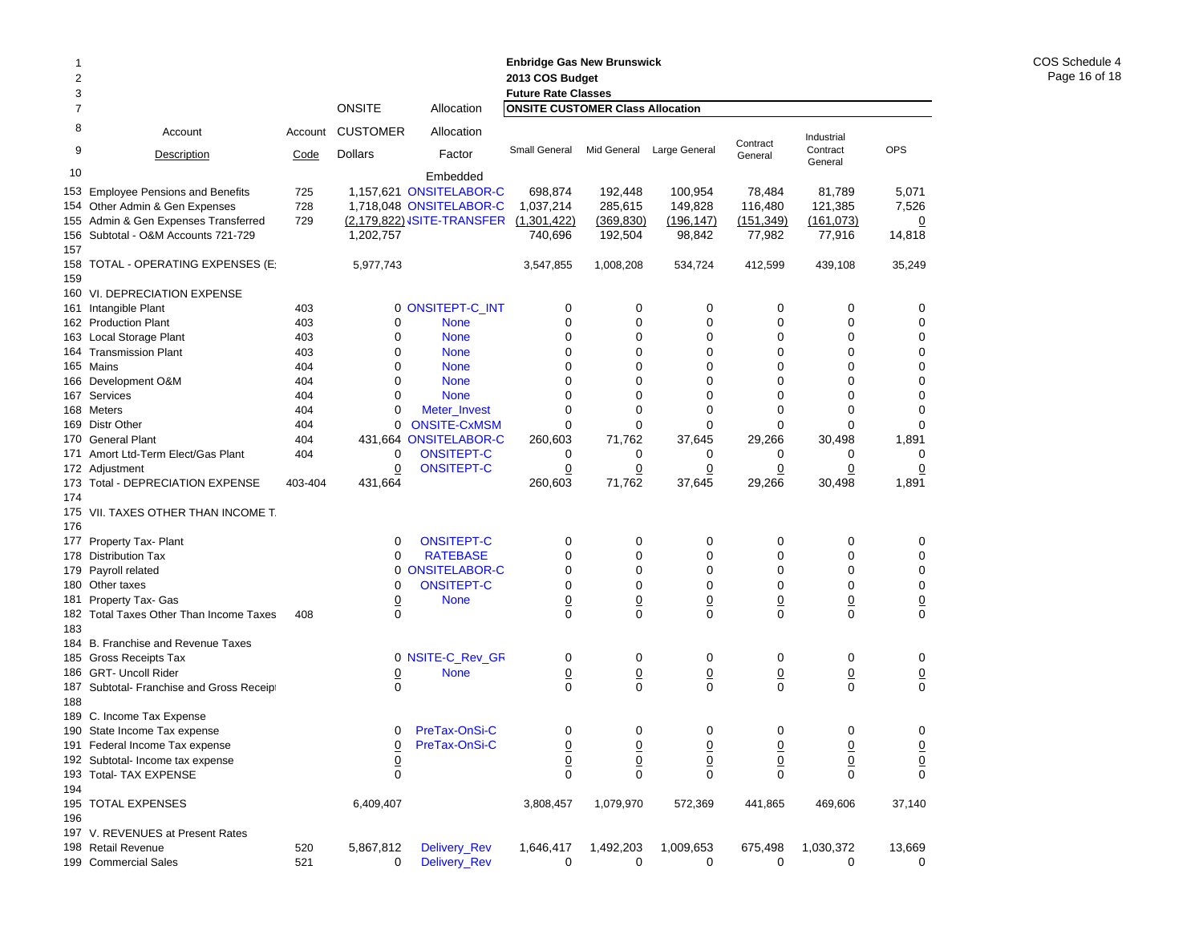**Enbridge Gas New Brunswick**
**2013 COS Budget**
**Future Rate Classes**

| | Account Description | Account Code | ONSITE CUSTOMER Dollars | Allocation Factor | Small General | Mid General | Large General | Contract General | Industrial Contract General | OPS |
|---|---|---|---|---|---|---|---|---|---|---|
| 10 | | | | Embedded | | | | | | |
| 153 | Employee Pensions and Benefits | 725 | 1,157,621 | ONSITELABOR-C | 698,874 | 192,448 | 100,954 | 78,484 | 81,789 | 5,071 |
| 154 | Other Admin & Gen Expenses | 728 | 1,718,048 | ONSITELABOR-C | 1,037,214 | 285,615 | 149,828 | 116,480 | 121,385 | 7,526 |
| 155 | Admin & Gen Expenses Transferred | 729 | (2,179,822) | NSITE-TRANSFER | (1,301,422) | (369,830) | (196,147) | (151,349) | (161,073) | 0 |
| 156 | Subtotal - O&M Accounts 721-729 | | 1,202,757 | | 740,696 | 192,504 | 98,842 | 77,982 | 77,916 | 14,818 |
| 157 | | | | | | | | | | |
| 158 | TOTAL - OPERATING EXPENSES (E: | | 5,977,743 | | 3,547,855 | 1,008,208 | 534,724 | 412,599 | 439,108 | 35,249 |
| 159 | | | | | | | | | | |
| 160 | VI. DEPRECIATION EXPENSE | | | | | | | | | |
| 161 | Intangible Plant | 403 | 0 | ONSITEPT-C_INT | 0 | 0 | 0 | 0 | 0 | 0 |
| 162 | Production Plant | 403 | 0 | None | 0 | 0 | 0 | 0 | 0 | 0 |
| 163 | Local Storage Plant | 403 | 0 | None | 0 | 0 | 0 | 0 | 0 | 0 |
| 164 | Transmission Plant | 403 | 0 | None | 0 | 0 | 0 | 0 | 0 | 0 |
| 165 | Mains | 404 | 0 | None | 0 | 0 | 0 | 0 | 0 | 0 |
| 166 | Development O&M | 404 | 0 | None | 0 | 0 | 0 | 0 | 0 | 0 |
| 167 | Services | 404 | 0 | None | 0 | 0 | 0 | 0 | 0 | 0 |
| 168 | Meters | 404 | 0 | Meter_Invest | 0 | 0 | 0 | 0 | 0 | 0 |
| 169 | Distr Other | 404 | 0 | ONSITE-CxMSM | 0 | 0 | 0 | 0 | 0 | 0 |
| 170 | General Plant | 404 | 431,664 | ONSITELABOR-C | 260,603 | 71,762 | 37,645 | 29,266 | 30,498 | 1,891 |
| 171 | Amort Ltd-Term Elect/Gas Plant | 404 | 0 | ONSITEPT-C | 0 | 0 | 0 | 0 | 0 | 0 |
| 172 | Adjustment | | 0 | ONSITEPT-C | 0 | 0 | 0 | 0 | 0 | 0 |
| 173 | Total - DEPRECIATION EXPENSE | 403-404 | 431,664 | | 260,603 | 71,762 | 37,645 | 29,266 | 30,498 | 1,891 |
| 174 | | | | | | | | | | |
| 175 | VII. TAXES OTHER THAN INCOME T. | | | | | | | | | |
| 176 | | | | | | | | | | |
| 177 | Property Tax- Plant | | 0 | ONSITEPT-C | 0 | 0 | 0 | 0 | 0 | 0 |
| 178 | Distribution Tax | | 0 | RATEBASE | 0 | 0 | 0 | 0 | 0 | 0 |
| 179 | Payroll related | | 0 | ONSITELABOR-C | 0 | 0 | 0 | 0 | 0 | 0 |
| 180 | Other taxes | | 0 | ONSITEPT-C | 0 | 0 | 0 | 0 | 0 | 0 |
| 181 | Property Tax- Gas | | 0 | None | 0 | 0 | 0 | 0 | 0 | 0 |
| 182 | Total Taxes Other Than Income Taxes | 408 | 0 | | 0 | 0 | 0 | 0 | 0 | 0 |
| 183 | | | | | | | | | | |
| 184 | B. Franchise and Revenue Taxes | | | | | | | | | |
| 185 | Gross Receipts Tax | | 0 | NSITE-C_Rev_GR | 0 | 0 | 0 | 0 | 0 | 0 |
| 186 | GRT- Uncoll Rider | | 0 | None | 0 | 0 | 0 | 0 | 0 | 0 |
| 187 | Subtotal- Franchise and Gross Receipt | | 0 | | 0 | 0 | 0 | 0 | 0 | 0 |
| 188 | | | | | | | | | | |
| 189 | C. Income Tax Expense | | | | | | | | | |
| 190 | State Income Tax expense | | 0 | PreTax-OnSi-C | 0 | 0 | 0 | 0 | 0 | 0 |
| 191 | Federal Income Tax expense | | 0 | PreTax-OnSi-C | 0 | 0 | 0 | 0 | 0 | 0 |
| 192 | Subtotal- Income tax expense | | 0 | | 0 | 0 | 0 | 0 | 0 | 0 |
| 193 | Total- TAX EXPENSE | | 0 | | 0 | 0 | 0 | 0 | 0 | 0 |
| 194 | | | | | | | | | | |
| 195 | TOTAL EXPENSES | | 6,409,407 | | 3,808,457 | 1,079,970 | 572,369 | 441,865 | 469,606 | 37,140 |
| 196 | | | | | | | | | | |
| 197 | V. REVENUES at Present Rates | | | | | | | | | |
| 198 | Retail Revenue | 520 | 5,867,812 | Delivery_Rev | 1,646,417 | 1,492,203 | 1,009,653 | 675,498 | 1,030,372 | 13,669 |
| 199 | Commercial Sales | 521 | 0 | Delivery_Rev | 0 | 0 | 0 | 0 | 0 | 0 |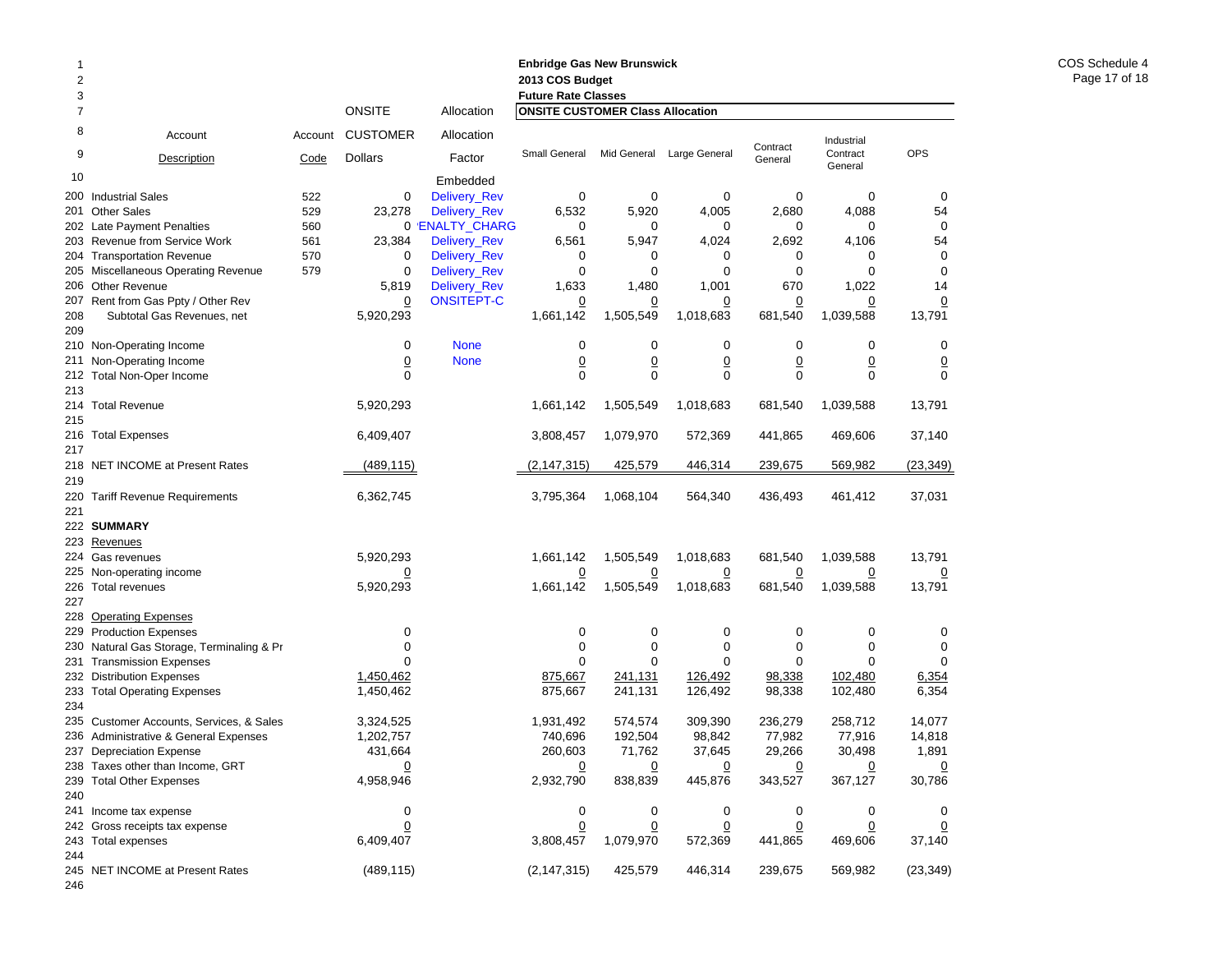**Enbridge Gas New Brunswick**
**2013 COS Budget**
**Future Rate Classes**

| Line | Account Description | Account Code | ONSITE CUSTOMER Dollars | Allocation Factor | Small General | Mid General | Large General | Contract General | Industrial Contract General | OPS |
|---|---|---|---|---|---|---|---|---|---|---|
| 1 | | | | | | | | | | |
| 2 | | | | | | | | | | |
| 3 | | | | | | | | | | |
| 7 | | | ONSITE | Allocation | **ONSITE CUSTOMER Class Allocation** | | | | | |
| 8 | Account | Account | CUSTOMER | Allocation | | | | | | |
| 9 | Description | Code | Dollars | Factor | Small General | Mid General | Large General | Contract General | Industrial Contract General | OPS |
| 10 | | | | Embedded | | | | | | |
| 200 | Industrial Sales | 522 | 0 | Delivery_Rev | 0 | 0 | 0 | 0 | 0 | 0 |
| 201 | Other Sales | 529 | 23,278 | Delivery_Rev | 6,532 | 5,920 | 4,005 | 2,680 | 4,088 | 54 |
| 202 | Late Payment Penalties | 560 | 0 | 'ENALTY_CHARG | 0 | 0 | 0 | 0 | 0 | 0 |
| 203 | Revenue from Service Work | 561 | 23,384 | Delivery_Rev | 6,561 | 5,947 | 4,024 | 2,692 | 4,106 | 54 |
| 204 | Transportation Revenue | 570 | 0 | Delivery_Rev | 0 | 0 | 0 | 0 | 0 | 0 |
| 205 | Miscellaneous Operating Revenue | 579 | 0 | Delivery_Rev | 0 | 0 | 0 | 0 | 0 | 0 |
| 206 | Other Revenue | | 5,819 | Delivery_Rev | 1,633 | 1,480 | 1,001 | 670 | 1,022 | 14 |
| 207 | Rent from Gas Ppty / Other Rev | | 0 | ONSITEPT-C | 0 | 0 | 0 | 0 | 0 | 0 |
| 208 | Subtotal Gas Revenues, net | | 5,920,293 | | 1,661,142 | 1,505,549 | 1,018,683 | 681,540 | 1,039,588 | 13,791 |
| 209 | | | | | | | | | | |
| 210 | Non-Operating Income | | 0 | None | 0 | 0 | 0 | 0 | 0 | 0 |
| 211 | Non-Operating Income | | 0 | None | 0 | 0 | 0 | 0 | 0 | 0 |
| 212 | Total Non-Oper Income | | 0 | | 0 | 0 | 0 | 0 | 0 | 0 |
| 213 | | | | | | | | | | |
| 214 | Total Revenue | | 5,920,293 | | 1,661,142 | 1,505,549 | 1,018,683 | 681,540 | 1,039,588 | 13,791 |
| 215 | | | | | | | | | | |
| 216 | Total Expenses | | 6,409,407 | | 3,808,457 | 1,079,970 | 572,369 | 441,865 | 469,606 | 37,140 |
| 217 | | | | | | | | | | |
| 218 | NET INCOME at Present Rates | | (489,115) | | (2,147,315) | 425,579 | 446,314 | 239,675 | 569,982 | (23,349) |
| 219 | | | | | | | | | | |
| 220 | Tariff Revenue Requirements | | 6,362,745 | | 3,795,364 | 1,068,104 | 564,340 | 436,493 | 461,412 | 37,031 |
| 221 | | | | | | | | | | |
| 222 | **SUMMARY** | | | | | | | | | |
| 223 | Revenues | | | | | | | | | |
| 224 | Gas revenues | | 5,920,293 | | 1,661,142 | 1,505,549 | 1,018,683 | 681,540 | 1,039,588 | 13,791 |
| 225 | Non-operating income | | 0 | | 0 | 0 | 0 | 0 | 0 | 0 |
| 226 | Total revenues | | 5,920,293 | | 1,661,142 | 1,505,549 | 1,018,683 | 681,540 | 1,039,588 | 13,791 |
| 227 | | | | | | | | | | |
| 228 | Operating Expenses | | | | | | | | | |
| 229 | Production Expenses | | 0 | | 0 | 0 | 0 | 0 | 0 | 0 |
| 230 | Natural Gas Storage, Terminaling & Pr | | 0 | | 0 | 0 | 0 | 0 | 0 | 0 |
| 231 | Transmission Expenses | | 0 | | 0 | 0 | 0 | 0 | 0 | 0 |
| 232 | Distribution Expenses | | 1,450,462 | | 875,667 | 241,131 | 126,492 | 98,338 | 102,480 | 6,354 |
| 233 | Total Operating Expenses | | 1,450,462 | | 875,667 | 241,131 | 126,492 | 98,338 | 102,480 | 6,354 |
| 234 | | | | | | | | | | |
| 235 | Customer Accounts, Services, & Sales | | 3,324,525 | | 1,931,492 | 574,574 | 309,390 | 236,279 | 258,712 | 14,077 |
| 236 | Administrative & General Expenses | | 1,202,757 | | 740,696 | 192,504 | 98,842 | 77,982 | 77,916 | 14,818 |
| 237 | Depreciation Expense | | 431,664 | | 260,603 | 71,762 | 37,645 | 29,266 | 30,498 | 1,891 |
| 238 | Taxes other than Income, GRT | | 0 | | 0 | 0 | 0 | 0 | 0 | 0 |
| 239 | Total Other Expenses | | 4,958,946 | | 2,932,790 | 838,839 | 445,876 | 343,527 | 367,127 | 30,786 |
| 240 | | | | | | | | | | |
| 241 | Income tax expense | | 0 | | 0 | 0 | 0 | 0 | 0 | 0 |
| 242 | Gross receipts tax expense | | 0 | | 0 | 0 | 0 | 0 | 0 | 0 |
| 243 | Total expenses | | 6,409,407 | | 3,808,457 | 1,079,970 | 572,369 | 441,865 | 469,606 | 37,140 |
| 244 | | | | | | | | | | |
| 245 | NET INCOME at Present Rates | | (489,115) | | (2,147,315) | 425,579 | 446,314 | 239,675 | 569,982 | (23,349) |
| 246 | | | | | | | | | | |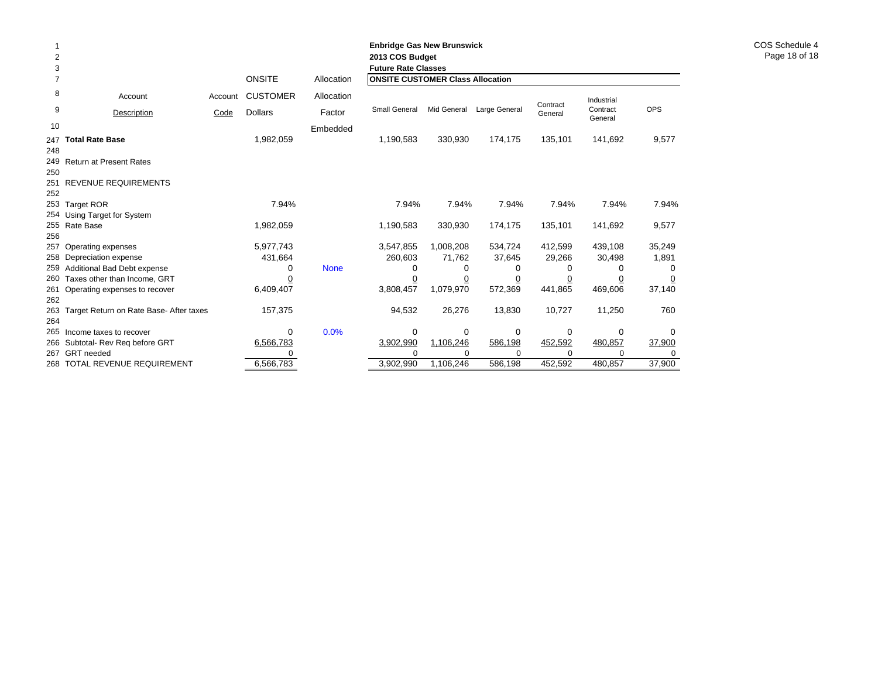**Enbridge Gas New Brunswick**
**2013 COS Budget**
**Future Rate Classes**

| | Account Description | Account Code | ONSITE CUSTOMER Dollars | Allocation Factor | Small General | Mid General | Large General | Contract General | Industrial Contract General | OPS |
|---|---|---|---|---|---|---|---|---|---|---|
| | | | | | **ONSITE CUSTOMER Class Allocation** | | | | | |
| 10 | | | | Embedded | | | | | | |
| 247 | **Total Rate Base** | | 1,982,059 | | 1,190,583 | 330,930 | 174,175 | 135,101 | 141,692 | 9,577 |
| 248 | | | | | | | | | | |
| 249 | Return at Present Rates | | | | | | | | | |
| 250 | | | | | | | | | | |
| 251 | REVENUE REQUIREMENTS | | | | | | | | | |
| 252 | | | | | | | | | | |
| 253 | Target ROR | | 7.94% | | 7.94% | 7.94% | 7.94% | 7.94% | 7.94% | 7.94% |
| 254 | Using Target for System | | | | | | | | | |
| 255 | Rate Base | | 1,982,059 | | 1,190,583 | 330,930 | 174,175 | 135,101 | 141,692 | 9,577 |
| 256 | | | | | | | | | | |
| 257 | Operating expenses | | 5,977,743 | | 3,547,855 | 1,008,208 | 534,724 | 412,599 | 439,108 | 35,249 |
| 258 | Depreciation expense | | 431,664 | | 260,603 | 71,762 | 37,645 | 29,266 | 30,498 | 1,891 |
| 259 | Additional Bad Debt expense | | 0 | None | 0 | 0 | 0 | 0 | 0 | 0 |
| 260 | Taxes other than Income, GRT | | 0 | | 0 | 0 | 0 | 0 | 0 | 0 |
| 261 | Operating expenses to recover | | 6,409,407 | | 3,808,457 | 1,079,970 | 572,369 | 441,865 | 469,606 | 37,140 |
| 262 | | | | | | | | | | |
| 263 | Target Return on Rate Base- After taxes | | 157,375 | | 94,532 | 26,276 | 13,830 | 10,727 | 11,250 | 760 |
| 264 | | | | | | | | | | |
| 265 | Income taxes to recover | | 0 | 0.0% | 0 | 0 | 0 | 0 | 0 | 0 |
| 266 | Subtotal- Rev Req before GRT | | 6,566,783 | | 3,902,990 | 1,106,246 | 586,198 | 452,592 | 480,857 | 37,900 |
| 267 | GRT needed | | 0 | | 0 | 0 | 0 | 0 | 0 | 0 |
| 268 | TOTAL REVENUE REQUIREMENT | | 6,566,783 | | 3,902,990 | 1,106,246 | 586,198 | 452,592 | 480,857 | 37,900 |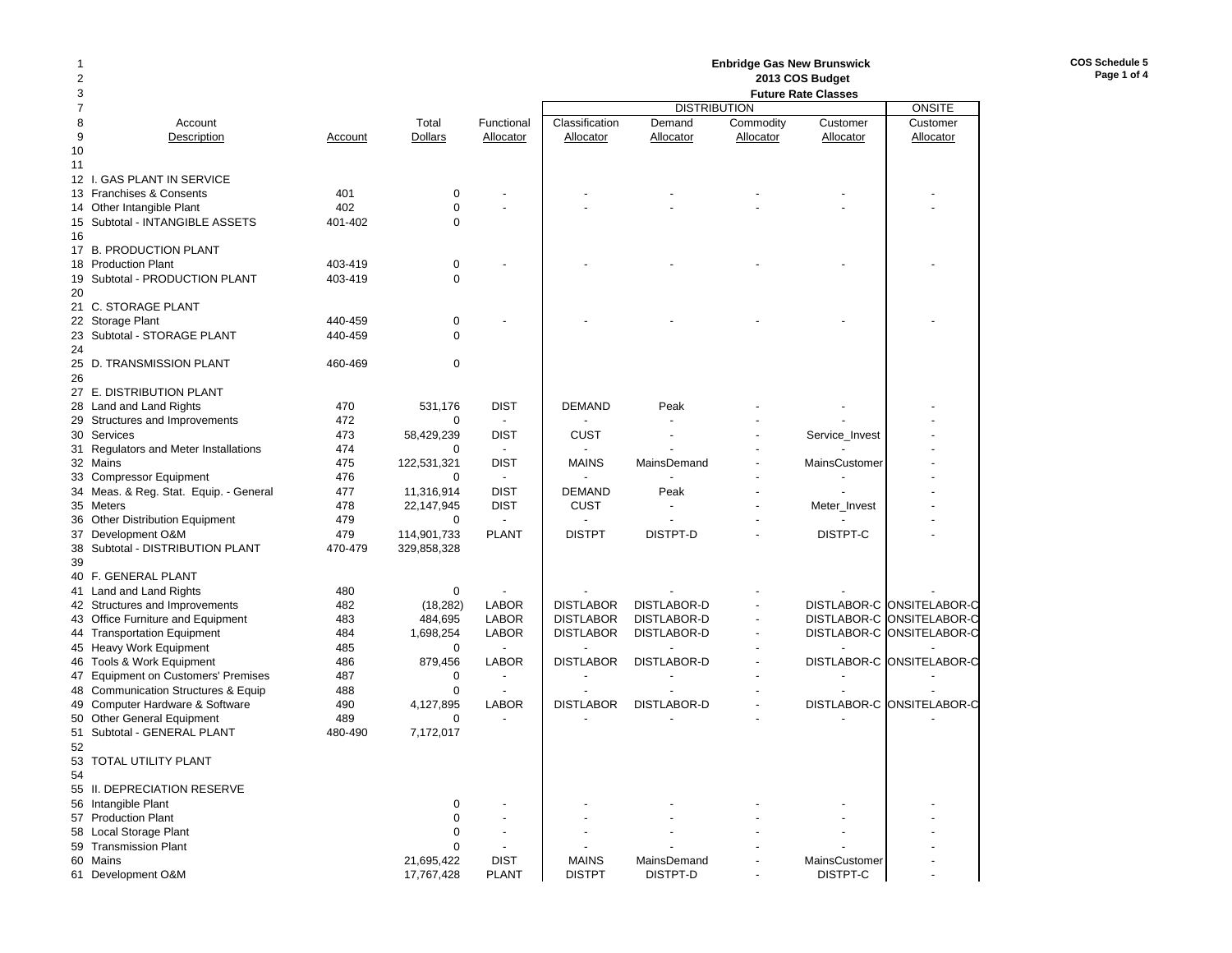**Enbridge Gas New Brunswick**
**2013 COS Budget**
**Future Rate Classes**

**COS Schedule 5**
**Page 1 of 4**

| | Account Description | Account | Total Dollars | Functional Allocator | Classification Allocator | DISTRIBUTION Demand Allocator | Commodity Allocator | Customer Allocator | ONSITE Customer Allocator |
|---|---|---|---|---|---|---|---|---|---|
| 12 | I. GAS PLANT IN SERVICE | | | | | | | | |
| 13 | Franchises & Consents | 401 | 0 | - | - | - | - | - | - |
| 14 | Other Intangible Plant | 402 | 0 | - | - | - | - | - | - |
| 15 | Subtotal - INTANGIBLE ASSETS | 401-402 | 0 | | | | | | |
| 16 | | | | | | | | | |
| 17 | B. PRODUCTION PLANT | | | | | | | | |
| 18 | Production Plant | 403-419 | 0 | - | - | - | - | - | - |
| 19 | Subtotal - PRODUCTION PLANT | 403-419 | 0 | | | | | | |
| 20 | | | | | | | | | |
| 21 | C. STORAGE PLANT | | | | | | | | |
| 22 | Storage Plant | 440-459 | 0 | - | - | - | - | - | - |
| 23 | Subtotal - STORAGE PLANT | 440-459 | 0 | | | | | | |
| 24 | | | | | | | | | |
| 25 | D. TRANSMISSION PLANT | 460-469 | 0 | | | | | | |
| 26 | | | | | | | | | |
| 27 | E. DISTRIBUTION PLANT | | | | | | | | |
| 28 | Land and Land Rights | 470 | 531,176 | DIST | DEMAND | Peak | - | - | - |
| 29 | Structures and Improvements | 472 | 0 | - | - | - | - | - | - |
| 30 | Services | 473 | 58,429,239 | DIST | CUST | - | - | Service_Invest | - |
| 31 | Regulators and Meter Installations | 474 | 0 | - | - | - | - | - | - |
| 32 | Mains | 475 | 122,531,321 | DIST | MAINS | MainsDemand | - | MainsCustomer | - |
| 33 | Compressor Equipment | 476 | 0 | - | - | - | - | - | - |
| 34 | Meas. & Reg. Stat. Equip. - General | 477 | 11,316,914 | DIST | DEMAND | Peak | - | - | - |
| 35 | Meters | 478 | 22,147,945 | DIST | CUST | - | - | Meter_Invest | - |
| 36 | Other Distribution Equipment | 479 | 0 | - | - | - | - | - | - |
| 37 | Development O&M | 479 | 114,901,733 | PLANT | DISTPT | DISTPT-D | - | DISTPT-C | - |
| 38 | Subtotal - DISTRIBUTION PLANT | 470-479 | 329,858,328 | | | | | | |
| 39 | | | | | | | | | |
| 40 | F. GENERAL PLANT | | | | | | | | |
| 41 | Land and Land Rights | 480 | 0 | - | - | - | - | - | - |
| 42 | Structures and Improvements | 482 | (18,282) | LABOR | DISTLABOR | DISTLABOR-D | - | DISTLABOR-C | ONSITELABOR-C |
| 43 | Office Furniture and Equipment | 483 | 484,695 | LABOR | DISTLABOR | DISTLABOR-D | - | DISTLABOR-C | ONSITELABOR-C |
| 44 | Transportation Equipment | 484 | 1,698,254 | LABOR | DISTLABOR | DISTLABOR-D | - | DISTLABOR-C | ONSITELABOR-C |
| 45 | Heavy Work Equipment | 485 | 0 | - | - | - | - | - | - |
| 46 | Tools & Work Equipment | 486 | 879,456 | LABOR | DISTLABOR | DISTLABOR-D | - | DISTLABOR-C | ONSITELABOR-C |
| 47 | Equipment on Customers' Premises | 487 | 0 | - | - | - | - | - | - |
| 48 | Communication Structures & Equip | 488 | 0 | - | - | - | - | - | - |
| 49 | Computer Hardware & Software | 490 | 4,127,895 | LABOR | DISTLABOR | DISTLABOR-D | - | DISTLABOR-C | ONSITELABOR-C |
| 50 | Other General Equipment | 489 | 0 | - | - | - | - | - | - |
| 51 | Subtotal - GENERAL PLANT | 480-490 | 7,172,017 | | | | | | |
| 52 | | | | | | | | | |
| 53 | TOTAL UTILITY PLANT | | | | | | | | |
| 54 | | | | | | | | | |
| 55 | II. DEPRECIATION RESERVE | | | | | | | | |
| 56 | Intangible Plant | | 0 | - | - | - | - | - | - |
| 57 | Production Plant | | 0 | - | - | - | - | - | - |
| 58 | Local Storage Plant | | 0 | - | - | - | - | - | - |
| 59 | Transmission Plant | | 0 | - | - | - | - | - | - |
| 60 | Mains | | 21,695,422 | DIST | MAINS | MainsDemand | - | MainsCustomer | - |
| 61 | Development O&M | | 17,767,428 | PLANT | DISTPT | DISTPT-D | - | DISTPT-C | - |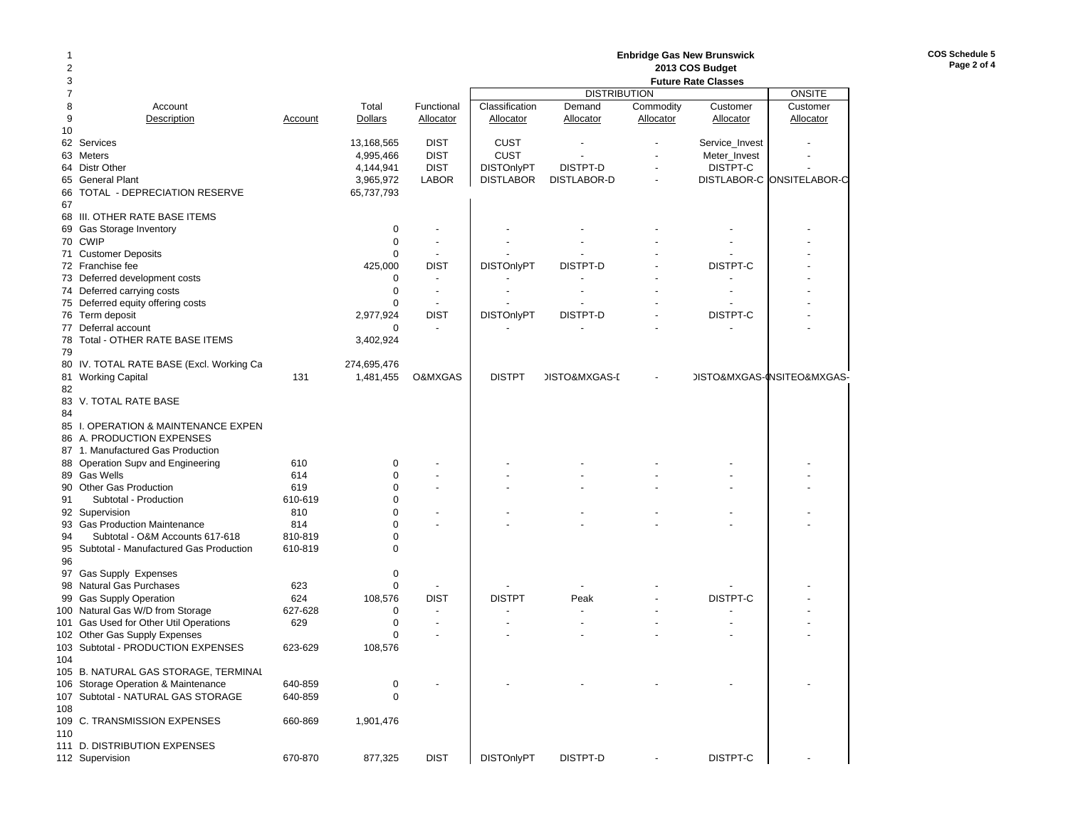**Enbridge Gas New Brunswick**
**2013 COS Budget**
**Future Rate Classes**

COS Schedule 5
Page 2 of 4

| Line | Account Description | Account | Total Dollars | Functional Allocator | Classification Allocator | DISTRIBUTION Demand Allocator | Commodity Allocator | Customer Allocator | ONSITE Customer Allocator |
|---|---|---|---|---|---|---|---|---|---|
| 62 | Services | | 13,168,565 | DIST | CUST | - | - | Service_Invest | - |
| 63 | Meters | | 4,995,466 | DIST | CUST | - | - | Meter_Invest | - |
| 64 | Distr Other | | 4,144,941 | DIST | DISTOnlyPT | DISTPT-D | - | DISTPT-C | - |
| 65 | General Plant | | 3,965,972 | LABOR | DISTLABOR | DISTLABOR-D | - | DISTLABOR-C | ONSITELABOR-C |
| 66 | TOTAL - DEPRECIATION RESERVE | | 65,737,793 | | | | | | |
| 67 | | | | | | | | | |
| 68 | III. OTHER RATE BASE ITEMS | | | | | | | | |
| 69 | Gas Storage Inventory | | 0 | - | - | - | - | - | - |
| 70 | CWIP | | 0 | - | - | - | - | - | - |
| 71 | Customer Deposits | | 0 | - | - | - | - | - | - |
| 72 | Franchise fee | | 425,000 | DIST | DISTOnlyPT | DISTPT-D | - | DISTPT-C | - |
| 73 | Deferred development costs | | 0 | - | - | - | - | - | - |
| 74 | Deferred carrying costs | | 0 | - | - | - | - | - | - |
| 75 | Deferred equity offering costs | | 0 | - | - | - | - | - | - |
| 76 | Term deposit | | 2,977,924 | DIST | DISTOnlyPT | DISTPT-D | - | DISTPT-C | - |
| 77 | Deferral account | | 0 | - | - | - | - | - | - |
| 78 | Total - OTHER RATE BASE ITEMS | | 3,402,924 | | | | | | |
| 79 | | | | | | | | | |
| 80 | IV. TOTAL RATE BASE (Excl. Working Ca | | 274,695,476 | | | | | | |
| 81 | Working Capital | 131 | 1,481,455 | O&MXGAS | DISTPT | DISTO&MXGAS-D | - | DISTO&MXGAS-C | ONSITEO&MXGAS- |
| 82 | | | | | | | | | |
| 83 | V. TOTAL RATE BASE | | | | | | | | |
| 84 | | | | | | | | | |
| 85 | I. OPERATION & MAINTENANCE EXPEN | | | | | | | | |
| 86 | A. PRODUCTION EXPENSES | | | | | | | | |
| 87 | 1. Manufactured Gas Production | | | | | | | | |
| 88 | Operation Supv and Engineering | 610 | 0 | - | - | - | - | - | - |
| 89 | Gas Wells | 614 | 0 | - | - | - | - | - | - |
| 90 | Other Gas Production | 619 | 0 | - | - | - | - | - | - |
| 91 | Subtotal - Production | 610-619 | 0 | | | | | | |
| 92 | Supervision | 810 | 0 | - | - | - | - | - | - |
| 93 | Gas Production Maintenance | 814 | 0 | - | - | - | - | - | - |
| 94 | Subtotal - O&M Accounts 617-618 | 810-819 | 0 | | | | | | |
| 95 | Subtotal - Manufactured Gas Production | 610-819 | 0 | | | | | | |
| 96 | | | | | | | | | |
| 97 | Gas Supply Expenses | | 0 | | | | | | |
| 98 | Natural Gas Purchases | 623 | 0 | - | - | - | - | - | - |
| 99 | Gas Supply Operation | 624 | 108,576 | DIST | DISTPT | Peak | - | DISTPT-C | - |
| 100 | Natural Gas W/D from Storage | 627-628 | 0 | - | - | - | - | - | - |
| 101 | Gas Used for Other Util Operations | 629 | 0 | - | - | - | - | - | - |
| 102 | Other Gas Supply Expenses | | 0 | - | - | - | - | - | - |
| 103 | Subtotal - PRODUCTION EXPENSES | 623-629 | 108,576 | | | | | | |
| 104 | | | | | | | | | |
| 105 | B. NATURAL GAS STORAGE, TERMINAL | | | | | | | | |
| 106 | Storage Operation & Maintenance | 640-859 | 0 | - | - | - | - | - | - |
| 107 | Subtotal - NATURAL GAS STORAGE | 640-859 | 0 | | | | | | |
| 108 | | | | | | | | | |
| 109 | C. TRANSMISSION EXPENSES | 660-869 | 1,901,476 | | | | | | |
| 110 | | | | | | | | | |
| 111 | D. DISTRIBUTION EXPENSES | | | | | | | | |
| 112 | Supervision | 670-870 | 877,325 | DIST | DISTOnlyPT | DISTPT-D | - | DISTPT-C | - |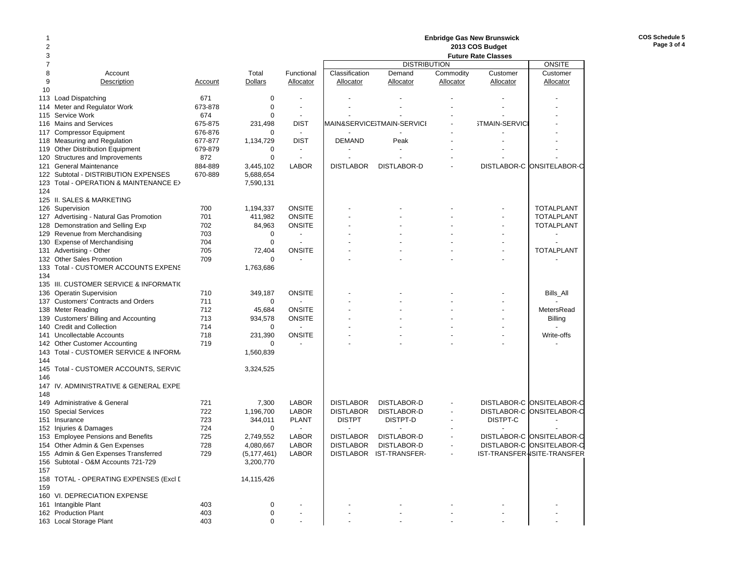**Enbridge Gas New Brunswick**
**2013 COS Budget**
**Future Rate Classes**

**COS Schedule 5**
**Page 3 of 4**

| | Account Description | Account | Total Dollars | Functional Allocator | Classification Allocator | DISTRIBUTION Demand Allocator | Commodity Allocator | Customer Allocator | ONSITE Customer Allocator |
|---|---|---|---|---|---|---|---|---|---|
| 10 | | | | | | | | | |
| 113 | Load Dispatching | 671 | 0 | - | - | - | - | - | - |
| 114 | Meter and Regulator Work | 673-878 | 0 | - | - | - | - | - | - |
| 115 | Service Work | 674 | 0 | - | - | - | - | - | - |
| 116 | Mains and Services | 675-875 | 231,498 | DIST | MAIN&SERVICE | STMAIN-SERVICI | - | STMAIN-SERVICI | - |
| 117 | Compressor Equipment | 676-876 | 0 | - | - | - | - | - | - |
| 118 | Measuring and Regulation | 677-877 | 1,134,729 | DIST | DEMAND | Peak | - | - | - |
| 119 | Other Distribution Equipment | 679-879 | 0 | - | - | - | - | - | - |
| 120 | Structures and Improvements | 872 | 0 | - | - | - | - | - | - |
| 121 | General Maintenance | 884-889 | 3,445,102 | LABOR | DISTLABOR | DISTLABOR-D | - | DISTLABOR-C | ONSITELABOR-C |
| 122 | Subtotal - DISTRIBUTION EXPENSES | 670-889 | 5,688,654 | | | | | | |
| 123 | Total - OPERATION & MAINTENANCE EX | | 7,590,131 | | | | | | |
| 124 | | | | | | | | | |
| 125 | II. SALES & MARKETING | | | | | | | | |
| 126 | Supervision | 700 | 1,194,337 | ONSITE | - | - | - | - | TOTALPLANT |
| 127 | Advertising - Natural Gas Promotion | 701 | 411,982 | ONSITE | - | - | - | - | TOTALPLANT |
| 128 | Demonstration and Selling Exp | 702 | 84,963 | ONSITE | - | - | - | - | TOTALPLANT |
| 129 | Revenue from Merchandising | 703 | 0 | - | - | - | - | - | - |
| 130 | Expense of Merchandising | 704 | 0 | - | - | - | - | - | - |
| 131 | Advertising - Other | 705 | 72,404 | ONSITE | - | - | - | - | TOTALPLANT |
| 132 | Other Sales Promotion | 709 | 0 | - | - | - | - | - | - |
| 133 | Total - CUSTOMER ACCOUNTS EXPENS | | 1,763,686 | | | | | | |
| 134 | | | | | | | | | |
| 135 | III. CUSTOMER SERVICE & INFORMATI( | | | | | | | | |
| 136 | Operatin Supervision | 710 | 349,187 | ONSITE | - | - | - | - | Bills_All |
| 137 | Customers' Contracts and Orders | 711 | 0 | - | - | - | - | - | - |
| 138 | Meter Reading | 712 | 45,684 | ONSITE | - | - | - | - | MetersRead |
| 139 | Customers' Billing and Accounting | 713 | 934,578 | ONSITE | - | - | - | - | Billing |
| 140 | Credit and Collection | 714 | 0 | - | - | - | - | - | - |
| 141 | Uncollectable Accounts | 718 | 231,390 | ONSITE | - | - | - | - | Write-offs |
| 142 | Other Customer Accounting | 719 | 0 | - | - | - | - | - | - |
| 143 | Total - CUSTOMER SERVICE & INFORM/ | | 1,560,839 | | | | | | |
| 144 | | | | | | | | | |
| 145 | Total - CUSTOMER ACCOUNTS, SERVIC | | 3,324,525 | | | | | | |
| 146 | | | | | | | | | |
| 147 | IV. ADMINISTRATIVE & GENERAL EXPE | | | | | | | | |
| 148 | | | | | | | | | |
| 149 | Administrative & General | 721 | 7,300 | LABOR | DISTLABOR | DISTLABOR-D | - | DISTLABOR-C | ONSITELABOR-C |
| 150 | Special Services | 722 | 1,196,700 | LABOR | DISTLABOR | DISTLABOR-D | - | DISTLABOR-C | ONSITELABOR-C |
| 151 | Insurance | 723 | 344,011 | PLANT | DISTPT | DISTPT-D | - | DISTPT-C | - |
| 152 | Injuries & Damages | 724 | 0 | - | - | - | - | - | - |
| 153 | Employee Pensions and Benefits | 725 | 2,749,552 | LABOR | DISTLABOR | DISTLABOR-D | - | DISTLABOR-C | ONSITELABOR-C |
| 154 | Other Admin & Gen Expenses | 728 | 4,080,667 | LABOR | DISTLABOR | DISTLABOR-D | - | DISTLABOR-C | ONSITELABOR-C |
| 155 | Admin & Gen Expenses Transferred | 729 | (5,177,461) | LABOR | DISTLABOR | IST-TRANSFER- | - | IST-TRANSFER- | NSITE-TRANSFER |
| 156 | Subtotal - O&M Accounts 721-729 | | 3,200,770 | | | | | | |
| 157 | | | | | | | | | |
| 158 | TOTAL - OPERATING EXPENSES (Excl [ | | 14,115,426 | | | | | | |
| 159 | | | | | | | | | |
| 160 | VI. DEPRECIATION EXPENSE | | | | | | | | |
| 161 | Intangible Plant | 403 | 0 | - | - | - | - | - | - |
| 162 | Production Plant | 403 | 0 | - | - | - | - | - | - |
| 163 | Local Storage Plant | 403 | 0 | - | - | - | - | - | - |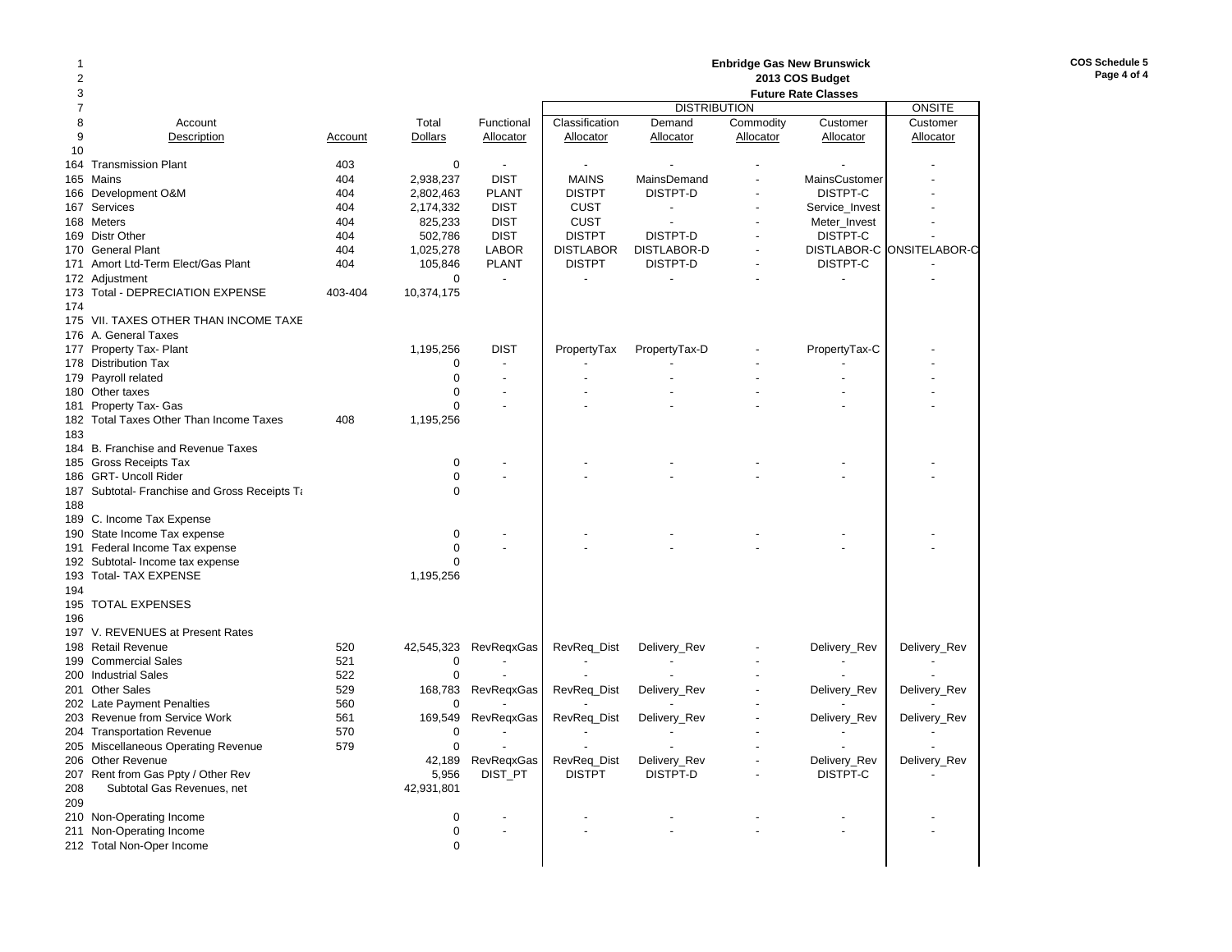**Enbridge Gas New Brunswick**
**2013 COS Budget**
**Future Rate Classes**

| | Account Description | Account | Total Dollars | Functional Allocator | Classification Allocator | DISTRIBUTION Demand Allocator | Commodity Allocator | Customer Allocator | ONSITE Customer Allocator |
|---|---|---|---|---|---|---|---|---|---|
| 164 | Transmission Plant | 403 | 0 | - | - | - | - | - | - |
| 165 | Mains | 404 | 2,938,237 | DIST | MAINS | MainsDemand | - | MainsCustomer | - |
| 166 | Development O&M | 404 | 2,802,463 | PLANT | DISTPT | DISTPT-D | - | DISTPT-C | - |
| 167 | Services | 404 | 2,174,332 | DIST | CUST | - | - | Service_Invest | - |
| 168 | Meters | 404 | 825,233 | DIST | CUST | - | - | Meter_Invest | - |
| 169 | Distr Other | 404 | 502,786 | DIST | DISTPT | DISTPT-D | - | DISTPT-C | - |
| 170 | General Plant | 404 | 1,025,278 | LABOR | DISTLABOR | DISTLABOR-D | - | DISTLABOR-C | ONSITELABOR-C |
| 171 | Amort Ltd-Term Elect/Gas Plant | 404 | 105,846 | PLANT | DISTPT | DISTPT-D | - | DISTPT-C | - |
| 172 | Adjustment | | 0 | - | - | - | - | - | - |
| 173 | Total - DEPRECIATION EXPENSE | 403-404 | 10,374,175 | | | | | | |
| 174 | | | | | | | | | |
| 175 | VII. TAXES OTHER THAN INCOME TAXE | | | | | | | | |
| 176 | A. General Taxes | | | | | | | | |
| 177 | Property Tax- Plant | | 1,195,256 | DIST | PropertyTax | PropertyTax-D | - | PropertyTax-C | - |
| 178 | Distribution Tax | | 0 | - | - | - | - | - | - |
| 179 | Payroll related | | 0 | - | - | - | - | - | - |
| 180 | Other taxes | | 0 | - | - | - | - | - | - |
| 181 | Property Tax- Gas | | 0 | - | - | - | - | - | - |
| 182 | Total Taxes Other Than Income Taxes | 408 | 1,195,256 | | | | | | |
| 183 | | | | | | | | | |
| 184 | B. Franchise and Revenue Taxes | | | | | | | | |
| 185 | Gross Receipts Tax | | 0 | - | - | - | - | - | - |
| 186 | GRT- Uncoll Rider | | 0 | - | - | - | - | - | - |
| 187 | Subtotal- Franchise and Gross Receipts Ta | | 0 | | | | | | |
| 188 | | | | | | | | | |
| 189 | C. Income Tax Expense | | | | | | | | |
| 190 | State Income Tax expense | | 0 | - | - | - | - | - | - |
| 191 | Federal Income Tax expense | | 0 | - | - | - | - | - | - |
| 192 | Subtotal- Income tax expense | | 0 | | | | | | |
| 193 | Total- TAX EXPENSE | | 1,195,256 | | | | | | |
| 194 | | | | | | | | | |
| 195 | TOTAL EXPENSES | | | | | | | | |
| 196 | | | | | | | | | |
| 197 | V. REVENUES at Present Rates | | | | | | | | |
| 198 | Retail Revenue | 520 | 42,545,323 | RevReqxGas | RevReq_Dist | Delivery_Rev | - | Delivery_Rev | Delivery_Rev |
| 199 | Commercial Sales | 521 | 0 | - | - | - | - | - | - |
| 200 | Industrial Sales | 522 | 0 | - | - | - | - | - | - |
| 201 | Other Sales | 529 | 168,783 | RevReqxGas | RevReq_Dist | Delivery_Rev | - | Delivery_Rev | Delivery_Rev |
| 202 | Late Payment Penalties | 560 | 0 | - | - | - | - | - | - |
| 203 | Revenue from Service Work | 561 | 169,549 | RevReqxGas | RevReq_Dist | Delivery_Rev | - | Delivery_Rev | Delivery_Rev |
| 204 | Transportation Revenue | 570 | 0 | - | - | - | - | - | - |
| 205 | Miscellaneous Operating Revenue | 579 | 0 | - | - | - | - | - | - |
| 206 | Other Revenue | | 42,189 | RevReqxGas | RevReq_Dist | Delivery_Rev | - | Delivery_Rev | Delivery_Rev |
| 207 | Rent from Gas Ppty / Other Rev | | 5,956 | DIST_PT | DISTPT | DISTPT-D | - | DISTPT-C | - |
| 208 | Subtotal Gas Revenues, net | | 42,931,801 | | | | | | |
| 209 | | | | | | | | | |
| 210 | Non-Operating Income | | 0 | - | - | - | - | - | - |
| 211 | Non-Operating Income | | 0 | - | - | - | - | - | - |
| 212 | Total Non-Oper Income | | 0 | | | | | | |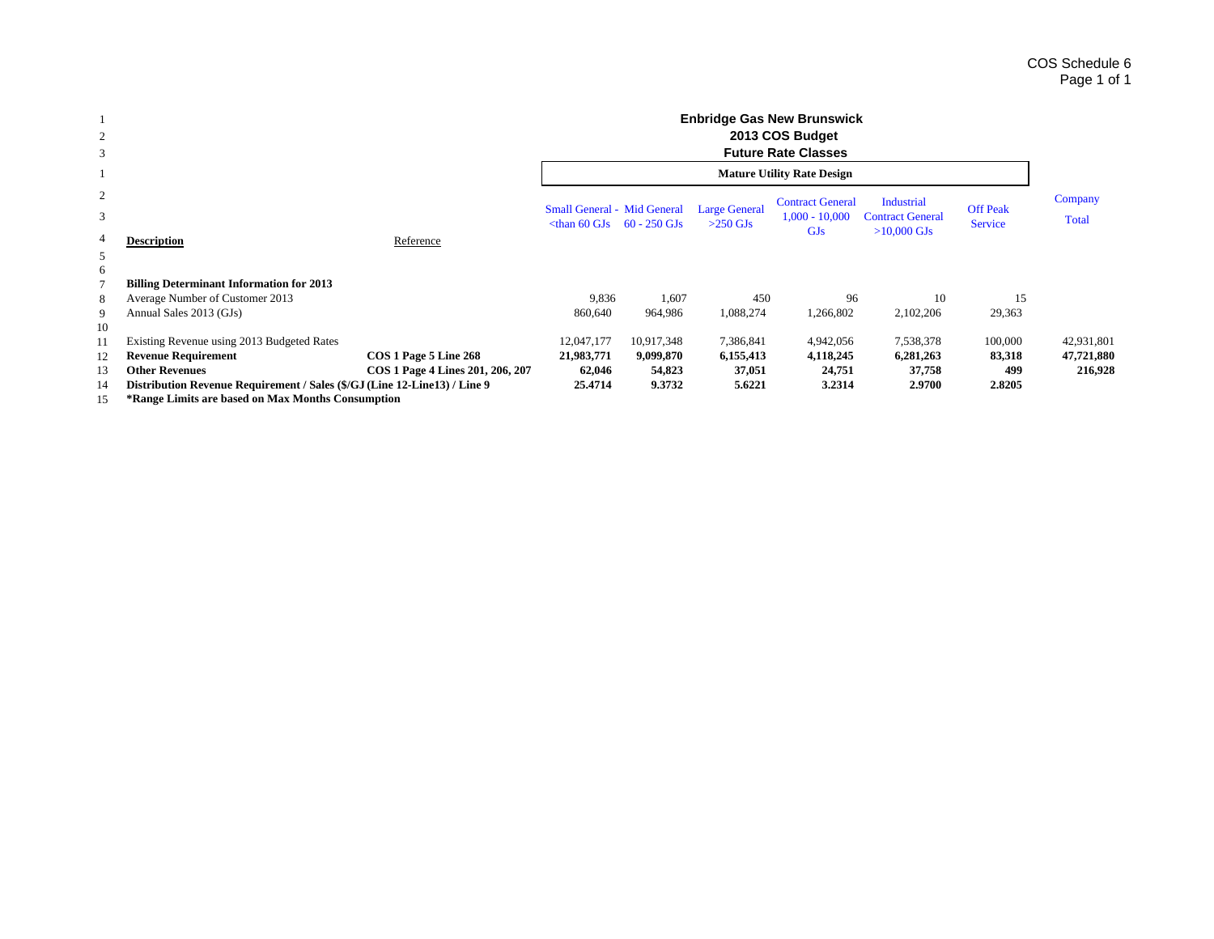COS Schedule 6
Page 1 of 1

# Enbridge Gas New Brunswick
## 2013 COS Budget
## Future Rate Classes

| Line | Description | Reference | Mature Utility Rate Design | | | | | | |
|---|---|---|---|---|---|---|---|---|---|
| | | | Small General - <than 60 GJs | Mid General 60 - 250 GJs | Large General >250 GJs | Contract General 1,000 - 10,000 GJs | Industrial Contract General >10,000 GJs | Off Peak Service | Company Total |
| 5 | | | | | | | | | |
| 6 | | | | | | | | | |
| 7 | **Billing Determinant Information for 2013** | | | | | | | | |
| 8 | Average Number of Customer 2013 | | 9,836 | 1,607 | 450 | 96 | 10 | 15 | |
| 9 | Annual Sales 2013 (GJs) | | 860,640 | 964,986 | 1,088,274 | 1,266,802 | 2,102,206 | 29,363 | |
| 10 | | | | | | | | | |
| 11 | Existing Revenue using 2013 Budgeted Rates | | 12,047,177 | 10,917,348 | 7,386,841 | 4,942,056 | 7,538,378 | 100,000 | 42,931,801 |
| 12 | **Revenue Requirement** | **COS 1 Page 5 Line 268** | **21,983,771** | **9,099,870** | **6,155,413** | **4,118,245** | **6,281,263** | **83,318** | **47,721,880** |
| 13 | **Other Revenues** | **COS 1 Page 4 Lines 201, 206, 207** | **62,046** | **54,823** | **37,051** | **24,751** | **37,758** | **499** | **216,928** |
| 14 | **Distribution Revenue Requirement / Sales ($/GJ (Line 12-Line13) / Line 9** | | **25.4714** | **9.3732** | **5.6221** | **3.2314** | **2.9700** | **2.8205** | |
| 15 | **\*Range Limits are based on Max Months Consumption** | | | | | | | | |